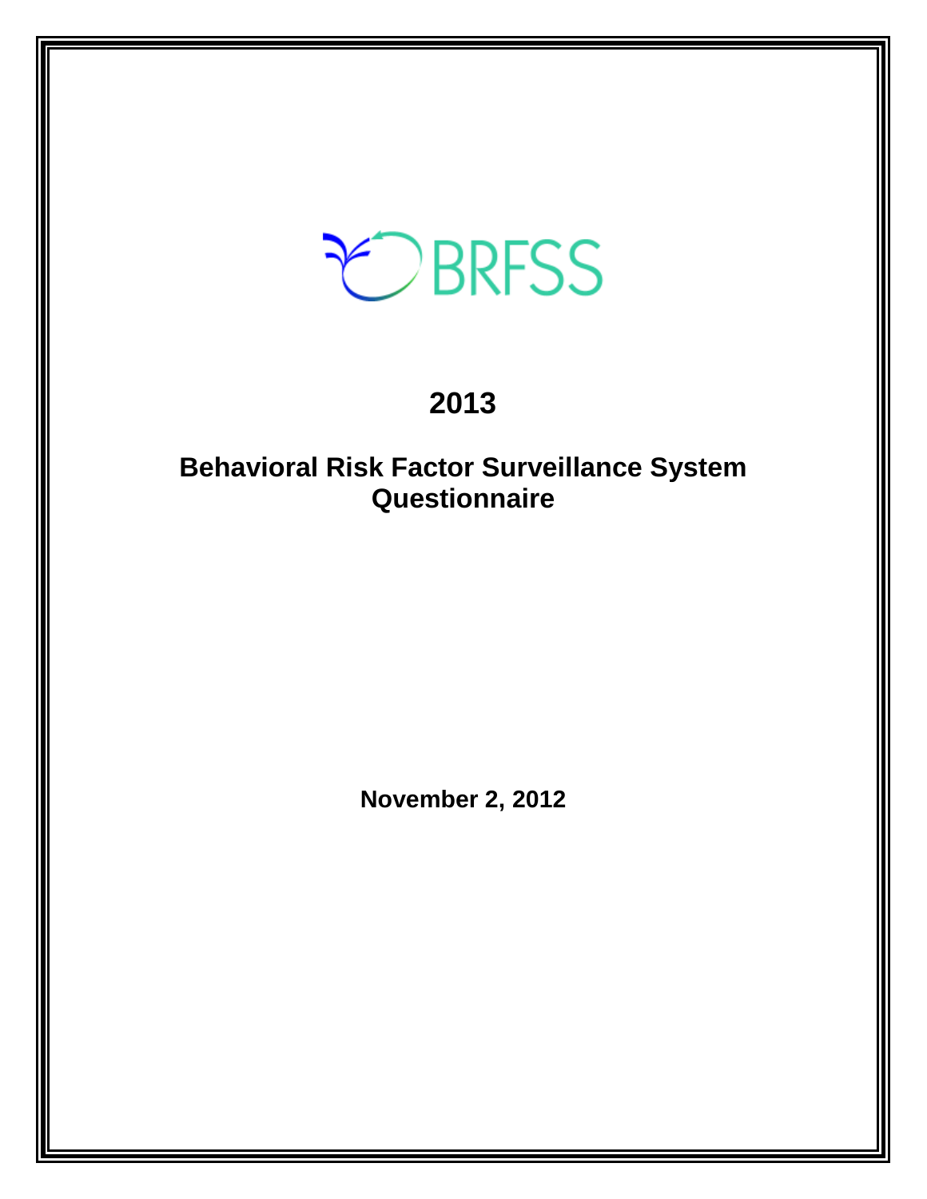BRFSS

# 2013

## Behavioral Risk Factor Surveillance System Questionnaire

**November 2, 2012**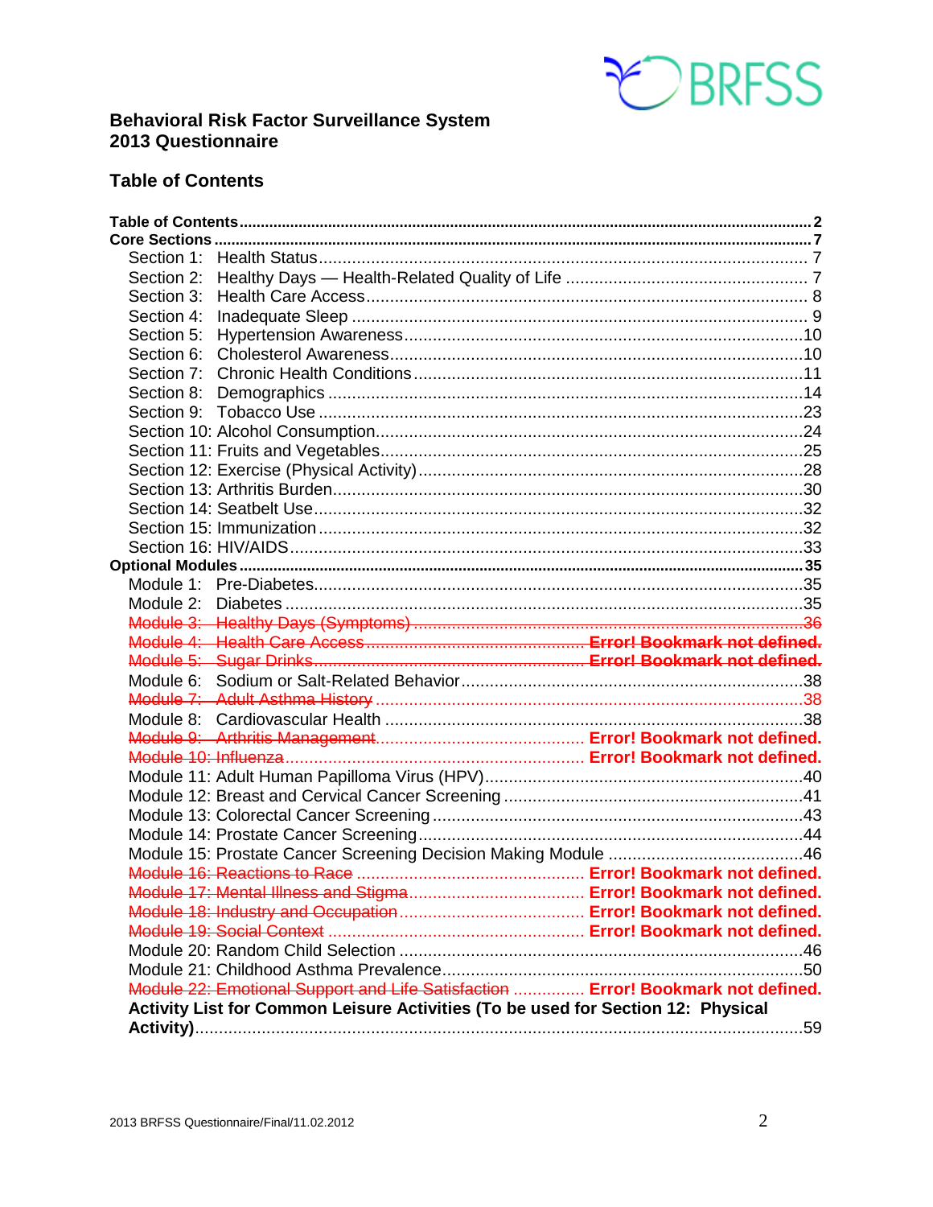**Behavioral Risk Factor Surveillance System**
**2013 Questionnaire**

## Table of Contents

**Table of Contents** .......... **2**
**Core Sections** .......... **7**
- Section 1: Health Status .......... 7
- Section 2: Healthy Days — Health-Related Quality of Life .......... 7
- Section 3: Health Care Access .......... 8
- Section 4: Inadequate Sleep .......... 9
- Section 5: Hypertension Awareness .......... 10
- Section 6: Cholesterol Awareness .......... 10
- Section 7: Chronic Health Conditions .......... 11
- Section 8: Demographics .......... 14
- Section 9: Tobacco Use .......... 23
- Section 10: Alcohol Consumption .......... 24
- Section 11: Fruits and Vegetables .......... 25
- Section 12: Exercise (Physical Activity) .......... 28
- Section 13: Arthritis Burden .......... 30
- Section 14: Seatbelt Use .......... 32
- Section 15: Immunization .......... 32
- Section 16: HIV/AIDS .......... 33

**Optional Modules** .......... **35**
- Module 1: Pre-Diabetes .......... 35
- Module 2: Diabetes .......... 35
- ~~Module 3: Healthy Days (Symptoms) .......... 36~~
- ~~Module 4: Health Care Access~~ .......... **Error! Bookmark not defined.**
- ~~Module 5: Sugar Drinks~~ .......... **Error! Bookmark not defined.**
- Module 6: Sodium or Salt-Related Behavior .......... 38
- ~~Module 7: Adult Asthma History .......... 38~~
- Module 8: Cardiovascular Health .......... 38
- ~~Module 9: Arthritis Management~~ .......... **Error! Bookmark not defined.**
- ~~Module 10: Influenza~~ .......... **Error! Bookmark not defined.**
- Module 11: Adult Human Papilloma Virus (HPV) .......... 40
- Module 12: Breast and Cervical Cancer Screening .......... 41
- Module 13: Colorectal Cancer Screening .......... 43
- Module 14: Prostate Cancer Screening .......... 44
- Module 15: Prostate Cancer Screening Decision Making Module .......... 46
- ~~Module 16: Reactions to Race~~ .......... **Error! Bookmark not defined.**
- ~~Module 17: Mental Illness and Stigma~~ .......... **Error! Bookmark not defined.**
- ~~Module 18: Industry and Occupation~~ .......... **Error! Bookmark not defined.**
- ~~Module 19: Social Context~~ .......... **Error! Bookmark not defined.**
- Module 20: Random Child Selection .......... 46
- Module 21: Childhood Asthma Prevalence .......... 50
- ~~Module 22: Emotional Support and Life Satisfaction~~ .......... **Error! Bookmark not defined.**
- **Activity List for Common Leisure Activities (To be used for Section 12: Physical Activity)** .......... 59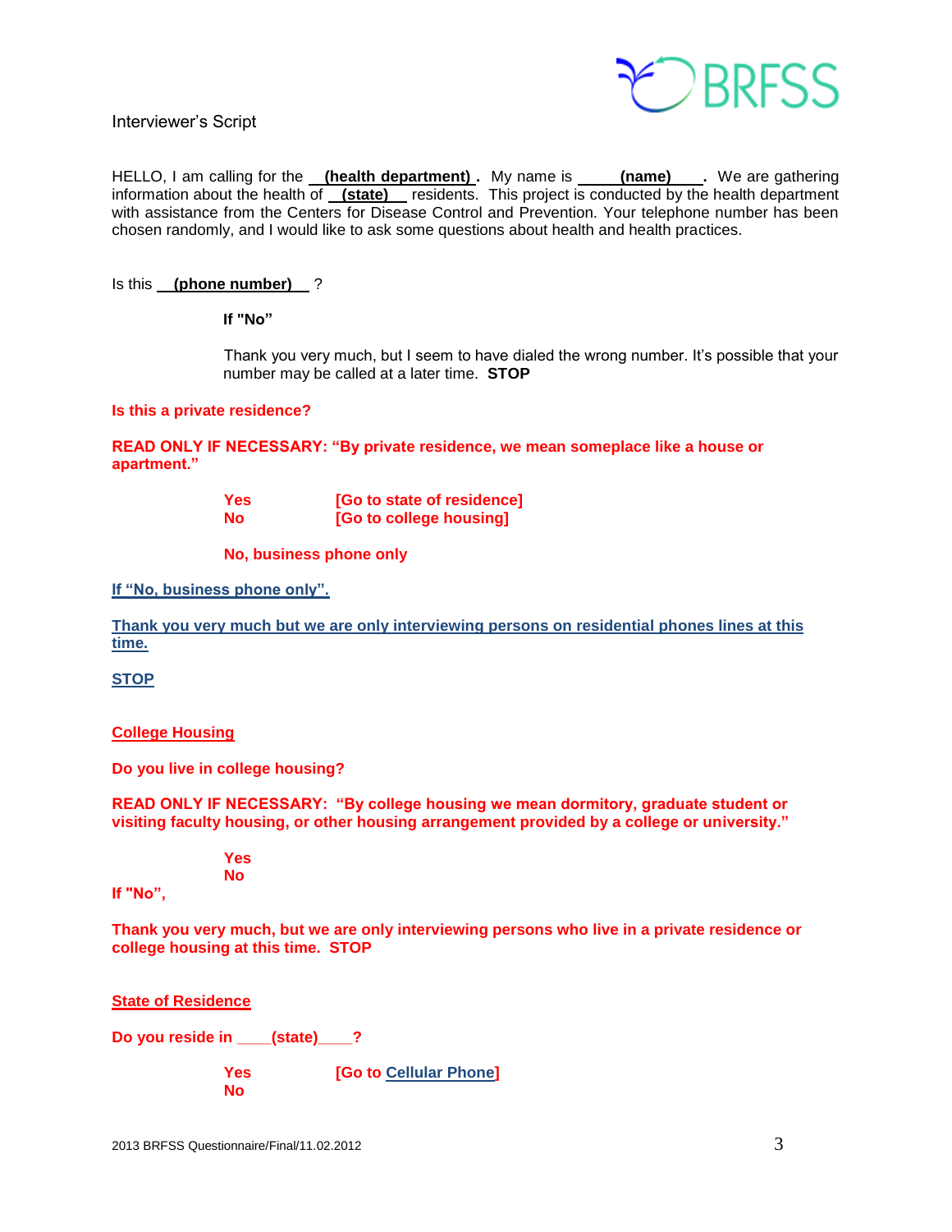Interviewer's Script

HELLO, I am calling for the **(health department)**. My name is **(name)**. We are gathering information about the health of **(state)** residents. This project is conducted by the health department with assistance from the Centers for Disease Control and Prevention. Your telephone number has been chosen randomly, and I would like to ask some questions about health and health practices.

Is this **(phone number)** ?

**If "No"**

Thank you very much, but I seem to have dialed the wrong number. It's possible that your number may be called at a later time. **STOP**

**Is this a private residence?**

**READ ONLY IF NECESSARY: "By private residence, we mean someplace like a house or apartment."**

**Yes** [Go to state of residence]
**No** [Go to college housing]

**No, business phone only**

**If "No, business phone only".**

**Thank you very much but we are only interviewing persons on residential phones lines at this time.**

**STOP**

## College Housing

**Do you live in college housing?**

**READ ONLY IF NECESSARY: "By college housing we mean dormitory, graduate student or visiting faculty housing, or other housing arrangement provided by a college or university."**

**Yes**
**No**

**If "No",**

**Thank you very much, but we are only interviewing persons who live in a private residence or college housing at this time. STOP**

## State of Residence

**Do you reside in ____(state)____?**

**Yes** [Go to Cellular Phone]
**No**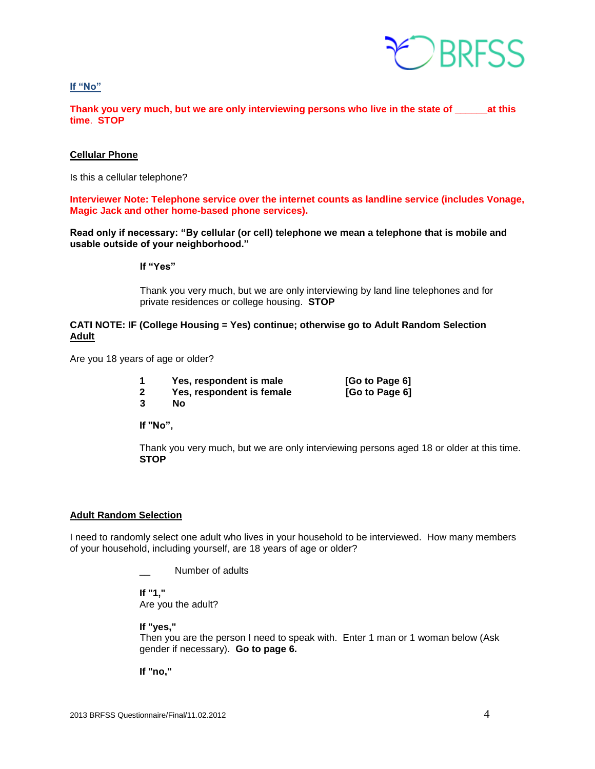**If "No"**

**Thank you very much, but we are only interviewing persons who live in the state of ______at this time. STOP**

**Cellular Phone**

Is this a cellular telephone?

**Interviewer Note: Telephone service over the internet counts as landline service (includes Vonage, Magic Jack and other home-based phone services).**

**Read only if necessary: "By cellular (or cell) telephone we mean a telephone that is mobile and usable outside of your neighborhood."**

**If "Yes"**

Thank you very much, but we are only interviewing by land line telephones and for private residences or college housing. **STOP**

**CATI NOTE: IF (College Housing = Yes) continue; otherwise go to Adult Random Selection**

**Adult**

Are you 18 years of age or older?

| | | |
|---|---|---|
| **1** | **Yes, respondent is male** | **[Go to Page 6]** |
| **2** | **Yes, respondent is female** | **[Go to Page 6]** |
| **3** | **No** | |

**If "No",**

Thank you very much, but we are only interviewing persons aged 18 or older at this time. **STOP**

**Adult Random Selection**

I need to randomly select one adult who lives in your household to be interviewed. How many members of your household, including yourself, are 18 years of age or older?

__ Number of adults

**If "1,"**
Are you the adult?

**If "yes,"**
Then you are the person I need to speak with. Enter 1 man or 1 woman below (Ask gender if necessary). **Go to page 6.**

**If "no,"**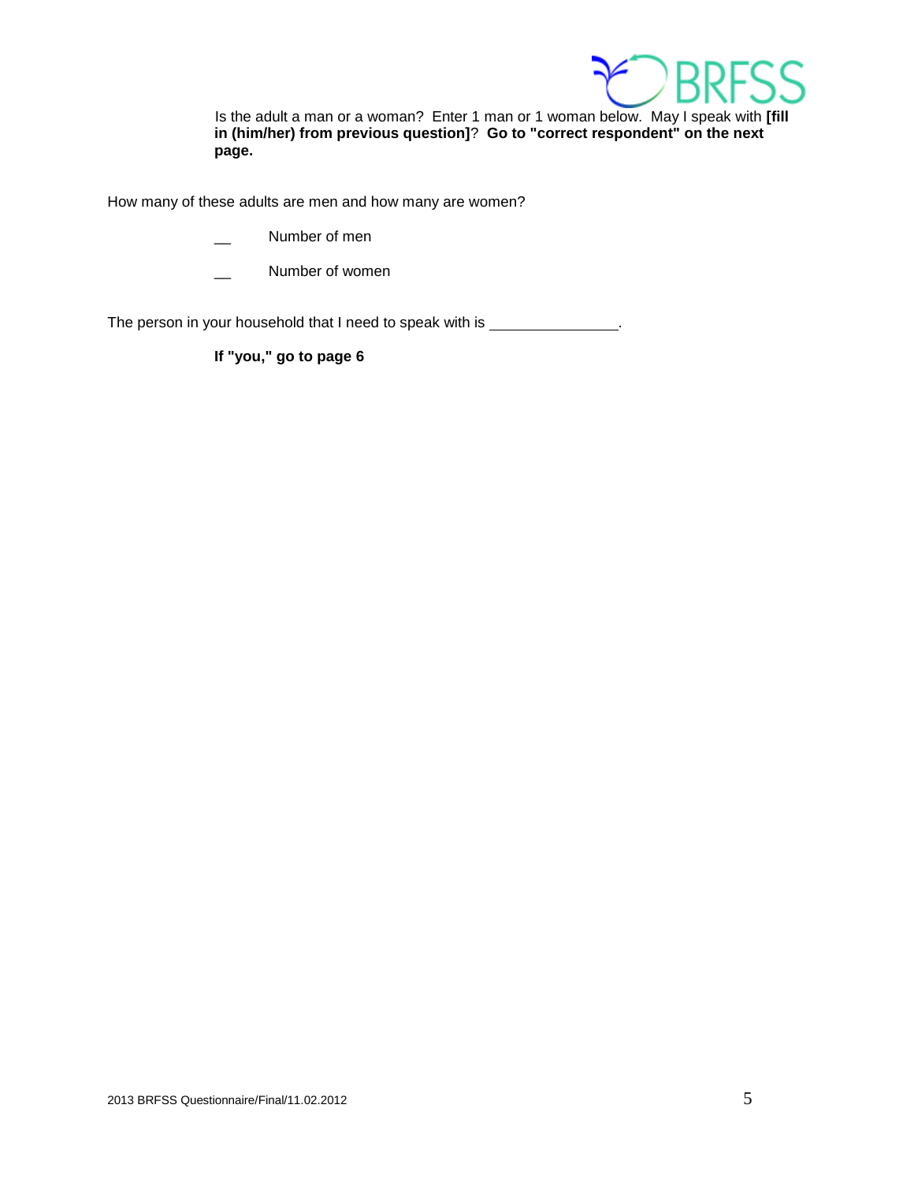Is the adult a man or a woman? Enter 1 man or 1 woman below. May I speak with **[fill in (him/her) from previous question]**? **Go to "correct respondent" on the next page.**

How many of these adults are men and how many are women?

__ Number of men

__ Number of women

The person in your household that I need to speak with is ________________.

**If "you," go to page 6**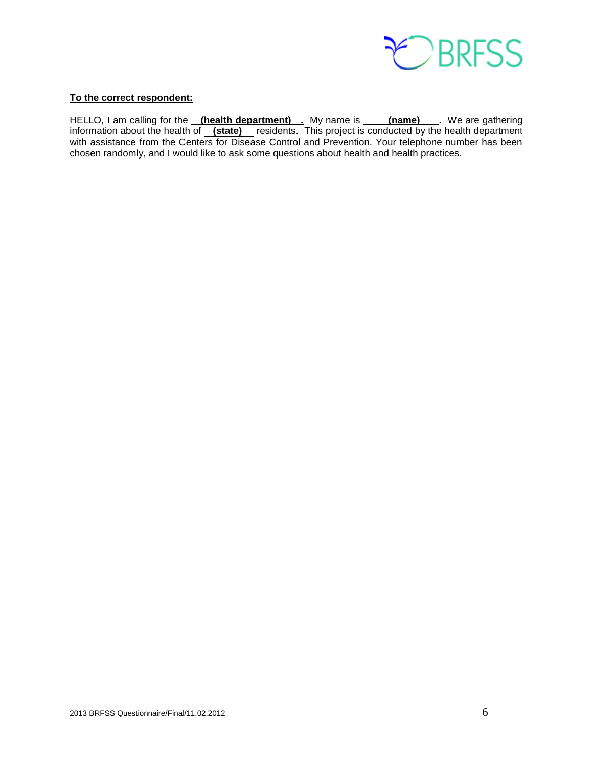**To the correct respondent:**

HELLO, I am calling for the **(health department)**. My name is **(name)**. We are gathering information about the health of **(state)** residents. This project is conducted by the health department with assistance from the Centers for Disease Control and Prevention. Your telephone number has been chosen randomly, and I would like to ask some questions about health and health practices.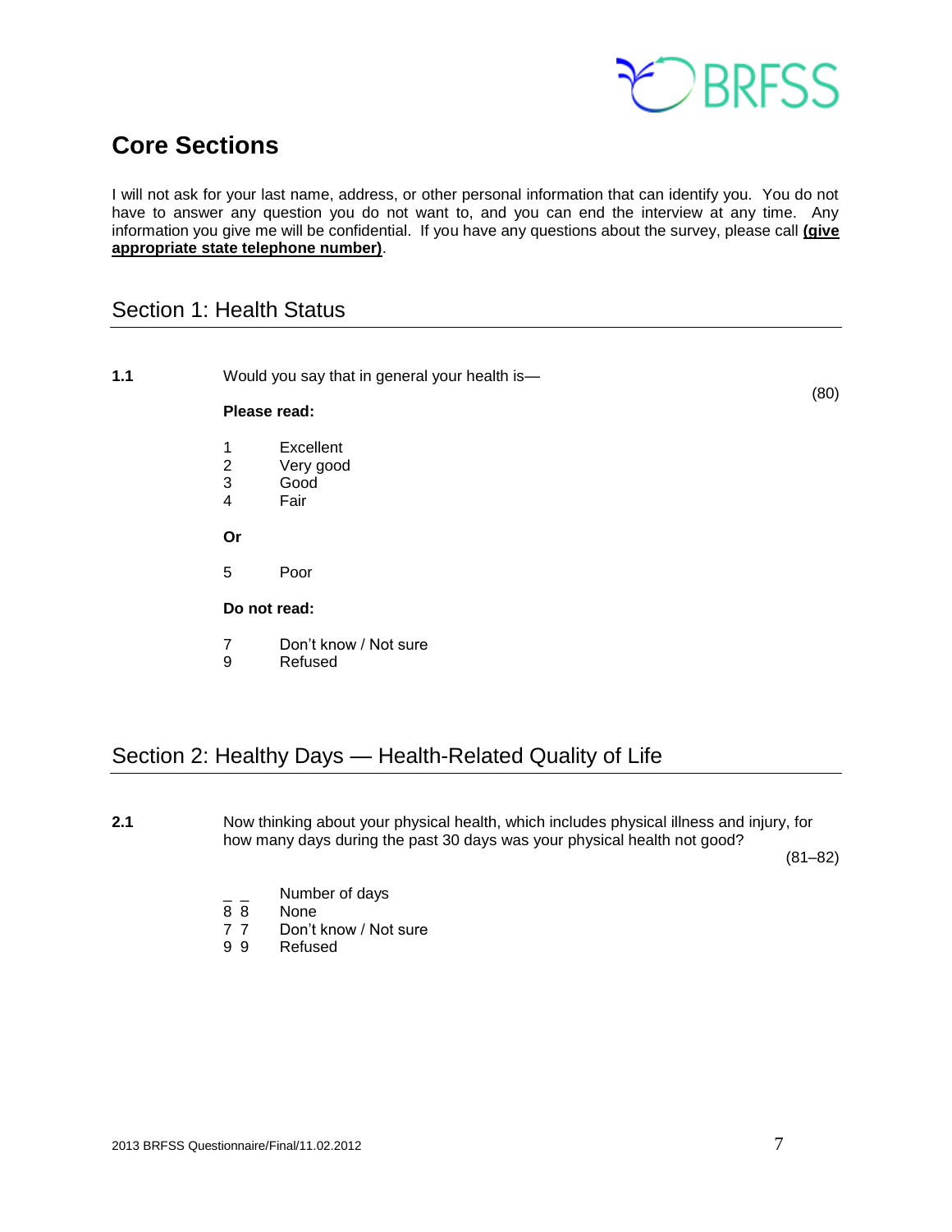# Core Sections

I will not ask for your last name, address, or other personal information that can identify you. You do not have to answer any question you do not want to, and you can end the interview at any time. Any information you give me will be confidential. If you have any questions about the survey, please call **(give appropriate state telephone number)**.

## Section 1: Health Status

**1.1** Would you say that in general your health is— (80)

**Please read:**

1 Excellent
2 Very good
3 Good
4 Fair

**Or**

5 Poor

**Do not read:**

7 Don't know / Not sure
9 Refused

## Section 2: Healthy Days — Health-Related Quality of Life

**2.1** Now thinking about your physical health, which includes physical illness and injury, for how many days during the past 30 days was your physical health not good? (81–82)

_ _ Number of days
8 8 None
7 7 Don't know / Not sure
9 9 Refused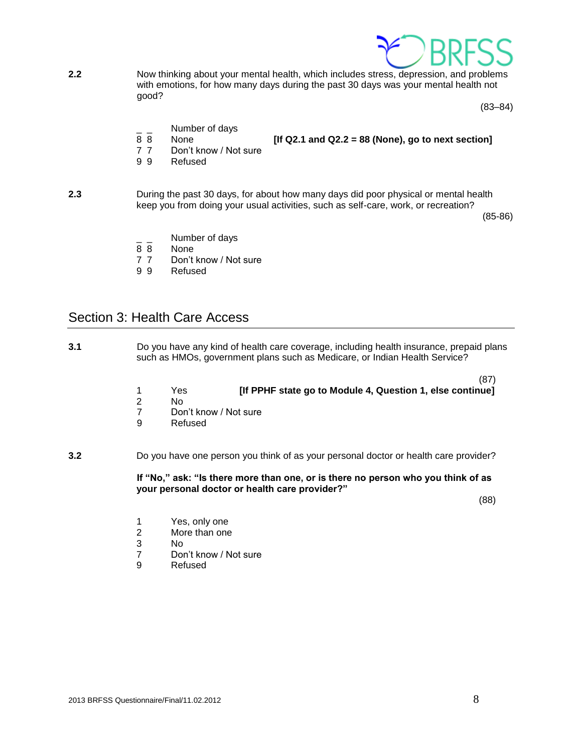**2.2** Now thinking about your mental health, which includes stress, depression, and problems with emotions, for how many days during the past 30 days was your mental health not good?

(83–84)

| | | |
|---|---|---|
| _ _ | Number of days | |
| 8 8 | None | **[If Q2.1 and Q2.2 = 88 (None), go to next section]** |
| 7 7 | Don't know / Not sure | |
| 9 9 | Refused | |

**2.3** During the past 30 days, for about how many days did poor physical or mental health keep you from doing your usual activities, such as self-care, work, or recreation?

(85-86)

| | |
|---|---|
| _ _ | Number of days |
| 8 8 | None |
| 7 7 | Don't know / Not sure |
| 9 9 | Refused |

## Section 3: Health Care Access

**3.1** Do you have any kind of health care coverage, including health insurance, prepaid plans such as HMOs, government plans such as Medicare, or Indian Health Service?

(87)

| | | |
|---|---|---|
| 1 | Yes | **[If PPHF state go to Module 4, Question 1, else continue]** |
| 2 | No | |
| 7 | Don't know / Not sure | |
| 9 | Refused | |

**3.2** Do you have one person you think of as your personal doctor or health care provider?

**If "No," ask: "Is there more than one, or is there no person who you think of as your personal doctor or health care provider?"**

(88)

| | |
|---|---|
| 1 | Yes, only one |
| 2 | More than one |
| 3 | No |
| 7 | Don't know / Not sure |
| 9 | Refused |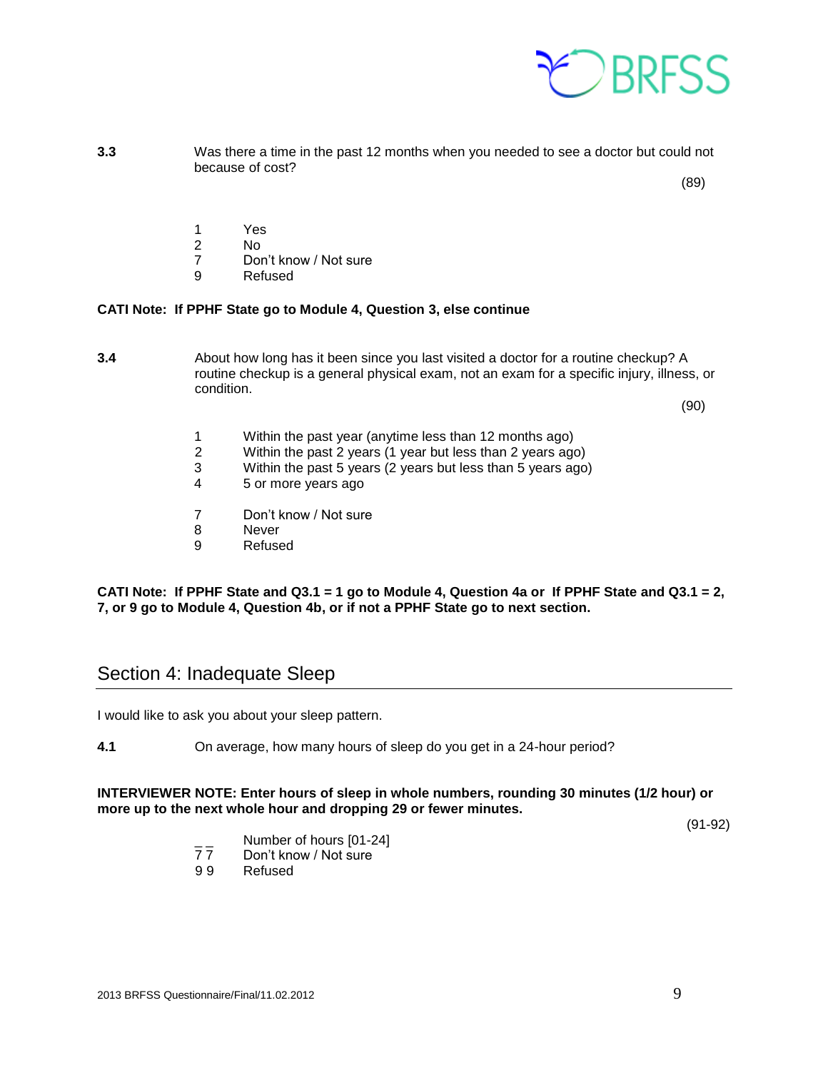**3.3** Was there a time in the past 12 months when you needed to see a doctor but could not because of cost?

(89)

1 Yes
2 No
7 Don't know / Not sure
9 Refused

**CATI Note: If PPHF State go to Module 4, Question 3, else continue**

**3.4** About how long has it been since you last visited a doctor for a routine checkup? A routine checkup is a general physical exam, not an exam for a specific injury, illness, or condition.

(90)

1 Within the past year (anytime less than 12 months ago)
2 Within the past 2 years (1 year but less than 2 years ago)
3 Within the past 5 years (2 years but less than 5 years ago)
4 5 or more years ago

7 Don't know / Not sure
8 Never
9 Refused

**CATI Note: If PPHF State and Q3.1 = 1 go to Module 4, Question 4a or If PPHF State and Q3.1 = 2, 7, or 9 go to Module 4, Question 4b, or if not a PPHF State go to next section.**

## Section 4: Inadequate Sleep

I would like to ask you about your sleep pattern.

**4.1** On average, how many hours of sleep do you get in a 24-hour period?

**INTERVIEWER NOTE: Enter hours of sleep in whole numbers, rounding 30 minutes (1/2 hour) or more up to the next whole hour and dropping 29 or fewer minutes.**

(91-92)

_ _ Number of hours [01-24]
7 7 Don't know / Not sure
9 9 Refused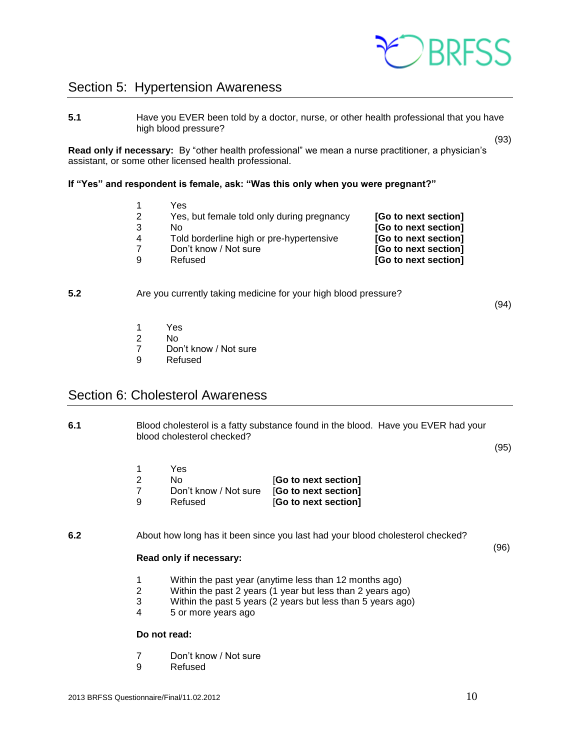## Section 5: Hypertension Awareness

**5.1** Have you EVER been told by a doctor, nurse, or other health professional that you have high blood pressure?

(93)

**Read only if necessary:** By "other health professional" we mean a nurse practitioner, a physician's assistant, or some other licensed health professional.

**If "Yes" and respondent is female, ask: "Was this only when you were pregnant?"**

| | | |
|---|---|---|
| 1 | Yes | |
| 2 | Yes, but female told only during pregnancy | **[Go to next section]** |
| 3 | No | **[Go to next section]** |
| 4 | Told borderline high or pre-hypertensive | **[Go to next section]** |
| 7 | Don't know / Not sure | **[Go to next section]** |
| 9 | Refused | **[Go to next section]** |

**5.2** Are you currently taking medicine for your high blood pressure?

(94)

1 Yes
2 No
7 Don't know / Not sure
9 Refused

## Section 6: Cholesterol Awareness

**6.1** Blood cholesterol is a fatty substance found in the blood. Have you EVER had your blood cholesterol checked?

(95)

| | | |
|---|---|---|
| 1 | Yes | |
| 2 | No | **[Go to next section]** |
| 7 | Don't know / Not sure | **[Go to next section]** |
| 9 | Refused | **[Go to next section]** |

**6.2** About how long has it been since you last had your blood cholesterol checked?

(96)

**Read only if necessary:**

1 Within the past year (anytime less than 12 months ago)
2 Within the past 2 years (1 year but less than 2 years ago)
3 Within the past 5 years (2 years but less than 5 years ago)
4 5 or more years ago

**Do not read:**

7 Don't know / Not sure
9 Refused

2013 BRFSS Questionnaire/Final/11.02.2012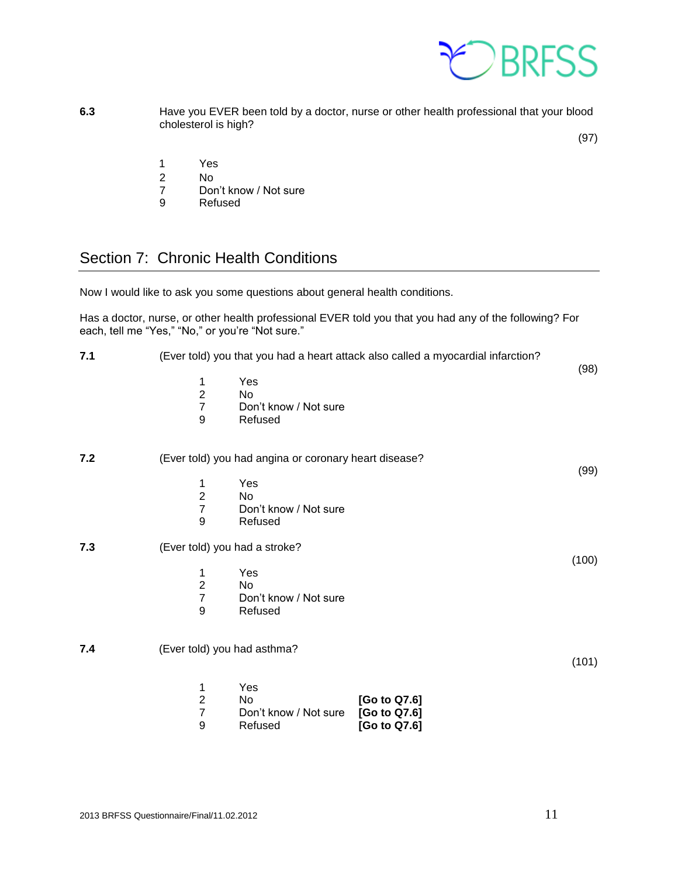**6.3** Have you EVER been told by a doctor, nurse or other health professional that your blood cholesterol is high?

(97)

1 Yes
2 No
7 Don't know / Not sure
9 Refused

## Section 7: Chronic Health Conditions

Now I would like to ask you some questions about general health conditions.

Has a doctor, nurse, or other health professional EVER told you that you had any of the following? For each, tell me "Yes," "No," or you're "Not sure."

**7.1** (Ever told) you that you had a heart attack also called a myocardial infarction?

(98)

1 Yes
2 No
7 Don't know / Not sure
9 Refused

**7.2** (Ever told) you had angina or coronary heart disease?

(99)

1 Yes
2 No
7 Don't know / Not sure
9 Refused

**7.3** (Ever told) you had a stroke?

(100)

1 Yes
2 No
7 Don't know / Not sure
9 Refused

**7.4** (Ever told) you had asthma?

(101)

1 Yes
2 No **[Go to Q7.6]**
7 Don't know / Not sure **[Go to Q7.6]**
9 Refused **[Go to Q7.6]**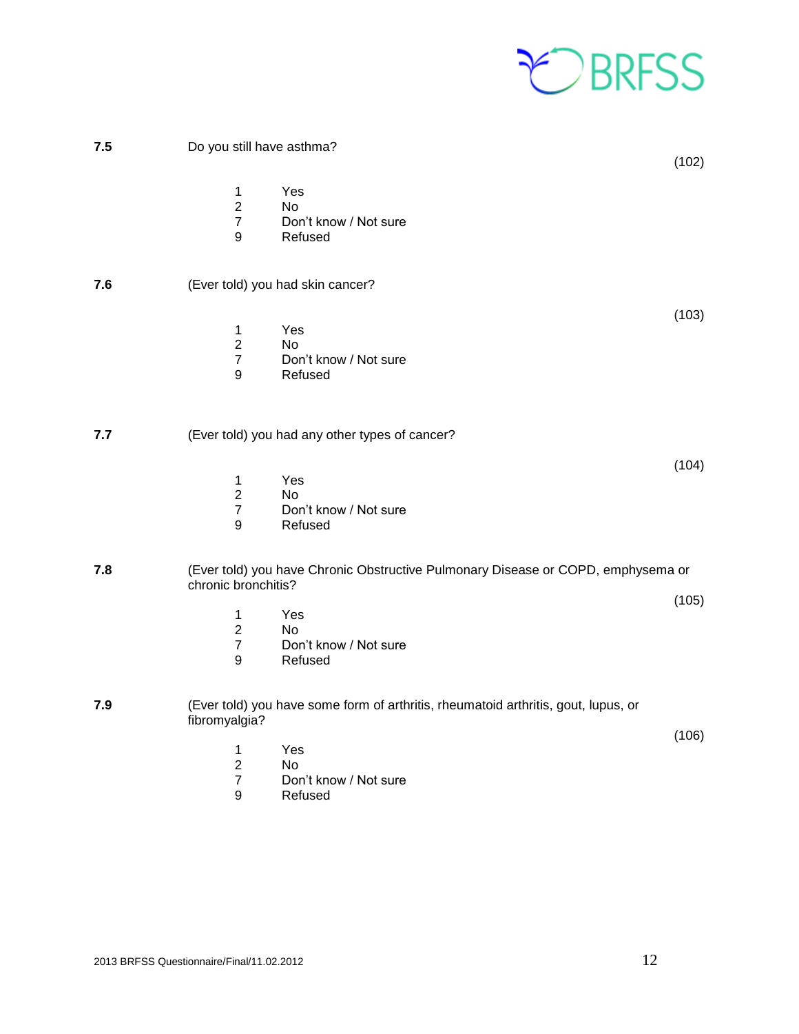**7.5** Do you still have asthma?

(102)

1 Yes
2 No
7 Don't know / Not sure
9 Refused

**7.6** (Ever told) you had skin cancer?

(103)

1 Yes
2 No
7 Don't know / Not sure
9 Refused

**7.7** (Ever told) you had any other types of cancer?

(104)

1 Yes
2 No
7 Don't know / Not sure
9 Refused

**7.8** (Ever told) you have Chronic Obstructive Pulmonary Disease or COPD, emphysema or chronic bronchitis?

(105)

1 Yes
2 No
7 Don't know / Not sure
9 Refused

**7.9** (Ever told) you have some form of arthritis, rheumatoid arthritis, gout, lupus, or fibromyalgia?

(106)

1 Yes
2 No
7 Don't know / Not sure
9 Refused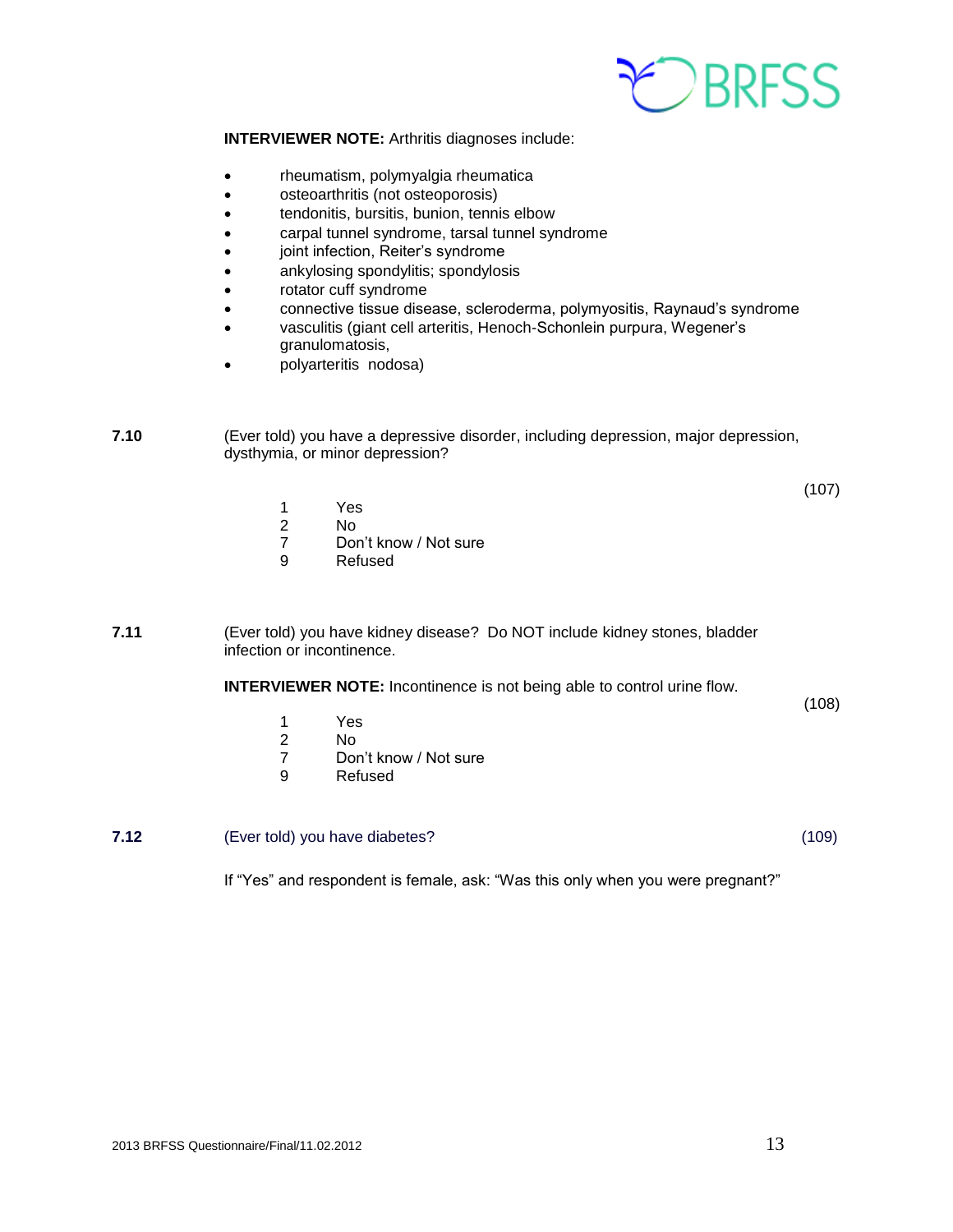**INTERVIEWER NOTE:** Arthritis diagnoses include:

- rheumatism, polymyalgia rheumatica
- osteoarthritis (not osteoporosis)
- tendonitis, bursitis, bunion, tennis elbow
- carpal tunnel syndrome, tarsal tunnel syndrome
- joint infection, Reiter's syndrome
- ankylosing spondylitis; spondylosis
- rotator cuff syndrome
- connective tissue disease, scleroderma, polymyositis, Raynaud's syndrome
- vasculitis (giant cell arteritis, Henoch-Schonlein purpura, Wegener's granulomatosis,
- polyarteritis nodosa)

**7.10** (Ever told) you have a depressive disorder, including depression, major depression, dysthymia, or minor depression?

(107)

1 Yes
2 No
7 Don't know / Not sure
9 Refused

**7.11** (Ever told) you have kidney disease? Do NOT include kidney stones, bladder infection or incontinence.

**INTERVIEWER NOTE:** Incontinence is not being able to control urine flow.

(108)

1 Yes
2 No
7 Don't know / Not sure
9 Refused

**7.12** (Ever told) you have diabetes? (109)

If "Yes" and respondent is female, ask: "Was this only when you were pregnant?"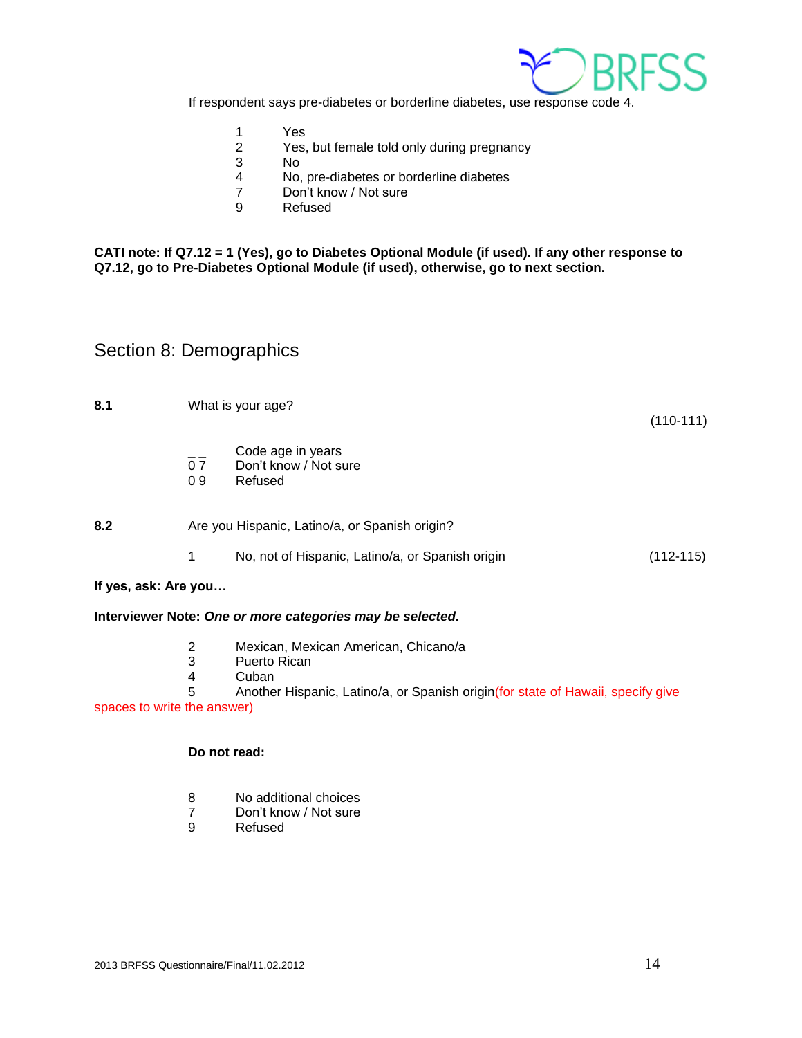If respondent says pre-diabetes or borderline diabetes, use response code 4.

1 Yes
2 Yes, but female told only during pregnancy
3 No
4 No, pre-diabetes or borderline diabetes
7 Don't know / Not sure
9 Refused

**CATI note: If Q7.12 = 1 (Yes), go to Diabetes Optional Module (if used). If any other response to Q7.12, go to Pre-Diabetes Optional Module (if used), otherwise, go to next section.**

## Section 8: Demographics

**8.1** What is your age? (110-111)

_ _ Code age in years
0 7 Don't know / Not sure
0 9 Refused

**8.2** Are you Hispanic, Latino/a, or Spanish origin?

1 No, not of Hispanic, Latino/a, or Spanish origin (112-115)

**If yes, ask: Are you…**

**Interviewer Note:** ***One or more categories may be selected.***

2 Mexican, Mexican American, Chicano/a
3 Puerto Rican
4 Cuban
5 Another Hispanic, Latino/a, or Spanish origin(for state of Hawaii, specify give spaces to write the answer)

**Do not read:**

8 No additional choices
7 Don't know / Not sure
9 Refused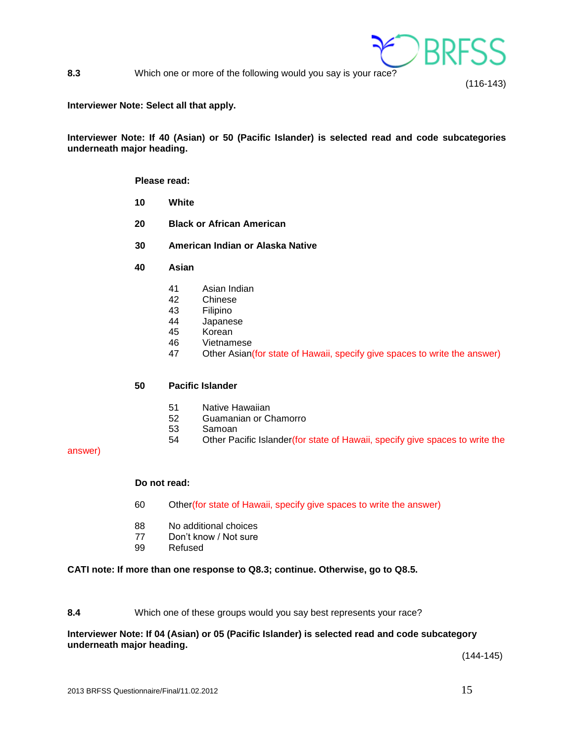**8.3** Which one or more of the following would you say is your race?

(116-143)

**Interviewer Note: Select all that apply.**

**Interviewer Note: If 40 (Asian) or 50 (Pacific Islander) is selected read and code subcategories underneath major heading.**

**Please read:**

**10** **White**

**20** **Black or African American**

**30** **American Indian or Alaska Native**

**40** **Asian**

- 41 Asian Indian
- 42 Chinese
- 43 Filipino
- 44 Japanese
- 45 Korean
- 46 Vietnamese
- 47 Other Asian(for state of Hawaii, specify give spaces to write the answer)

**50** **Pacific Islander**

- 51 Native Hawaiian
- 52 Guamanian or Chamorro
- 53 Samoan
- 54 Other Pacific Islander(for state of Hawaii, specify give spaces to write the answer)

**Do not read:**

60 Other(for state of Hawaii, specify give spaces to write the answer)

88 No additional choices
77 Don't know / Not sure
99 Refused

**CATI note: If more than one response to Q8.3; continue. Otherwise, go to Q8.5.**

**8.4** Which one of these groups would you say best represents your race?

**Interviewer Note: If 04 (Asian) or 05 (Pacific Islander) is selected read and code subcategory underneath major heading.**

(144-145)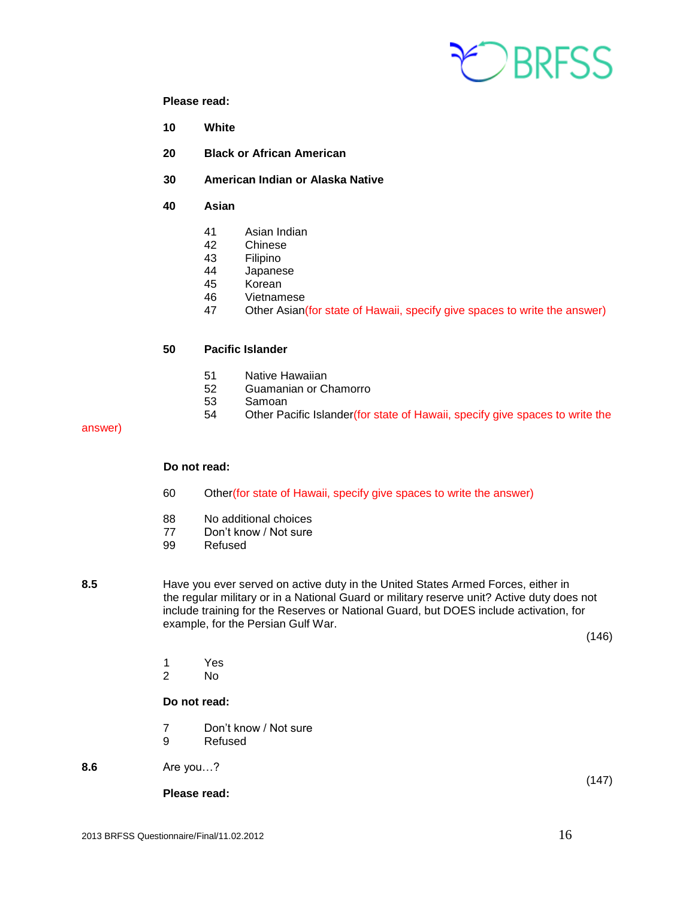**Please read:**

**10 White**

**20 Black or African American**

**30 American Indian or Alaska Native**

**40 Asian**

41 Asian Indian
42 Chinese
43 Filipino
44 Japanese
45 Korean
46 Vietnamese
47 Other Asian(for state of Hawaii, specify give spaces to write the answer)

**50 Pacific Islander**

51 Native Hawaiian
52 Guamanian or Chamorro
53 Samoan
54 Other Pacific Islander(for state of Hawaii, specify give spaces to write the answer)

**Do not read:**

60 Other(for state of Hawaii, specify give spaces to write the answer)

88 No additional choices
77 Don't know / Not sure
99 Refused

**8.5** Have you ever served on active duty in the United States Armed Forces, either in the regular military or in a National Guard or military reserve unit? Active duty does not include training for the Reserves or National Guard, but DOES include activation, for example, for the Persian Gulf War.

(146)

1 Yes
2 No

**Do not read:**

7 Don't know / Not sure
9 Refused

**8.6** Are you…?

(147)

**Please read:**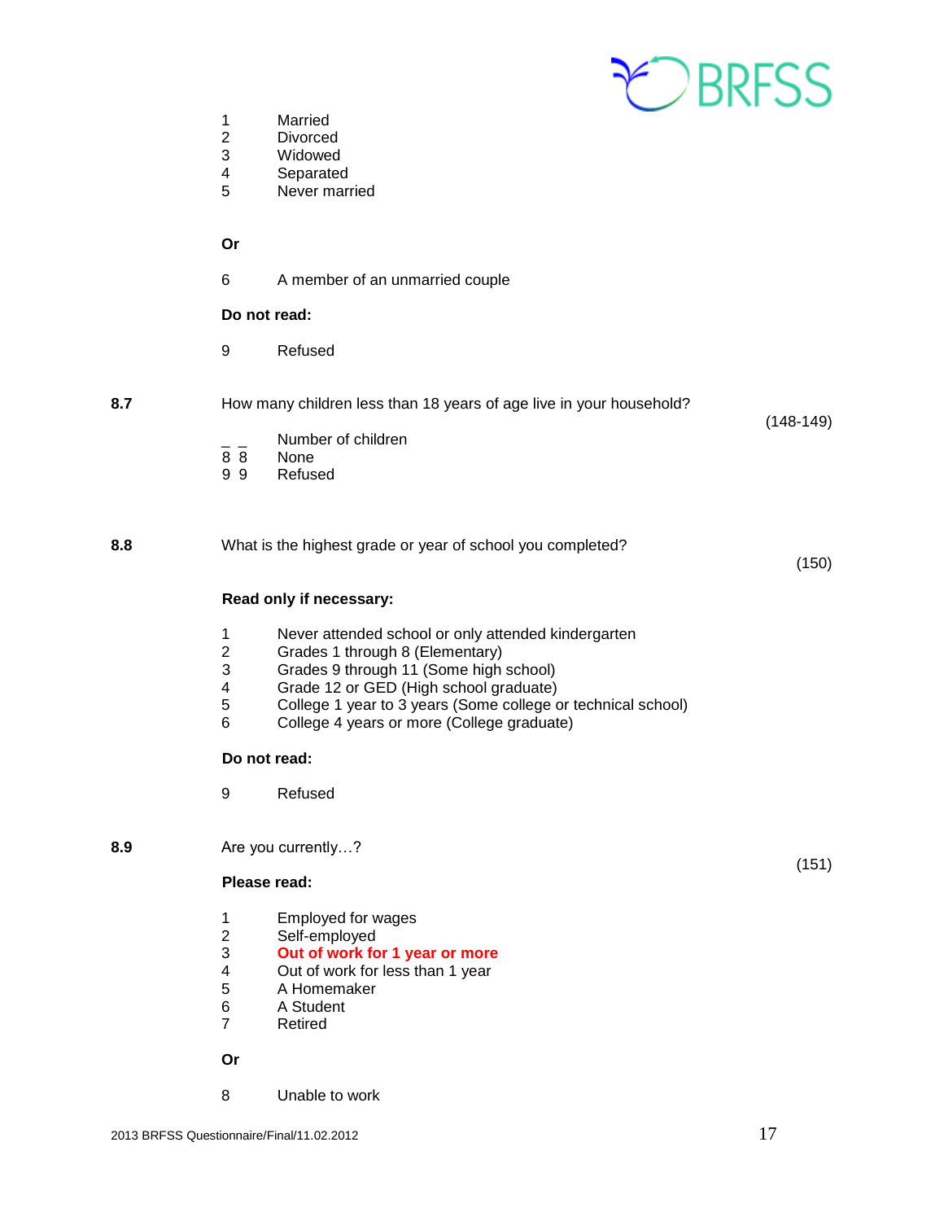1 Married
2 Divorced
3 Widowed
4 Separated
5 Never married

**Or**

6 A member of an unmarried couple

**Do not read:**

9 Refused

**8.7** How many children less than 18 years of age live in your household? (148-149)

_ _ Number of children
8 8 None
9 9 Refused

**8.8** What is the highest grade or year of school you completed? (150)

**Read only if necessary:**

1 Never attended school or only attended kindergarten
2 Grades 1 through 8 (Elementary)
3 Grades 9 through 11 (Some high school)
4 Grade 12 or GED (High school graduate)
5 College 1 year to 3 years (Some college or technical school)
6 College 4 years or more (College graduate)

**Do not read:**

9 Refused

**8.9** Are you currently…? (151)

**Please read:**

1 Employed for wages
2 Self-employed
3 **Out of work for 1 year or more**
4 Out of work for less than 1 year
5 A Homemaker
6 A Student
7 Retired

**Or**

8 Unable to work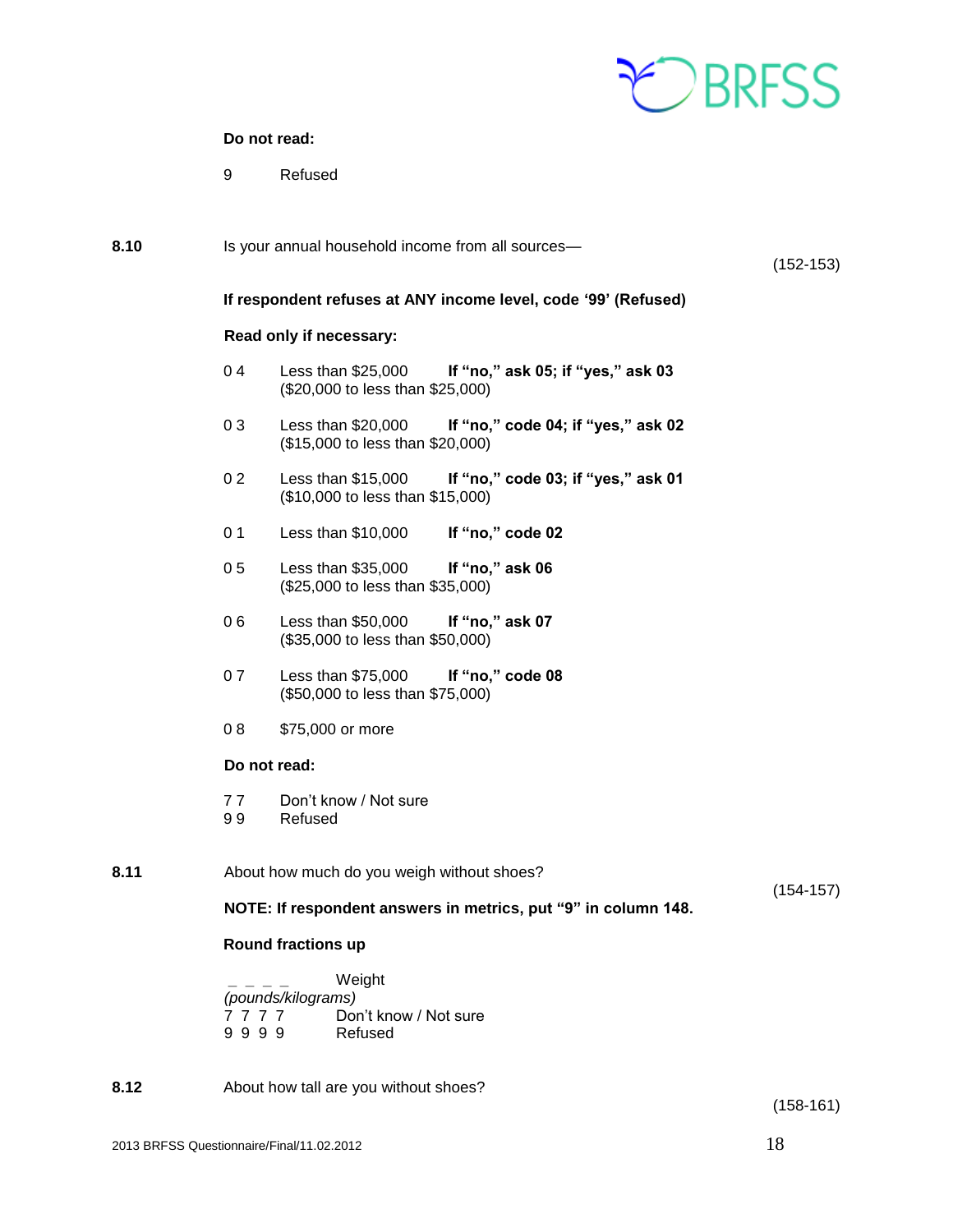**Do not read:**

9 Refused

**8.10** Is your annual household income from all sources— (152-153)

**If respondent refuses at ANY income level, code '99' (Refused)**

**Read only if necessary:**

0 4 Less than $25,000 **If "no," ask 05; if "yes," ask 03**
($20,000 to less than $25,000)

0 3 Less than $20,000 **If "no," code 04; if "yes," ask 02**
($15,000 to less than $20,000)

0 2 Less than $15,000 **If "no," code 03; if "yes," ask 01**
($10,000 to less than $15,000)

0 1 Less than $10,000 **If "no," code 02**

0 5 Less than $35,000 **If "no," ask 06**
($25,000 to less than $35,000)

0 6 Less than $50,000 **If "no," ask 07**
($35,000 to less than $50,000)

0 7 Less than $75,000 **If "no," code 08**
($50,000 to less than $75,000)

0 8 $75,000 or more

**Do not read:**

7 7 Don't know / Not sure
9 9 Refused

**8.11** About how much do you weigh without shoes? (154-157)

**NOTE: If respondent answers in metrics, put "9" in column 148.**

**Round fractions up**

_ _ _ _ Weight
*(pounds/kilograms)*
7 7 7 7 Don't know / Not sure
9 9 9 9 Refused

**8.12** About how tall are you without shoes? (158-161)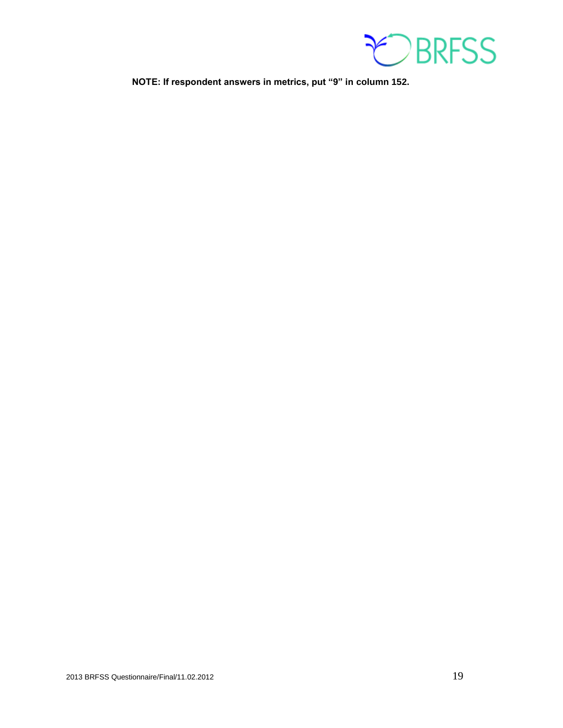**NOTE: If respondent answers in metrics, put "9" in column 152.**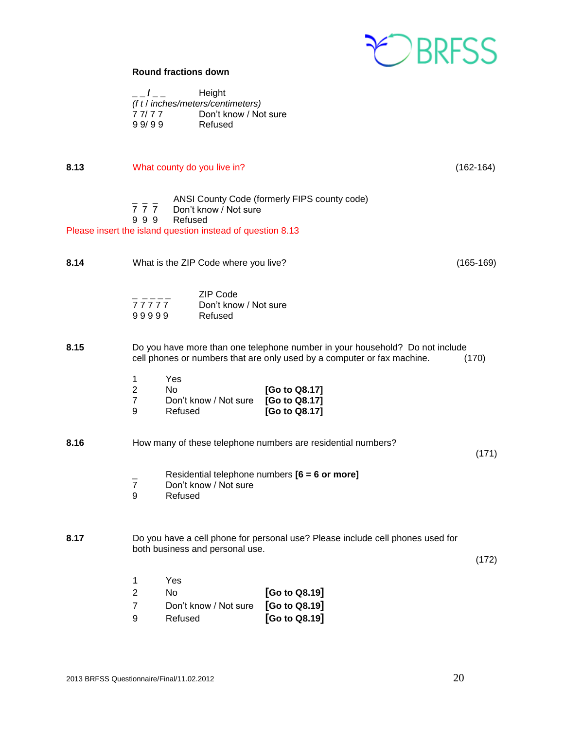**Round fractions down**

_ _ / _ _ Height
*(f t / inches/meters/centimeters)*
7 7/ 7 7 Don't know / Not sure
9 9/ 9 9 Refused

**8.13** What county do you live in? (162-164)

_ _ _ ANSI County Code (formerly FIPS county code)
7 7 7 Don't know / Not sure
9 9 9 Refused

Please insert the island question instead of question 8.13

**8.14** What is the ZIP Code where you live? (165-169)

_ _ _ _ _ ZIP Code
7 7 7 7 7 Don't know / Not sure
9 9 9 9 9 Refused

**8.15** Do you have more than one telephone number in your household? Do not include cell phones or numbers that are only used by a computer or fax machine. (170)

1 Yes
2 No **[Go to Q8.17]**
7 Don't know / Not sure **[Go to Q8.17]**
9 Refused **[Go to Q8.17]**

**8.16** How many of these telephone numbers are residential numbers? (171)

_ Residential telephone numbers **[6 = 6 or more]**
7 Don't know / Not sure
9 Refused

**8.17** Do you have a cell phone for personal use? Please include cell phones used for both business and personal use. (172)

1 Yes
2 No **[Go to Q8.19]**
7 Don't know / Not sure **[Go to Q8.19]**
9 Refused **[Go to Q8.19]**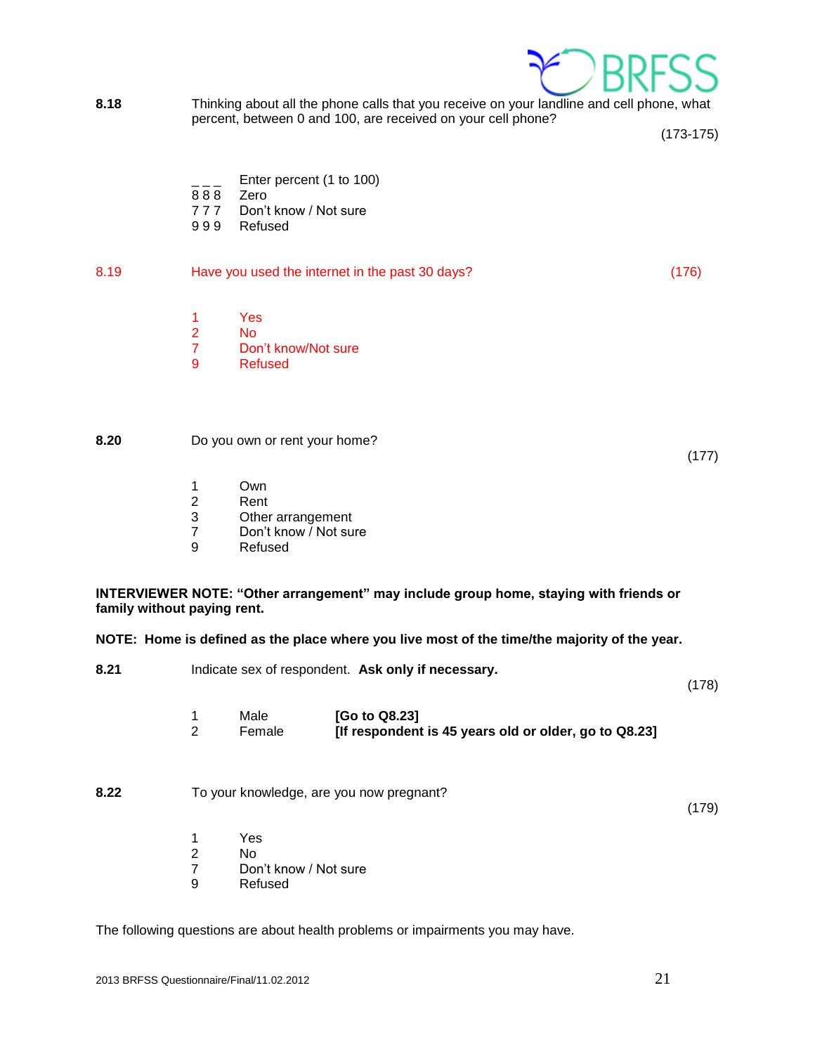**8.18** Thinking about all the phone calls that you receive on your landline and cell phone, what percent, between 0 and 100, are received on your cell phone?

(173-175)

_ _ _ Enter percent (1 to 100)
8 8 8 Zero
7 7 7 Don't know / Not sure
9 9 9 Refused

**8.19** Have you used the internet in the past 30 days? (176)

1 Yes
2 No
7 Don't know/Not sure
9 Refused

**8.20** Do you own or rent your home?

(177)

1 Own
2 Rent
3 Other arrangement
7 Don't know / Not sure
9 Refused

**INTERVIEWER NOTE: "Other arrangement" may include group home, staying with friends or family without paying rent.**

**NOTE: Home is defined as the place where you live most of the time/the majority of the year.**

**8.21** Indicate sex of respondent. **Ask only if necessary.**

(178)

1 Male **[Go to Q8.23]**
2 Female **[If respondent is 45 years old or older, go to Q8.23]**

**8.22** To your knowledge, are you now pregnant?

(179)

1 Yes
2 No
7 Don't know / Not sure
9 Refused

The following questions are about health problems or impairments you may have.

2013 BRFSS Questionnaire/Final/11.02.2012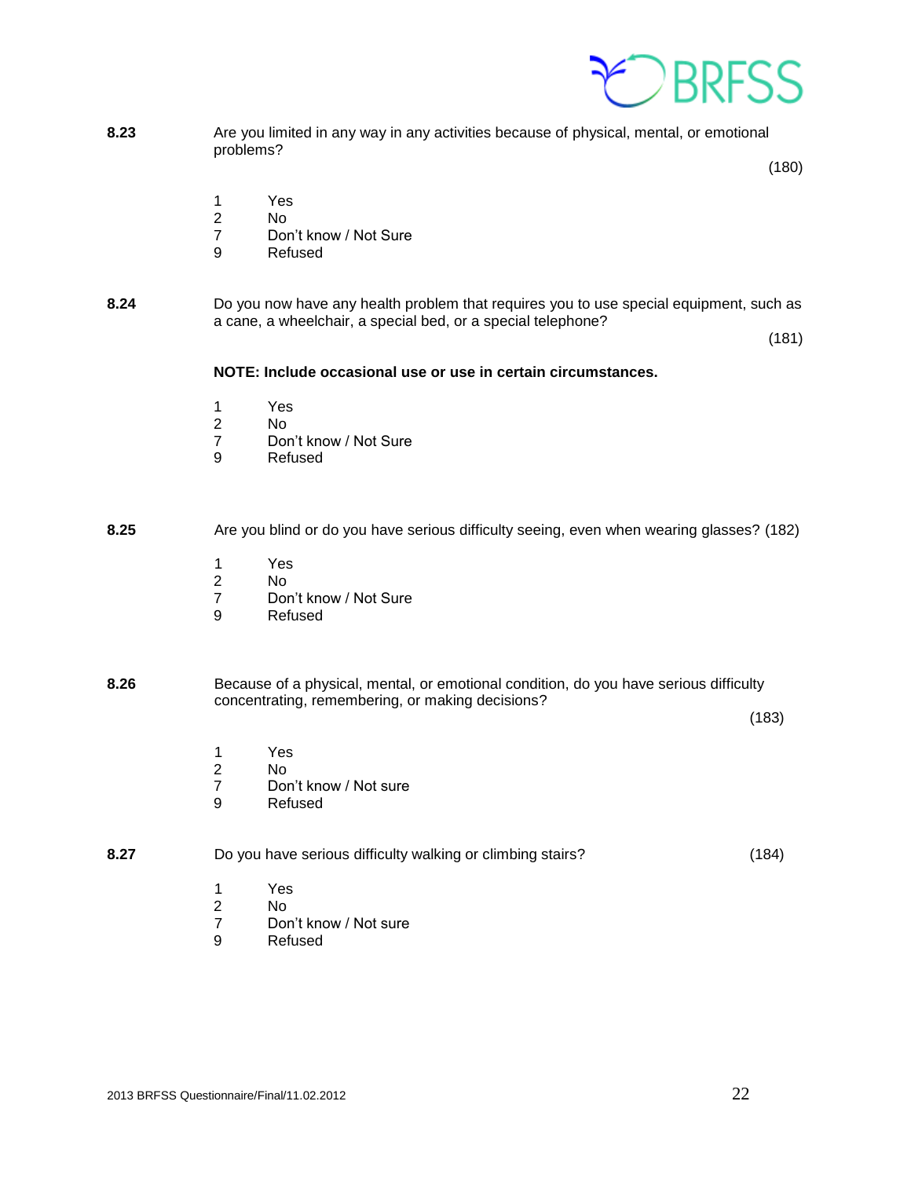**8.23** Are you limited in any way in any activities because of physical, mental, or emotional problems?

(180)

1 Yes
2 No
7 Don't know / Not Sure
9 Refused

**8.24** Do you now have any health problem that requires you to use special equipment, such as a cane, a wheelchair, a special bed, or a special telephone?

(181)

**NOTE: Include occasional use or use in certain circumstances.**

1 Yes
2 No
7 Don't know / Not Sure
9 Refused

**8.25** Are you blind or do you have serious difficulty seeing, even when wearing glasses? (182)

1 Yes
2 No
7 Don't know / Not Sure
9 Refused

**8.26** Because of a physical, mental, or emotional condition, do you have serious difficulty concentrating, remembering, or making decisions?

(183)

1 Yes
2 No
7 Don't know / Not sure
9 Refused

**8.27** Do you have serious difficulty walking or climbing stairs? (184)

1 Yes
2 No
7 Don't know / Not sure
9 Refused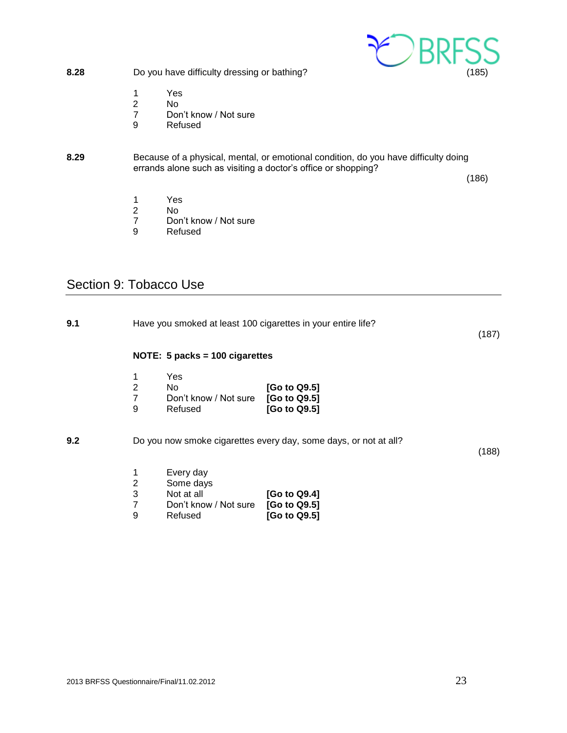**8.28** Do you have difficulty dressing or bathing? (185)

1 Yes
2 No
7 Don't know / Not sure
9 Refused

**8.29** Because of a physical, mental, or emotional condition, do you have difficulty doing errands alone such as visiting a doctor's office or shopping? (186)

1 Yes
2 No
7 Don't know / Not sure
9 Refused

## Section 9: Tobacco Use

**9.1** Have you smoked at least 100 cigarettes in your entire life? (187)

**NOTE: 5 packs = 100 cigarettes**

1 Yes
2 No **[Go to Q9.5]**
7 Don't know / Not sure **[Go to Q9.5]**
9 Refused **[Go to Q9.5]**

**9.2** Do you now smoke cigarettes every day, some days, or not at all? (188)

1 Every day
2 Some days
3 Not at all **[Go to Q9.4]**
7 Don't know / Not sure **[Go to Q9.5]**
9 Refused **[Go to Q9.5]**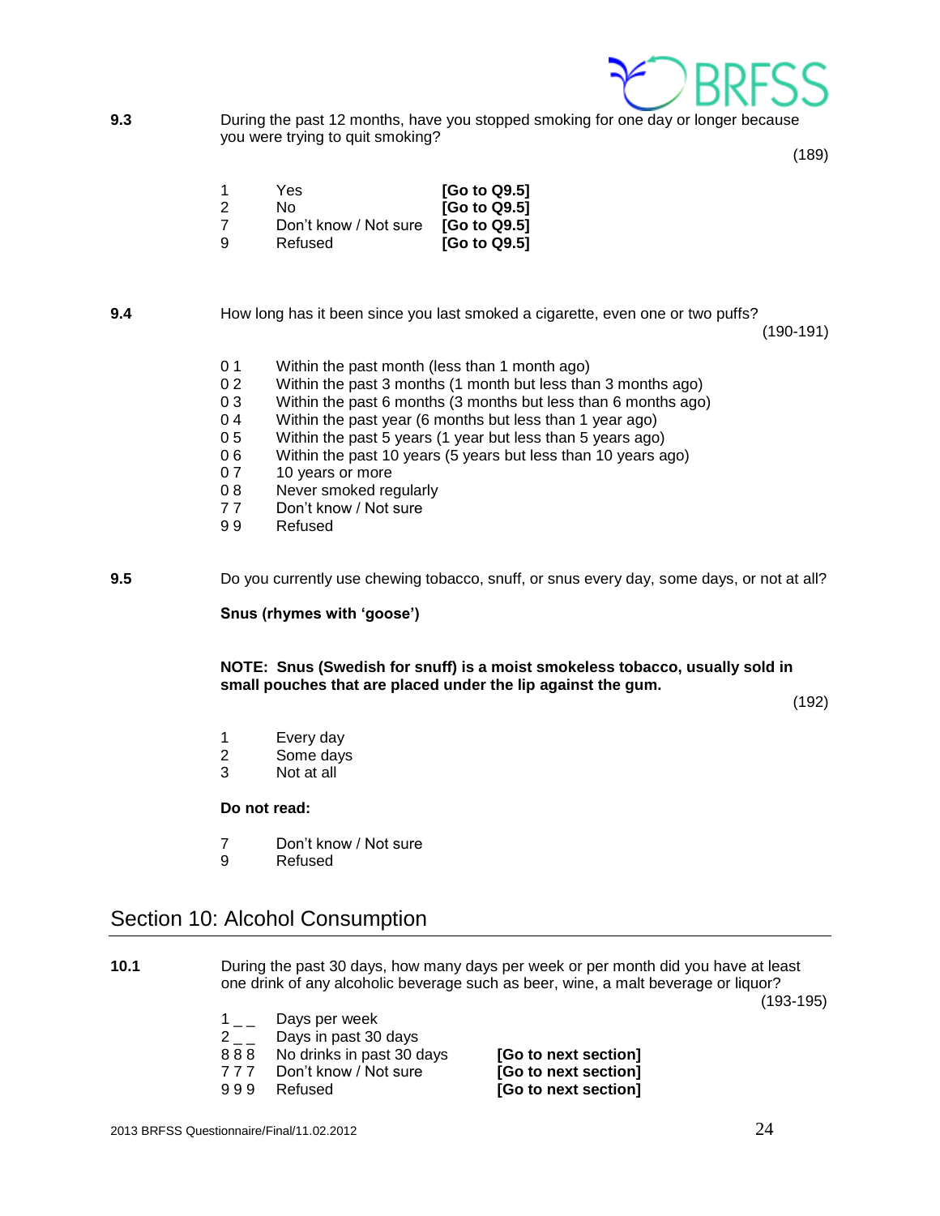**9.3** During the past 12 months, have you stopped smoking for one day or longer because you were trying to quit smoking?

(189)

| | | |
|---|---|---|
| 1 | Yes | **[Go to Q9.5]** |
| 2 | No | **[Go to Q9.5]** |
| 7 | Don't know / Not sure | **[Go to Q9.5]** |
| 9 | Refused | **[Go to Q9.5]** |

**9.4** How long has it been since you last smoked a cigarette, even one or two puffs?

(190-191)

| | |
|---|---|
| 0 1 | Within the past month (less than 1 month ago) |
| 0 2 | Within the past 3 months (1 month but less than 3 months ago) |
| 0 3 | Within the past 6 months (3 months but less than 6 months ago) |
| 0 4 | Within the past year (6 months but less than 1 year ago) |
| 0 5 | Within the past 5 years (1 year but less than 5 years ago) |
| 0 6 | Within the past 10 years (5 years but less than 10 years ago) |
| 0 7 | 10 years or more |
| 0 8 | Never smoked regularly |
| 7 7 | Don't know / Not sure |
| 9 9 | Refused |

**9.5** Do you currently use chewing tobacco, snuff, or snus every day, some days, or not at all?

**Snus (rhymes with 'goose')**

**NOTE: Snus (Swedish for snuff) is a moist smokeless tobacco, usually sold in small pouches that are placed under the lip against the gum.**

(192)

| | |
|---|---|
| 1 | Every day |
| 2 | Some days |
| 3 | Not at all |

**Do not read:**

| | |
|---|---|
| 7 | Don't know / Not sure |
| 9 | Refused |

## Section 10: Alcohol Consumption

**10.1** During the past 30 days, how many days per week or per month did you have at least one drink of any alcoholic beverage such as beer, wine, a malt beverage or liquor?

(193-195)

| | | |
|---|---|---|
| 1 _ _ | Days per week | |
| 2 _ _ | Days in past 30 days | |
| 8 8 8 | No drinks in past 30 days | **[Go to next section]** |
| 7 7 7 | Don't know / Not sure | **[Go to next section]** |
| 9 9 9 | Refused | **[Go to next section]** |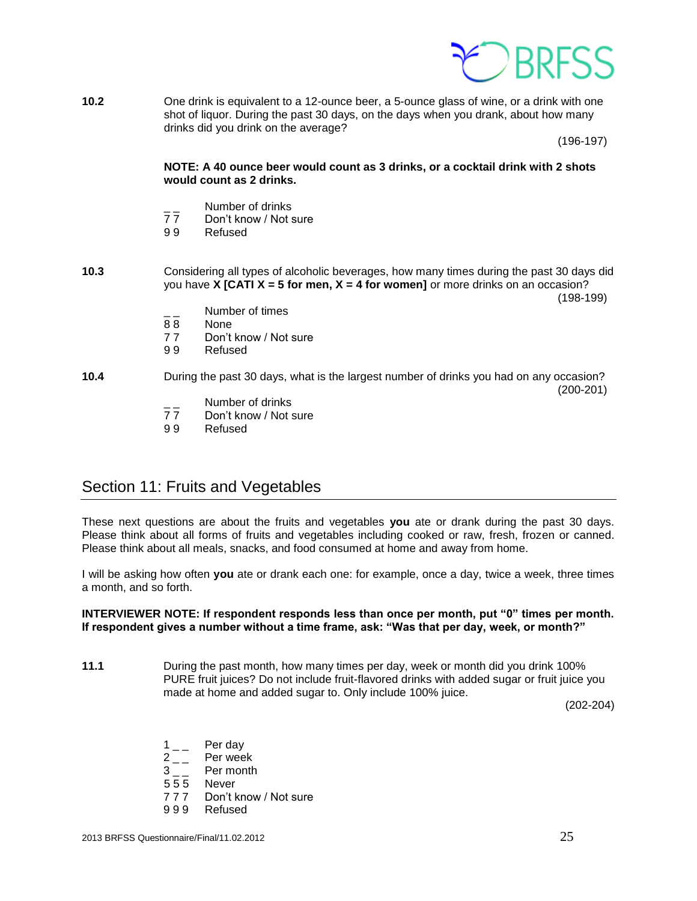**10.2** One drink is equivalent to a 12-ounce beer, a 5-ounce glass of wine, or a drink with one shot of liquor. During the past 30 days, on the days when you drank, about how many drinks did you drink on the average?

(196-197)

**NOTE: A 40 ounce beer would count as 3 drinks, or a cocktail drink with 2 shots would count as 2 drinks.**

_ _ Number of drinks
7 7 Don't know / Not sure
9 9 Refused

**10.3** Considering all types of alcoholic beverages, how many times during the past 30 days did you have **X [CATI X = 5 for men, X = 4 for women]** or more drinks on an occasion?

(198-199)

_ _ Number of times
8 8 None
7 7 Don't know / Not sure
9 9 Refused

**10.4** During the past 30 days, what is the largest number of drinks you had on any occasion?

(200-201)

_ _ Number of drinks
7 7 Don't know / Not sure
9 9 Refused

## Section 11: Fruits and Vegetables

These next questions are about the fruits and vegetables **you** ate or drank during the past 30 days. Please think about all forms of fruits and vegetables including cooked or raw, fresh, frozen or canned. Please think about all meals, snacks, and food consumed at home and away from home.

I will be asking how often **you** ate or drank each one: for example, once a day, twice a week, three times a month, and so forth.

**INTERVIEWER NOTE: If respondent responds less than once per month, put "0" times per month. If respondent gives a number without a time frame, ask: "Was that per day, week, or month?"**

**11.1** During the past month, how many times per day, week or month did you drink 100% PURE fruit juices? Do not include fruit-flavored drinks with added sugar or fruit juice you made at home and added sugar to. Only include 100% juice.

(202-204)

1 _ _ Per day
2 _ _ Per week
3 _ _ Per month
5 5 5 Never
7 7 7 Don't know / Not sure
9 9 9 Refused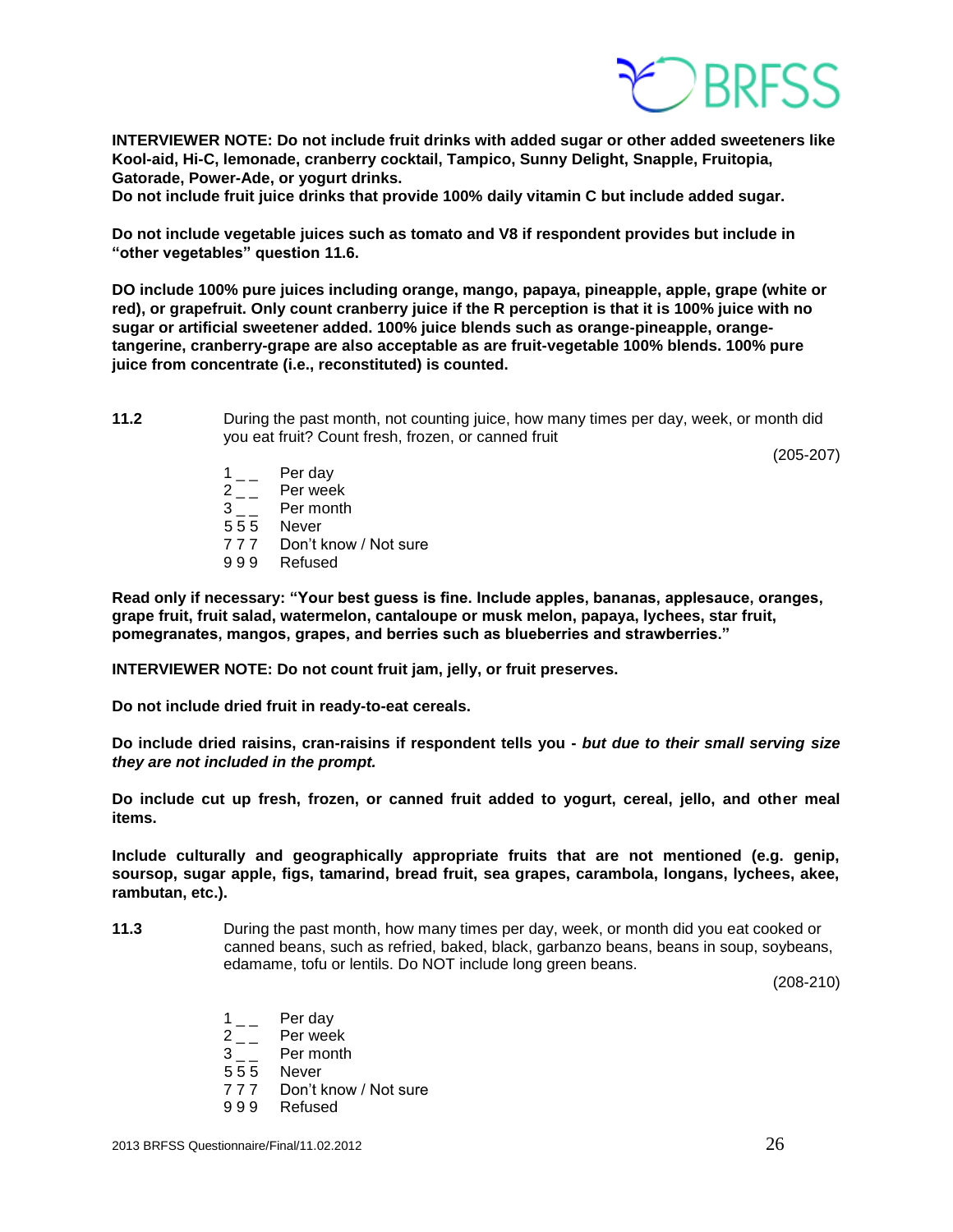**INTERVIEWER NOTE: Do not include fruit drinks with added sugar or other added sweeteners like Kool-aid, Hi-C, lemonade, cranberry cocktail, Tampico, Sunny Delight, Snapple, Fruitopia, Gatorade, Power-Ade, or yogurt drinks.**
**Do not include fruit juice drinks that provide 100% daily vitamin C but include added sugar.**

**Do not include vegetable juices such as tomato and V8 if respondent provides but include in "other vegetables" question 11.6.**

**DO include 100% pure juices including orange, mango, papaya, pineapple, apple, grape (white or red), or grapefruit. Only count cranberry juice if the R perception is that it is 100% juice with no sugar or artificial sweetener added. 100% juice blends such as orange-pineapple, orange-tangerine, cranberry-grape are also acceptable as are fruit-vegetable 100% blends. 100% pure juice from concentrate (i.e., reconstituted) is counted.**

**11.2** During the past month, not counting juice, how many times per day, week, or month did you eat fruit? Count fresh, frozen, or canned fruit

(205-207)

1 _ _ Per day
2 _ _ Per week
3 _ _ Per month
5 5 5 Never
7 7 7 Don't know / Not sure
9 9 9 Refused

**Read only if necessary: "Your best guess is fine. Include apples, bananas, applesauce, oranges, grape fruit, fruit salad, watermelon, cantaloupe or musk melon, papaya, lychees, star fruit, pomegranates, mangos, grapes, and berries such as blueberries and strawberries."**

**INTERVIEWER NOTE: Do not count fruit jam, jelly, or fruit preserves.**

**Do not include dried fruit in ready-to-eat cereals.**

**Do include dried raisins, cran-raisins if respondent tells you -** ***but due to their small serving size they are not included in the prompt.***

**Do include cut up fresh, frozen, or canned fruit added to yogurt, cereal, jello, and other meal items.**

**Include culturally and geographically appropriate fruits that are not mentioned (e.g. genip, soursop, sugar apple, figs, tamarind, bread fruit, sea grapes, carambola, longans, lychees, akee, rambutan, etc.).**

**11.3** During the past month, how many times per day, week, or month did you eat cooked or canned beans, such as refried, baked, black, garbanzo beans, beans in soup, soybeans, edamame, tofu or lentils. Do NOT include long green beans.

(208-210)

1 _ _ Per day
2 _ _ Per week
3 _ _ Per month
5 5 5 Never
7 7 7 Don't know / Not sure
9 9 9 Refused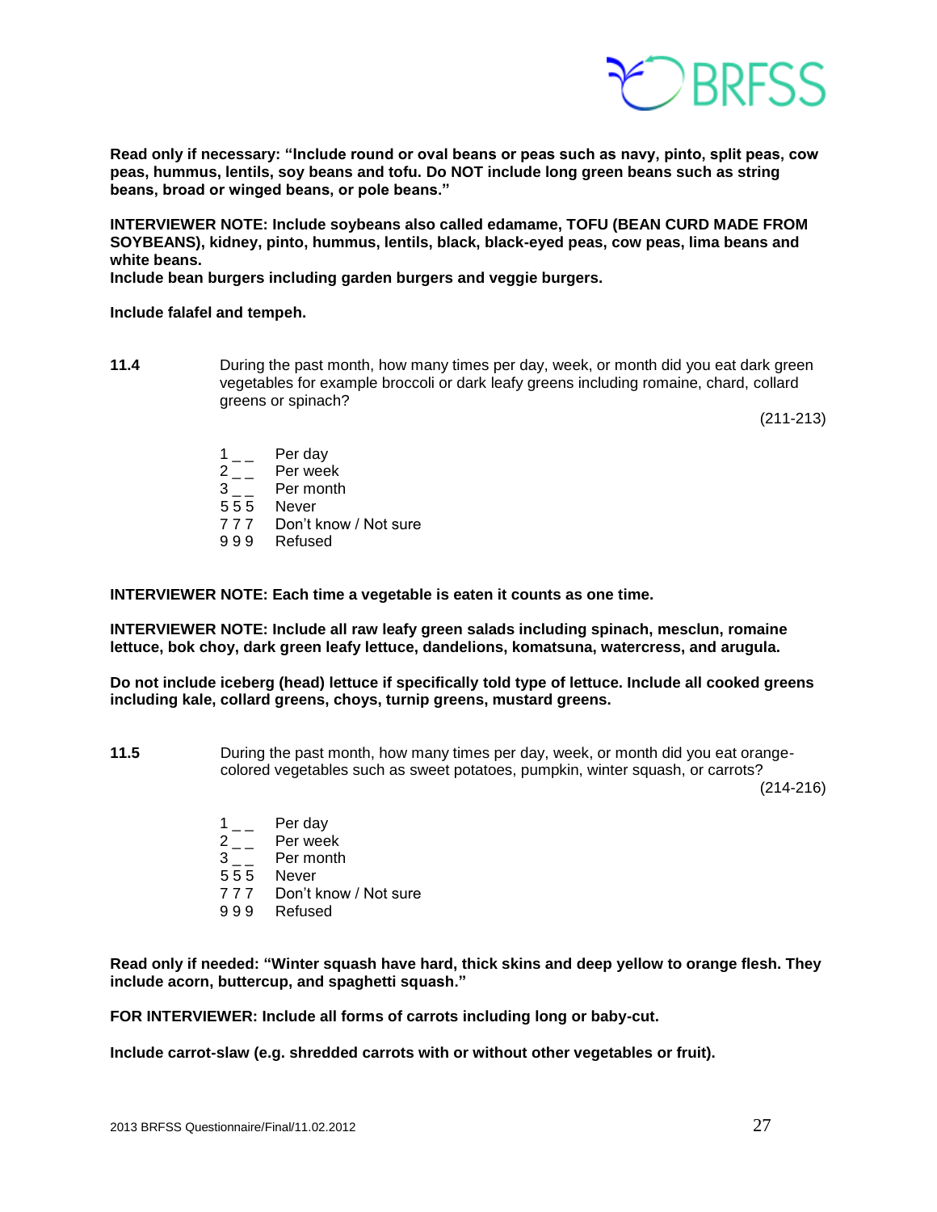**Read only if necessary: "Include round or oval beans or peas such as navy, pinto, split peas, cow peas, hummus, lentils, soy beans and tofu. Do NOT include long green beans such as string beans, broad or winged beans, or pole beans."**

**INTERVIEWER NOTE: Include soybeans also called edamame, TOFU (BEAN CURD MADE FROM SOYBEANS), kidney, pinto, hummus, lentils, black, black-eyed peas, cow peas, lima beans and white beans.**
**Include bean burgers including garden burgers and veggie burgers.**

**Include falafel and tempeh.**

**11.4** During the past month, how many times per day, week, or month did you eat dark green vegetables for example broccoli or dark leafy greens including romaine, chard, collard greens or spinach?

(211-213)

1 _ _ Per day
2 _ _ Per week
3 _ _ Per month
5 5 5 Never
7 7 7 Don't know / Not sure
9 9 9 Refused

**INTERVIEWER NOTE: Each time a vegetable is eaten it counts as one time.**

**INTERVIEWER NOTE: Include all raw leafy green salads including spinach, mesclun, romaine lettuce, bok choy, dark green leafy lettuce, dandelions, komatsuna, watercress, and arugula.**

**Do not include iceberg (head) lettuce if specifically told type of lettuce. Include all cooked greens including kale, collard greens, choys, turnip greens, mustard greens.**

**11.5** During the past month, how many times per day, week, or month did you eat orange-colored vegetables such as sweet potatoes, pumpkin, winter squash, or carrots?

(214-216)

1 _ _ Per day
2 _ _ Per week
3 _ _ Per month
5 5 5 Never
7 7 7 Don't know / Not sure
9 9 9 Refused

**Read only if needed: "Winter squash have hard, thick skins and deep yellow to orange flesh. They include acorn, buttercup, and spaghetti squash."**

**FOR INTERVIEWER: Include all forms of carrots including long or baby-cut.**

**Include carrot-slaw (e.g. shredded carrots with or without other vegetables or fruit).**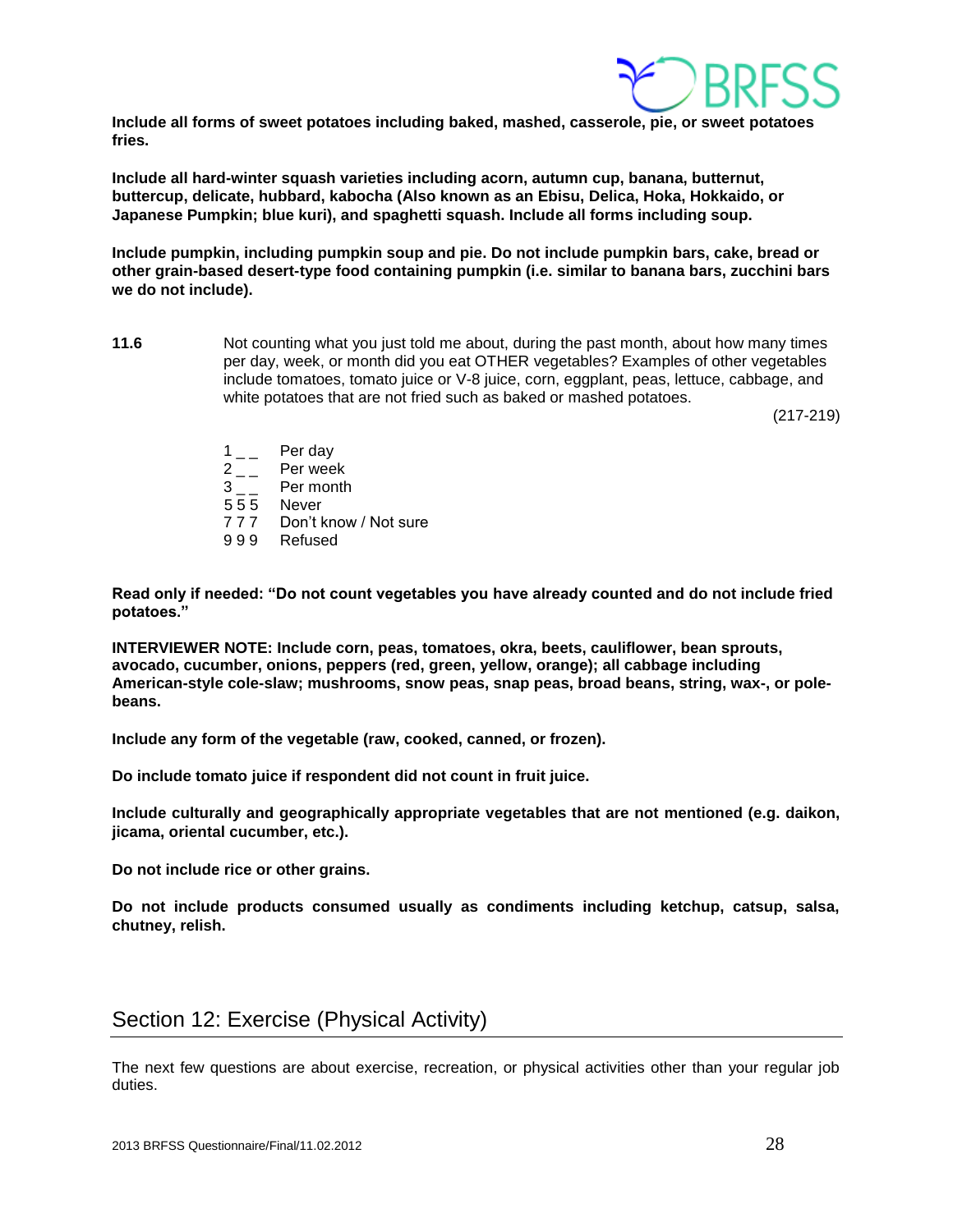**Include all forms of sweet potatoes including baked, mashed, casserole, pie, or sweet potatoes fries.**

**Include all hard-winter squash varieties including acorn, autumn cup, banana, butternut, buttercup, delicate, hubbard, kabocha (Also known as an Ebisu, Delica, Hoka, Hokkaido, or Japanese Pumpkin; blue kuri), and spaghetti squash. Include all forms including soup.**

**Include pumpkin, including pumpkin soup and pie. Do not include pumpkin bars, cake, bread or other grain-based desert-type food containing pumpkin (i.e. similar to banana bars, zucchini bars we do not include).**

**11.6** Not counting what you just told me about, during the past month, about how many times per day, week, or month did you eat OTHER vegetables? Examples of other vegetables include tomatoes, tomato juice or V-8 juice, corn, eggplant, peas, lettuce, cabbage, and white potatoes that are not fried such as baked or mashed potatoes.

(217-219)

1 _ _ Per day
2 _ _ Per week
3 _ _ Per month
5 5 5 Never
7 7 7 Don't know / Not sure
9 9 9 Refused

**Read only if needed: "Do not count vegetables you have already counted and do not include fried potatoes."**

**INTERVIEWER NOTE: Include corn, peas, tomatoes, okra, beets, cauliflower, bean sprouts, avocado, cucumber, onions, peppers (red, green, yellow, orange); all cabbage including American-style cole-slaw; mushrooms, snow peas, snap peas, broad beans, string, wax-, or pole-beans.**

**Include any form of the vegetable (raw, cooked, canned, or frozen).**

**Do include tomato juice if respondent did not count in fruit juice.**

**Include culturally and geographically appropriate vegetables that are not mentioned (e.g. daikon, jicama, oriental cucumber, etc.).**

**Do not include rice or other grains.**

**Do not include products consumed usually as condiments including ketchup, catsup, salsa, chutney, relish.**

## Section 12: Exercise (Physical Activity)

The next few questions are about exercise, recreation, or physical activities other than your regular job duties.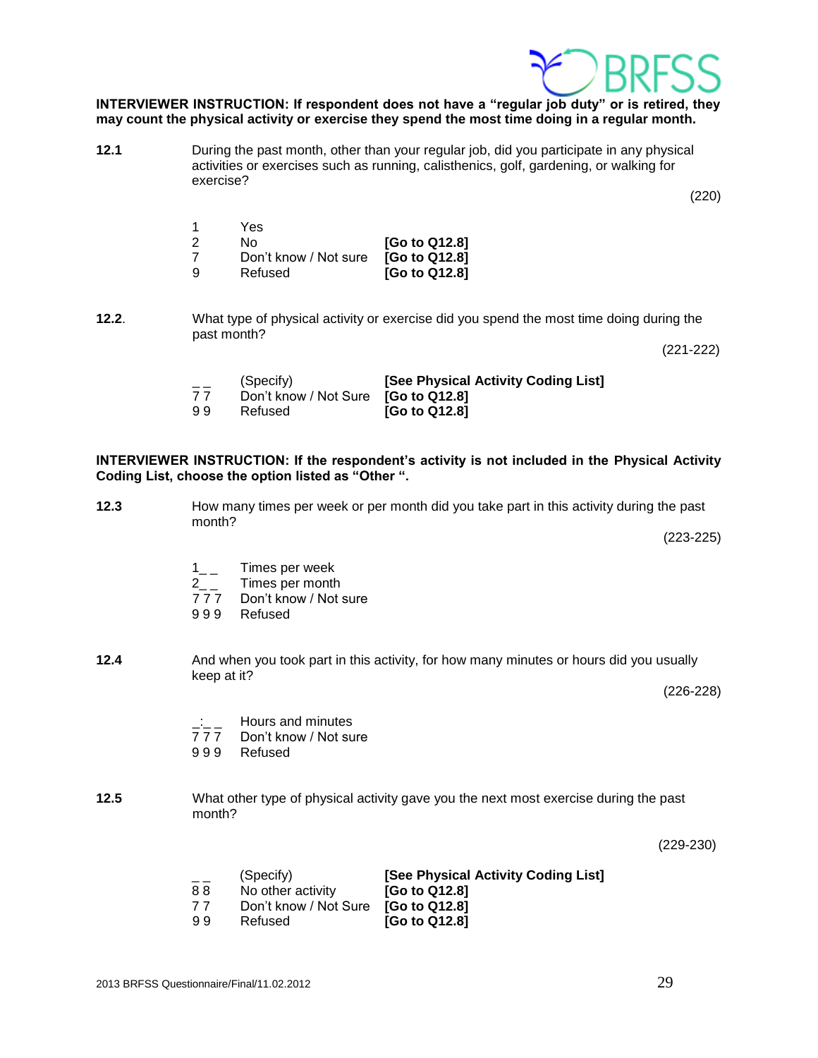**INTERVIEWER INSTRUCTION: If respondent does not have a "regular job duty" or is retired, they may count the physical activity or exercise they spend the most time doing in a regular month.**

**12.1** During the past month, other than your regular job, did you participate in any physical activities or exercises such as running, calisthenics, golf, gardening, or walking for exercise?

(220)

| | | |
|---|---|---|
| 1 | Yes | |
| 2 | No | **[Go to Q12.8]** |
| 7 | Don't know / Not sure | **[Go to Q12.8]** |
| 9 | Refused | **[Go to Q12.8]** |

**12.2**. What type of physical activity or exercise did you spend the most time doing during the past month?

(221-222)

| | | |
|---|---|---|
| _ _ | (Specify) | **[See Physical Activity Coding List]** |
| 7 7 | Don't know / Not Sure | **[Go to Q12.8]** |
| 9 9 | Refused | **[Go to Q12.8]** |

**INTERVIEWER INSTRUCTION: If the respondent's activity is not included in the Physical Activity Coding List, choose the option listed as "Other ".**

**12.3** How many times per week or per month did you take part in this activity during the past month?

(223-225)

| | |
|---|---|
| 1_ _ | Times per week |
| 2_ _ | Times per month |
| 7 7 7 | Don't know / Not sure |
| 9 9 9 | Refused |

**12.4** And when you took part in this activity, for how many minutes or hours did you usually keep at it?

(226-228)

| | |
|---|---|
| _:_ _ | Hours and minutes |
| 7 7 7 | Don't know / Not sure |
| 9 9 9 | Refused |

**12.5** What other type of physical activity gave you the next most exercise during the past month?

(229-230)

| | | |
|---|---|---|
| _ _ | (Specify) | **[See Physical Activity Coding List]** |
| 8 8 | No other activity | **[Go to Q12.8]** |
| 7 7 | Don't know / Not Sure | **[Go to Q12.8]** |
| 9 9 | Refused | **[Go to Q12.8]** |

2013 BRFSS Questionnaire/Final/11.02.2012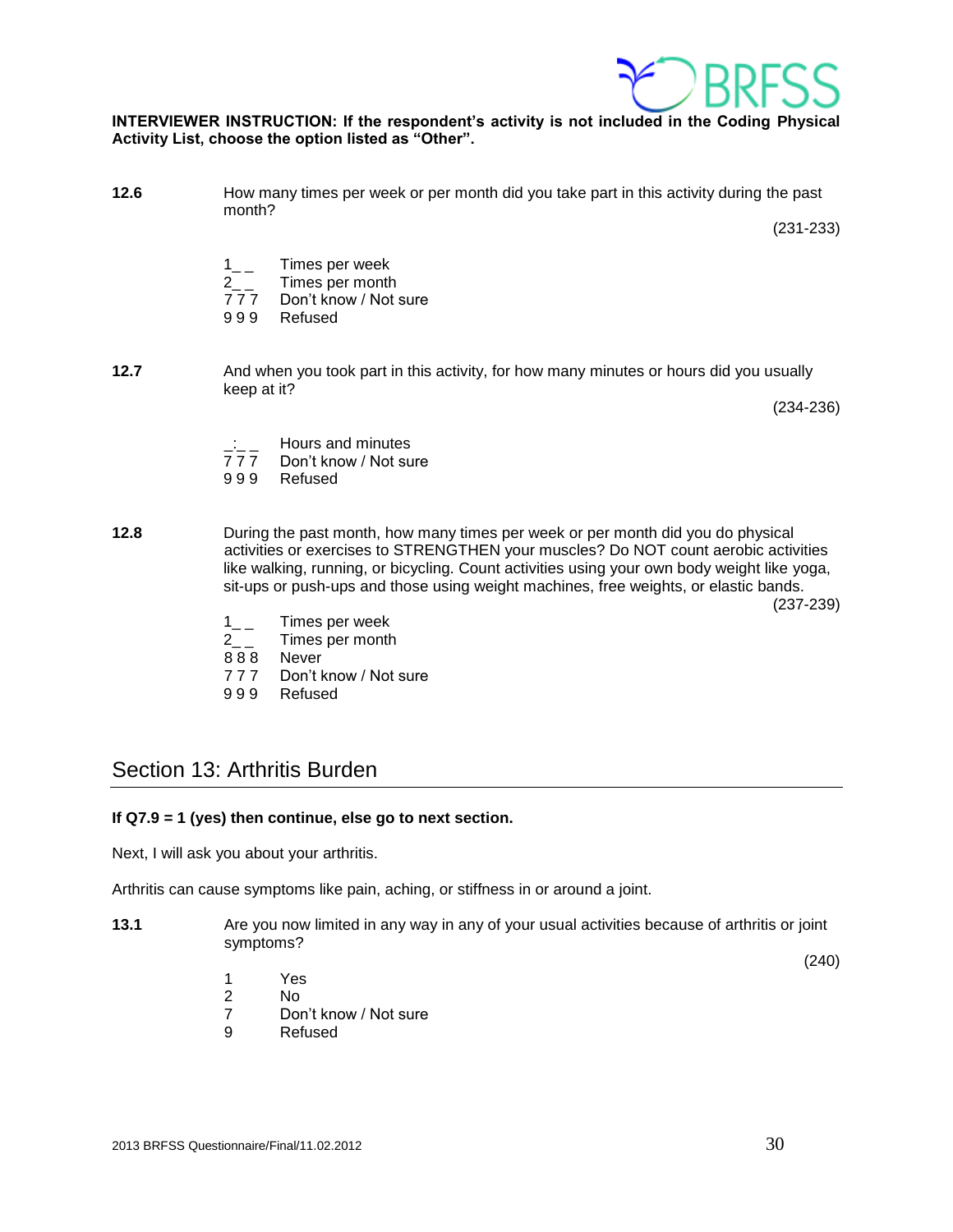**INTERVIEWER INSTRUCTION: If the respondent's activity is not included in the Coding Physical Activity List, choose the option listed as "Other".**

**12.6** How many times per week or per month did you take part in this activity during the past month?

(231-233)

1_ _ Times per week
2_ _ Times per month
7 7 7 Don't know / Not sure
9 9 9 Refused

**12.7** And when you took part in this activity, for how many minutes or hours did you usually keep at it?

(234-236)

_:_ _ Hours and minutes
7 7 7 Don't know / Not sure
9 9 9 Refused

**12.8** During the past month, how many times per week or per month did you do physical activities or exercises to STRENGTHEN your muscles? Do NOT count aerobic activities like walking, running, or bicycling. Count activities using your own body weight like yoga, sit-ups or push-ups and those using weight machines, free weights, or elastic bands.

(237-239)

1_ _ Times per week
2_ _ Times per month
8 8 8 Never
7 7 7 Don't know / Not sure
9 9 9 Refused

## Section 13: Arthritis Burden

**If Q7.9 = 1 (yes) then continue, else go to next section.**

Next, I will ask you about your arthritis.

Arthritis can cause symptoms like pain, aching, or stiffness in or around a joint.

**13.1** Are you now limited in any way in any of your usual activities because of arthritis or joint symptoms?

(240)

1 Yes
2 No
7 Don't know / Not sure
9 Refused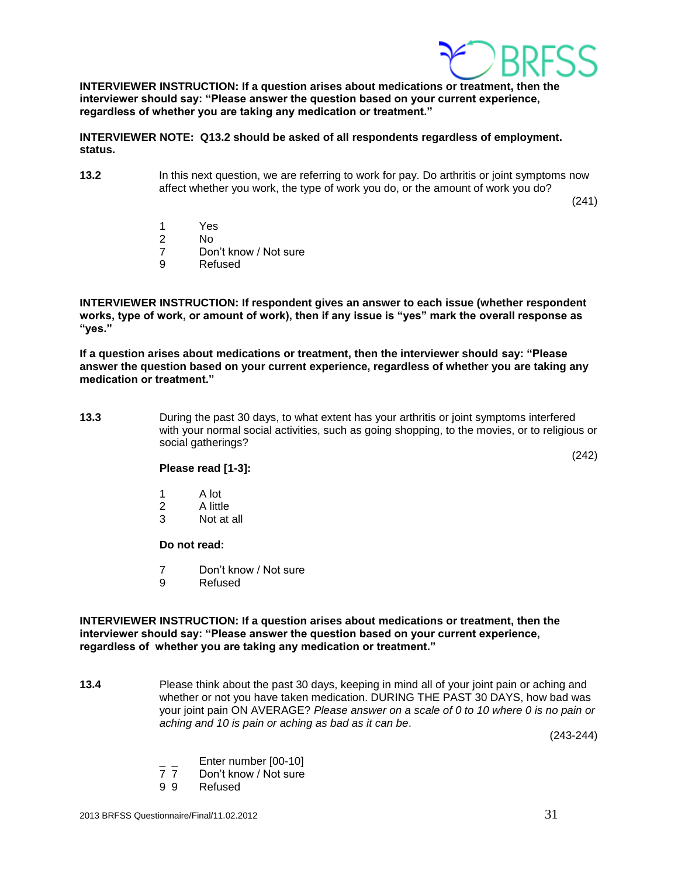**INTERVIEWER INSTRUCTION: If a question arises about medications or treatment, then the interviewer should say: "Please answer the question based on your current experience, regardless of whether you are taking any medication or treatment."**

**INTERVIEWER NOTE: Q13.2 should be asked of all respondents regardless of employment. status.**

**13.2** In this next question, we are referring to work for pay. Do arthritis or joint symptoms now affect whether you work, the type of work you do, or the amount of work you do?

(241)

1 Yes
2 No
7 Don't know / Not sure
9 Refused

**INTERVIEWER INSTRUCTION: If respondent gives an answer to each issue (whether respondent works, type of work, or amount of work), then if any issue is "yes" mark the overall response as "yes."**

**If a question arises about medications or treatment, then the interviewer should say: "Please answer the question based on your current experience, regardless of whether you are taking any medication or treatment."**

**13.3** During the past 30 days, to what extent has your arthritis or joint symptoms interfered with your normal social activities, such as going shopping, to the movies, or to religious or social gatherings?

(242)

**Please read [1-3]:**

1 A lot
2 A little
3 Not at all

**Do not read:**

7 Don't know / Not sure
9 Refused

**INTERVIEWER INSTRUCTION: If a question arises about medications or treatment, then the interviewer should say: "Please answer the question based on your current experience, regardless of whether you are taking any medication or treatment."**

**13.4** Please think about the past 30 days, keeping in mind all of your joint pain or aching and whether or not you have taken medication. DURING THE PAST 30 DAYS, how bad was your joint pain ON AVERAGE? *Please answer on a scale of 0 to 10 where 0 is no pain or aching and 10 is pain or aching as bad as it can be*.

(243-244)

_ _ Enter number [00-10]
7 7 Don't know / Not sure
9 9 Refused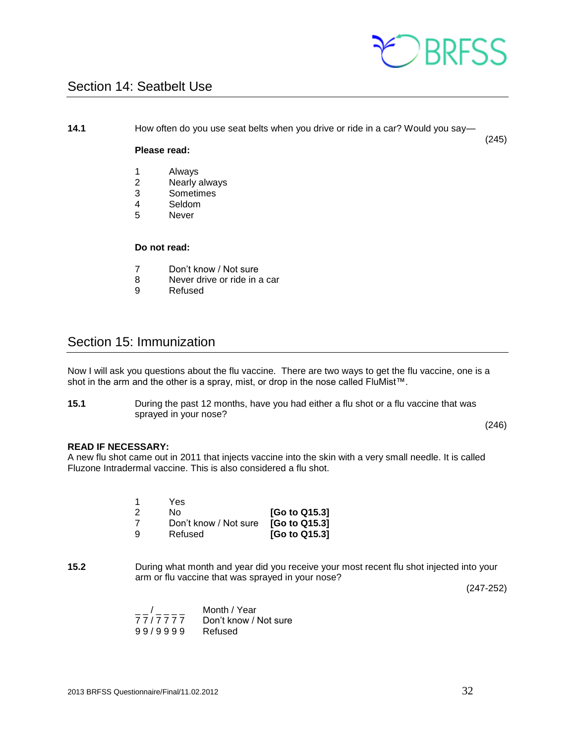## Section 14: Seatbelt Use

**14.1** How often do you use seat belts when you drive or ride in a car? Would you say— (245)

**Please read:**

1 Always
2 Nearly always
3 Sometimes
4 Seldom
5 Never

**Do not read:**

7 Don't know / Not sure
8 Never drive or ride in a car
9 Refused

## Section 15: Immunization

Now I will ask you questions about the flu vaccine. There are two ways to get the flu vaccine, one is a shot in the arm and the other is a spray, mist, or drop in the nose called FluMist™.

**15.1** During the past 12 months, have you had either a flu shot or a flu vaccine that was sprayed in your nose? (246)

**READ IF NECESSARY:**
A new flu shot came out in 2011 that injects vaccine into the skin with a very small needle. It is called Fluzone Intradermal vaccine. This is also considered a flu shot.

1 Yes
2 No **[Go to Q15.3]**
7 Don't know / Not sure **[Go to Q15.3]**
9 Refused **[Go to Q15.3]**

**15.2** During what month and year did you receive your most recent flu shot injected into your arm or flu vaccine that was sprayed in your nose? (247-252)

_ _ / _ _ _ _ Month / Year
7 7 / 7 7 7 7 Don't know / Not sure
9 9 / 9 9 9 9 Refused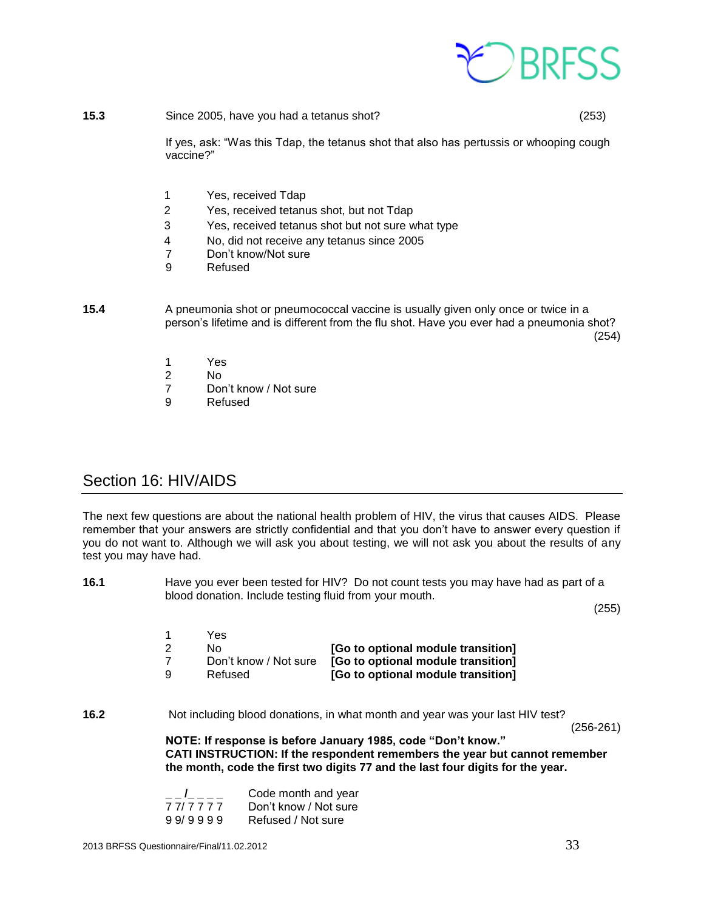**15.3** Since 2005, have you had a tetanus shot? (253)

If yes, ask: "Was this Tdap, the tetanus shot that also has pertussis or whooping cough vaccine?"

| | |
|---|---|
| 1 | Yes, received Tdap |
| 2 | Yes, received tetanus shot, but not Tdap |
| 3 | Yes, received tetanus shot but not sure what type |
| 4 | No, did not receive any tetanus since 2005 |
| 7 | Don't know/Not sure |
| 9 | Refused |

**15.4** A pneumonia shot or pneumococcal vaccine is usually given only once or twice in a person's lifetime and is different from the flu shot. Have you ever had a pneumonia shot? (254)

| | |
|---|---|
| 1 | Yes |
| 2 | No |
| 7 | Don't know / Not sure |
| 9 | Refused |

## Section 16: HIV/AIDS

The next few questions are about the national health problem of HIV, the virus that causes AIDS. Please remember that your answers are strictly confidential and that you don't have to answer every question if you do not want to. Although we will ask you about testing, we will not ask you about the results of any test you may have had.

**16.1** Have you ever been tested for HIV? Do not count tests you may have had as part of a blood donation. Include testing fluid from your mouth. (255)

| | | |
|---|---|---|
| 1 | Yes | |
| 2 | No | **[Go to optional module transition]** |
| 7 | Don't know / Not sure | **[Go to optional module transition]** |
| 9 | Refused | **[Go to optional module transition]** |

**16.2** Not including blood donations, in what month and year was your last HIV test? (256-261)

**NOTE: If response is before January 1985, code "Don't know."**
**CATI INSTRUCTION: If the respondent remembers the year but cannot remember the month, code the first two digits 77 and the last four digits for the year.**

| | |
|---|---|
| _ _/_ _ _ _ | Code month and year |
| 7 7/ 7 7 7 7 | Don't know / Not sure |
| 9 9/ 9 9 9 9 | Refused / Not sure |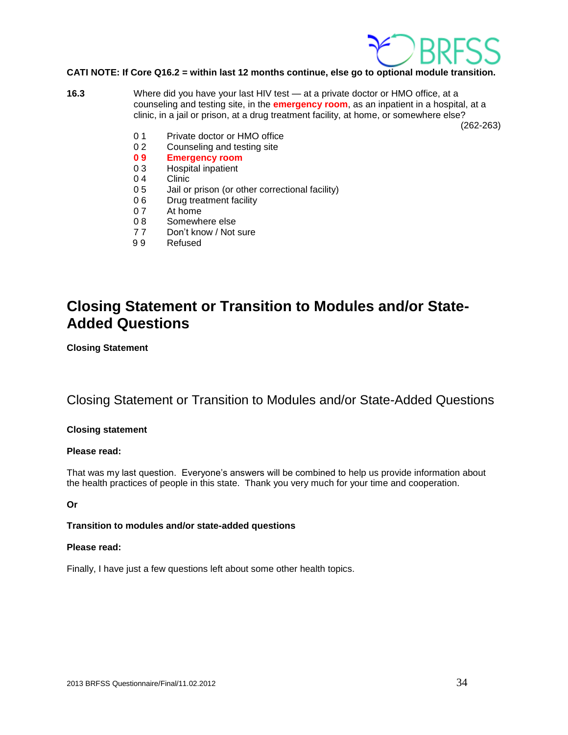**CATI NOTE: If Core Q16.2 = within last 12 months continue, else go to optional module transition.**

**16.3** Where did you have your last HIV test — at a private doctor or HMO office, at a counseling and testing site, in the **emergency room**, as an inpatient in a hospital, at a clinic, in a jail or prison, at a drug treatment facility, at home, or somewhere else?

(262-263)

- 0 1 Private doctor or HMO office
- 0 2 Counseling and testing site
- **0 9 Emergency room**
- 0 3 Hospital inpatient
- 0 4 Clinic
- 0 5 Jail or prison (or other correctional facility)
- 0 6 Drug treatment facility
- 0 7 At home
- 0 8 Somewhere else
- 7 7 Don't know / Not sure
- 9 9 Refused

# Closing Statement or Transition to Modules and/or State-Added Questions

**Closing Statement**

## Closing Statement or Transition to Modules and/or State-Added Questions

**Closing statement**

**Please read:**

That was my last question. Everyone's answers will be combined to help us provide information about the health practices of people in this state. Thank you very much for your time and cooperation.

**Or**

**Transition to modules and/or state-added questions**

**Please read:**

Finally, I have just a few questions left about some other health topics.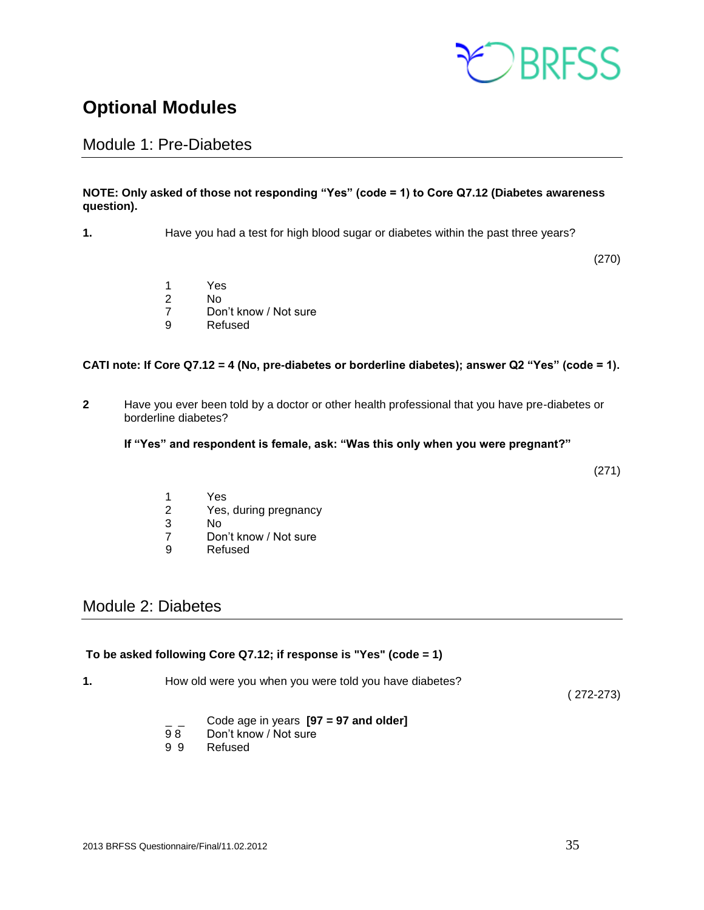# Optional Modules

## Module 1: Pre-Diabetes

**NOTE: Only asked of those not responding "Yes" (code = 1) to Core Q7.12 (Diabetes awareness question).**

**1.** Have you had a test for high blood sugar or diabetes within the past three years?

(270)

1 Yes
2 No
7 Don't know / Not sure
9 Refused

**CATI note: If Core Q7.12 = 4 (No, pre-diabetes or borderline diabetes); answer Q2 "Yes" (code = 1).**

**2** Have you ever been told by a doctor or other health professional that you have pre-diabetes or borderline diabetes?

**If "Yes" and respondent is female, ask: "Was this only when you were pregnant?"**

(271)

1 Yes
2 Yes, during pregnancy
3 No
7 Don't know / Not sure
9 Refused

## Module 2: Diabetes

**To be asked following Core Q7.12; if response is "Yes" (code = 1)**

**1.** How old were you when you were told you have diabetes?

( 272-273)

_ _ Code age in years **[97 = 97 and older]**
9 8 Don't know / Not sure
9 9 Refused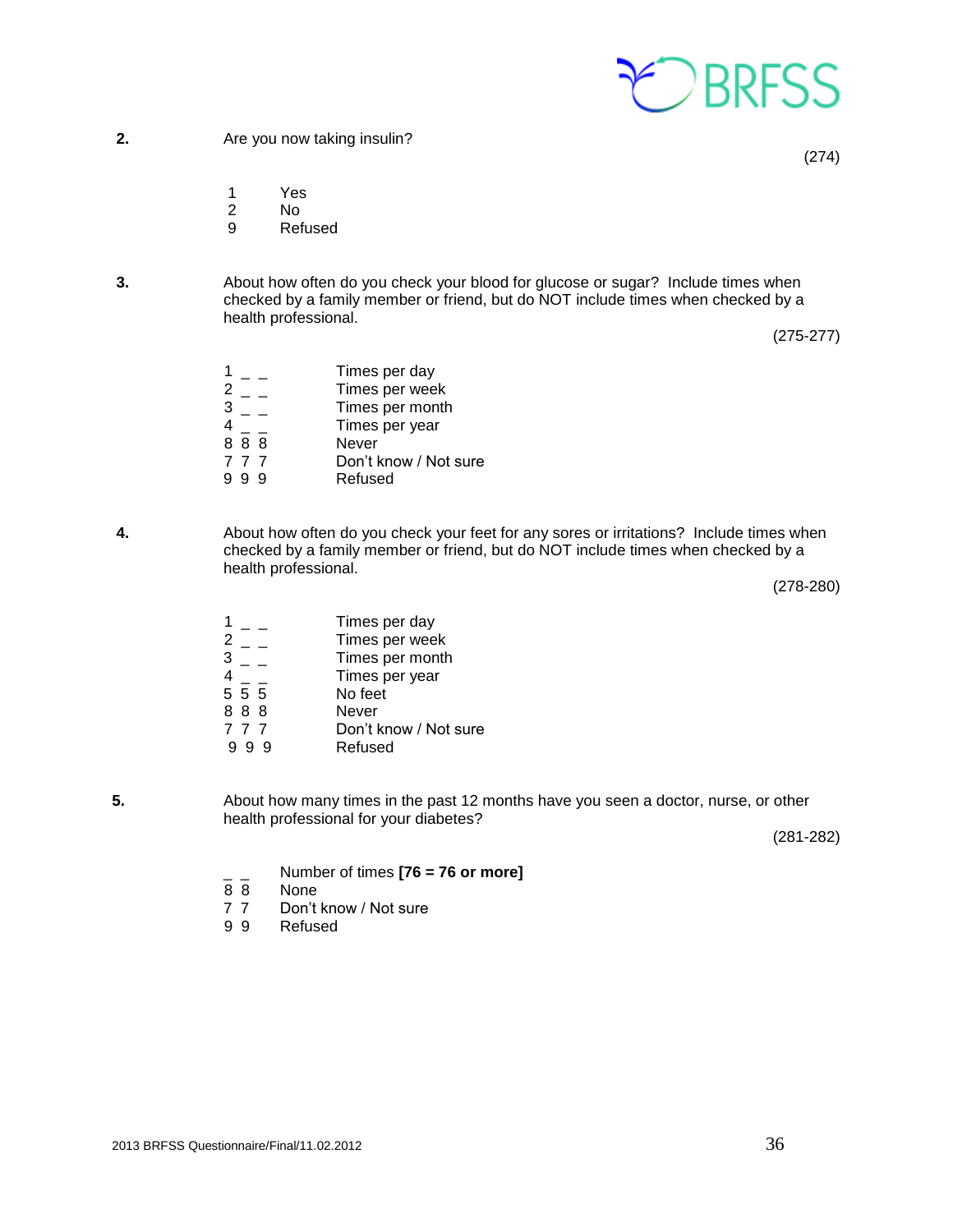**2.** Are you now taking insulin?

(274)

1 Yes
2 No
9 Refused

**3.** About how often do you check your blood for glucose or sugar? Include times when checked by a family member or friend, but do NOT include times when checked by a health professional.

(275-277)

| | |
|---|---|
| 1 _ _ | Times per day |
| 2 _ _ | Times per week |
| 3 _ _ | Times per month |
| 4 _ _ | Times per year |
| 8 8 8 | Never |
| 7 7 7 | Don't know / Not sure |
| 9 9 9 | Refused |

**4.** About how often do you check your feet for any sores or irritations? Include times when checked by a family member or friend, but do NOT include times when checked by a health professional.

(278-280)

| | |
|---|---|
| 1 _ _ | Times per day |
| 2 _ _ | Times per week |
| 3 _ _ | Times per month |
| 4 _ _ | Times per year |
| 5 5 5 | No feet |
| 8 8 8 | Never |
| 7 7 7 | Don't know / Not sure |
| 9 9 9 | Refused |

**5.** About how many times in the past 12 months have you seen a doctor, nurse, or other health professional for your diabetes?

(281-282)

| | |
|---|---|
| _ _ | Number of times **[76 = 76 or more]** |
| 8 8 | None |
| 7 7 | Don't know / Not sure |
| 9 9 | Refused |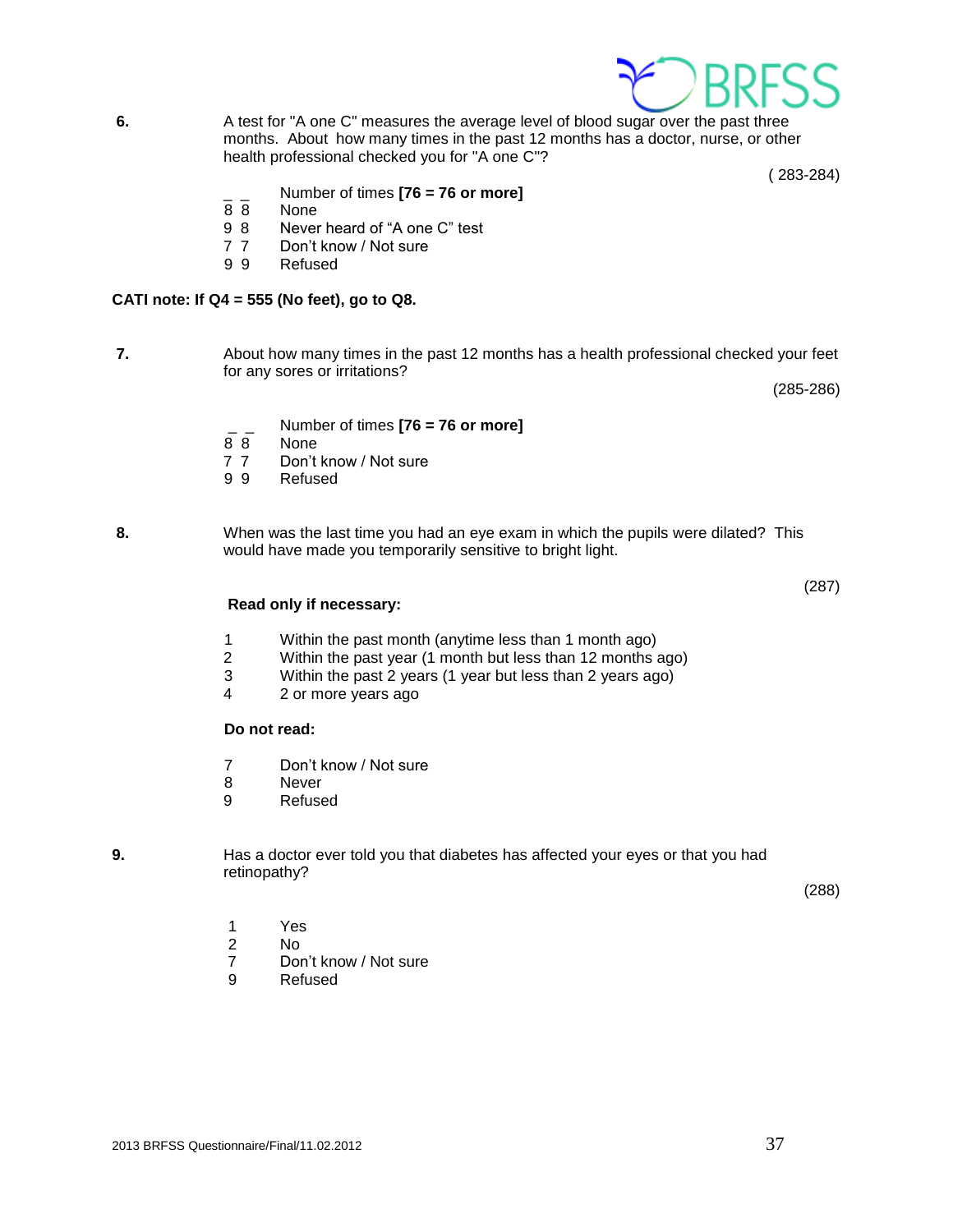**6.** A test for "A one C" measures the average level of blood sugar over the past three months. About how many times in the past 12 months has a doctor, nurse, or other health professional checked you for "A one C"?

( 283-284)

_ _ Number of times **[76 = 76 or more]**
8 8 None
9 8 Never heard of "A one C" test
7 7 Don't know / Not sure
9 9 Refused

**CATI note: If Q4 = 555 (No feet), go to Q8.**

**7.** About how many times in the past 12 months has a health professional checked your feet for any sores or irritations?

(285-286)

_ _ Number of times **[76 = 76 or more]**
8 8 None
7 7 Don't know / Not sure
9 9 Refused

**8.** When was the last time you had an eye exam in which the pupils were dilated? This would have made you temporarily sensitive to bright light.

(287)

**Read only if necessary:**

1 Within the past month (anytime less than 1 month ago)
2 Within the past year (1 month but less than 12 months ago)
3 Within the past 2 years (1 year but less than 2 years ago)
4 2 or more years ago

**Do not read:**

7 Don't know / Not sure
8 Never
9 Refused

**9.** Has a doctor ever told you that diabetes has affected your eyes or that you had retinopathy?

(288)

1 Yes
2 No
7 Don't know / Not sure
9 Refused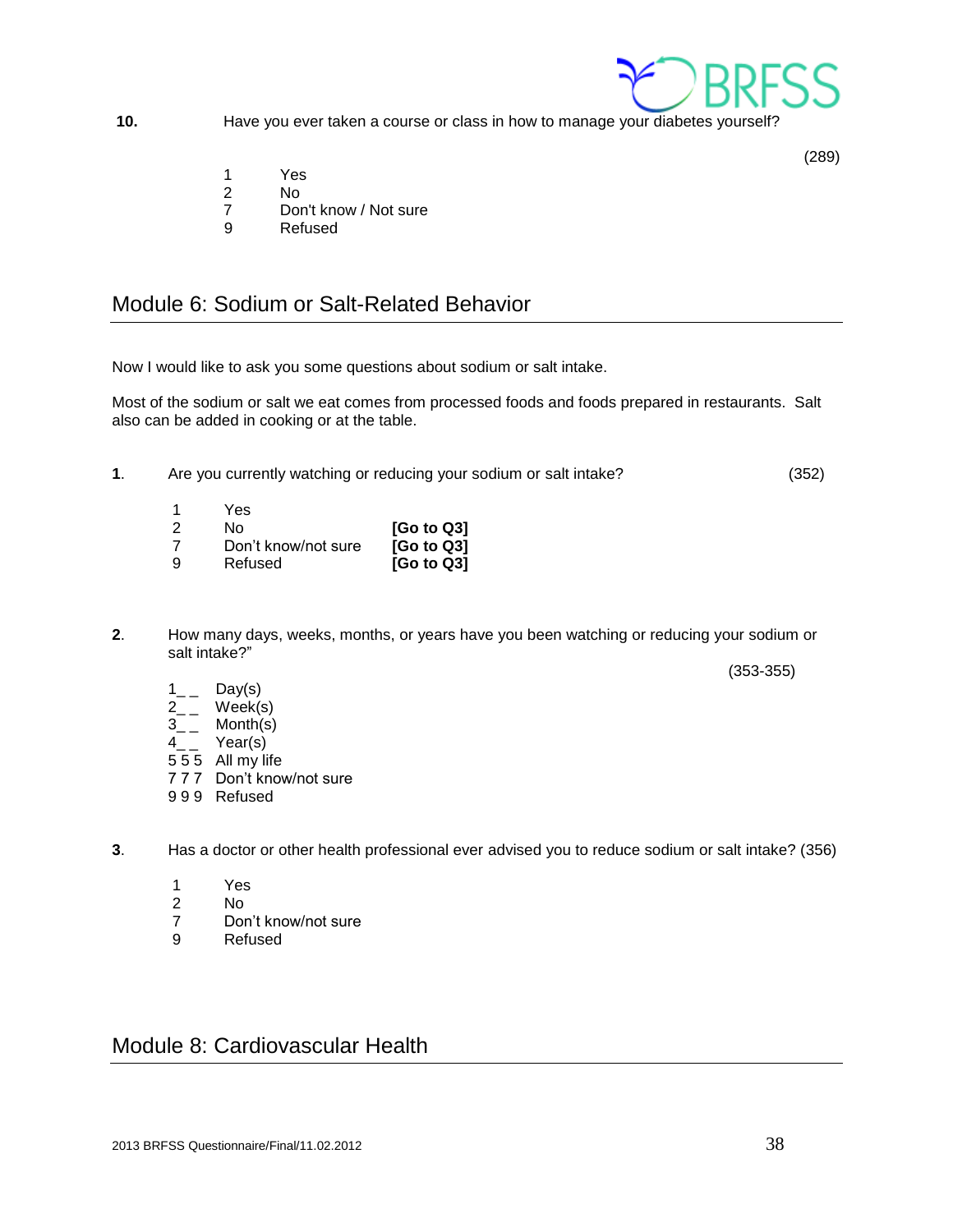**10.** Have you ever taken a course or class in how to manage your diabetes yourself?

(289)

1 Yes
2 No
7 Don't know / Not sure
9 Refused

## Module 6: Sodium or Salt-Related Behavior

Now I would like to ask you some questions about sodium or salt intake.

Most of the sodium or salt we eat comes from processed foods and foods prepared in restaurants. Salt also can be added in cooking or at the table.

**1**. Are you currently watching or reducing your sodium or salt intake? (352)

1 Yes
2 No **[Go to Q3]**
7 Don't know/not sure **[Go to Q3]**
9 Refused **[Go to Q3]**

**2**. How many days, weeks, months, or years have you been watching or reducing your sodium or salt intake?"

(353-355)

1_ _ Day(s)
2_ _ Week(s)
3_ _ Month(s)
4_ _ Year(s)
5 5 5 All my life
7 7 7 Don't know/not sure
9 9 9 Refused

**3**. Has a doctor or other health professional ever advised you to reduce sodium or salt intake? (356)

1 Yes
2 No
7 Don't know/not sure
9 Refused

## Module 8: Cardiovascular Health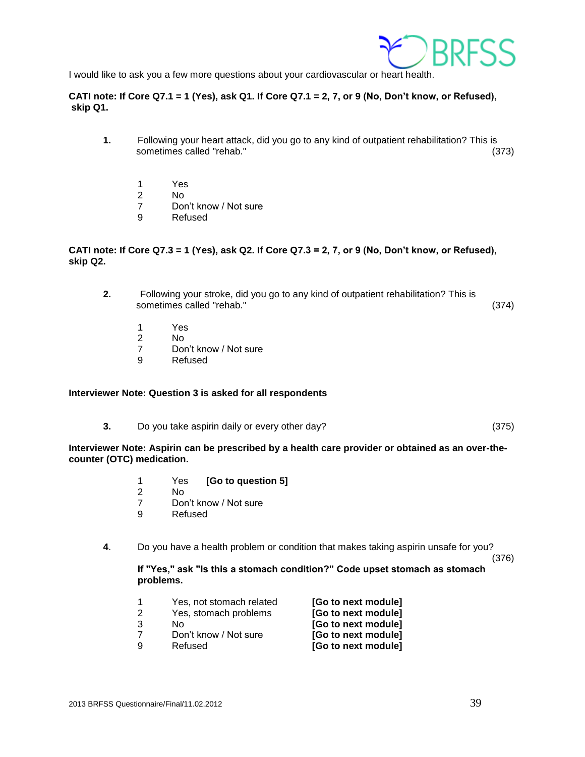I would like to ask you a few more questions about your cardiovascular or heart health.

**CATI note: If Core Q7.1 = 1 (Yes), ask Q1. If Core Q7.1 = 2, 7, or 9 (No, Don't know, or Refused), skip Q1.**

**1.** Following your heart attack, did you go to any kind of outpatient rehabilitation? This is sometimes called "rehab." (373)

1 Yes
2 No
7 Don't know / Not sure
9 Refused

**CATI note: If Core Q7.3 = 1 (Yes), ask Q2. If Core Q7.3 = 2, 7, or 9 (No, Don't know, or Refused), skip Q2.**

**2.** Following your stroke, did you go to any kind of outpatient rehabilitation? This is sometimes called "rehab." (374)

1 Yes
2 No
7 Don't know / Not sure
9 Refused

**Interviewer Note: Question 3 is asked for all respondents**

**3.** Do you take aspirin daily or every other day? (375)

**Interviewer Note: Aspirin can be prescribed by a health care provider or obtained as an over-the-counter (OTC) medication.**

1 Yes **[Go to question 5]**
2 No
7 Don't know / Not sure
9 Refused

**4.** Do you have a health problem or condition that makes taking aspirin unsafe for you? (376)

**If "Yes," ask "Is this a stomach condition?" Code upset stomach as stomach problems.**

1 Yes, not stomach related **[Go to next module]**
2 Yes, stomach problems **[Go to next module]**
3 No **[Go to next module]**
7 Don't know / Not sure **[Go to next module]**
9 Refused **[Go to next module]**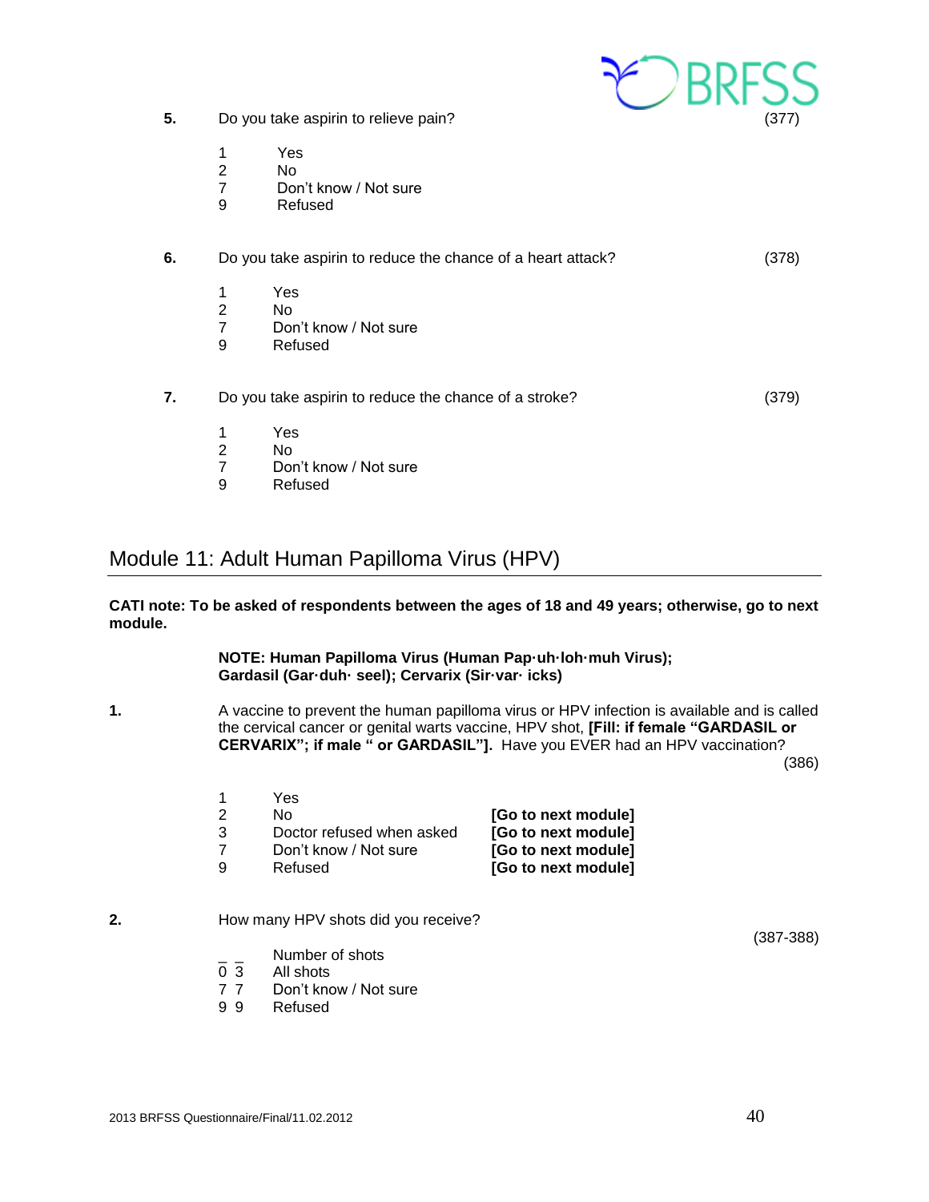**5.** Do you take aspirin to relieve pain? (377)

1 Yes
2 No
7 Don't know / Not sure
9 Refused

**6.** Do you take aspirin to reduce the chance of a heart attack? (378)

1 Yes
2 No
7 Don't know / Not sure
9 Refused

**7.** Do you take aspirin to reduce the chance of a stroke? (379)

1 Yes
2 No
7 Don't know / Not sure
9 Refused

## Module 11: Adult Human Papilloma Virus (HPV)

**CATI note: To be asked of respondents between the ages of 18 and 49 years; otherwise, go to next module.**

**NOTE: Human Papilloma Virus (Human Pap·uh·loh·muh Virus); Gardasil (Gar·duh· seel); Cervarix (Sir·var· icks)**

**1.** A vaccine to prevent the human papilloma virus or HPV infection is available and is called the cervical cancer or genital warts vaccine, HPV shot, **[Fill: if female "GARDASIL or CERVARIX"; if male " or GARDASIL"].** Have you EVER had an HPV vaccination? (386)

| | | |
|---|---|---|
| 1 | Yes | |
| 2 | No | **[Go to next module]** |
| 3 | Doctor refused when asked | **[Go to next module]** |
| 7 | Don't know / Not sure | **[Go to next module]** |
| 9 | Refused | **[Go to next module]** |

**2.** How many HPV shots did you receive? (387-388)

_ _ Number of shots
0 3 All shots
7 7 Don't know / Not sure
9 9 Refused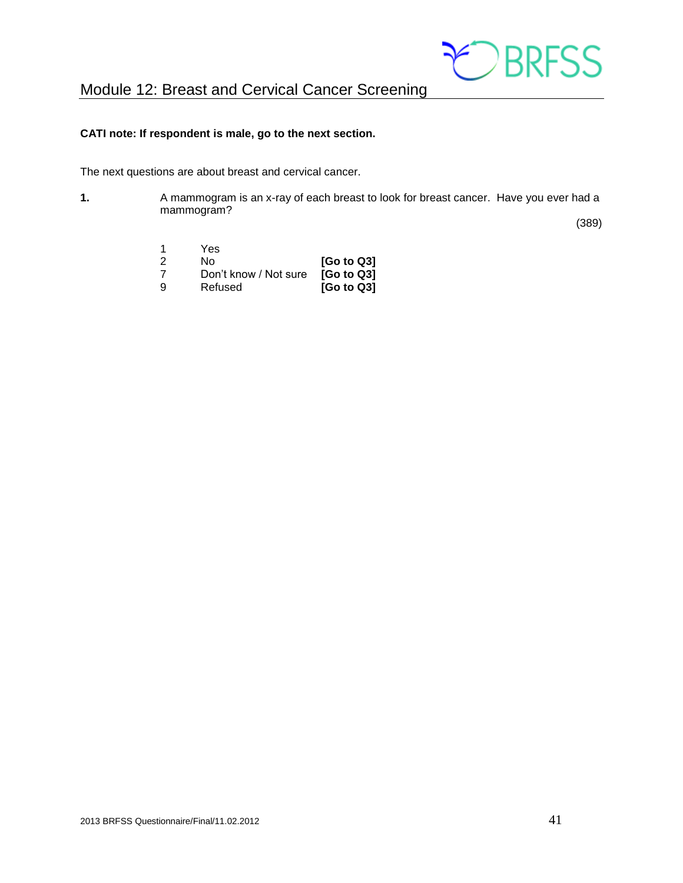# Module 12: Breast and Cervical Cancer Screening

**CATI note: If respondent is male, go to the next section.**

The next questions are about breast and cervical cancer.

**1.** A mammogram is an x-ray of each breast to look for breast cancer. Have you ever had a mammogram?

(389)

| | | |
|---|---|---|
| 1 | Yes | |
| 2 | No | **[Go to Q3]** |
| 7 | Don't know / Not sure | **[Go to Q3]** |
| 9 | Refused | **[Go to Q3]** |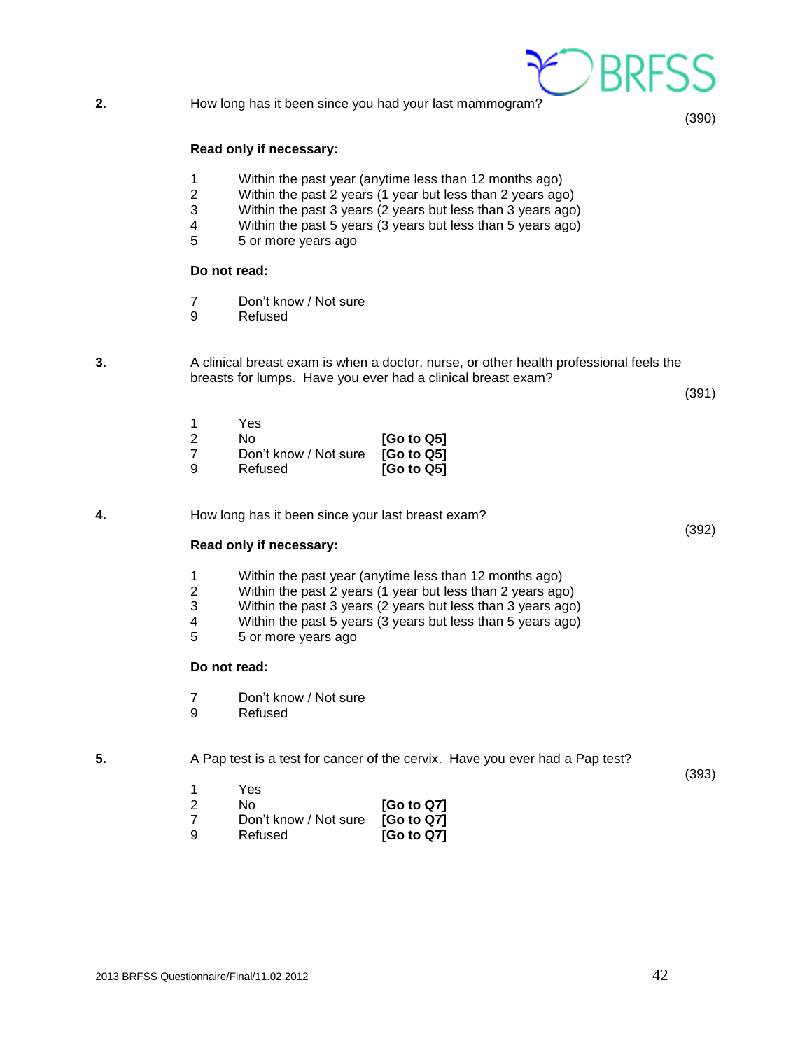**2.** How long has it been since you had your last mammogram?

(390)

**Read only if necessary:**

1 Within the past year (anytime less than 12 months ago)
2 Within the past 2 years (1 year but less than 2 years ago)
3 Within the past 3 years (2 years but less than 3 years ago)
4 Within the past 5 years (3 years but less than 5 years ago)
5 5 or more years ago

**Do not read:**

7 Don't know / Not sure
9 Refused

**3.** A clinical breast exam is when a doctor, nurse, or other health professional feels the breasts for lumps. Have you ever had a clinical breast exam?

(391)

1 Yes
2 No **[Go to Q5]**
7 Don't know / Not sure **[Go to Q5]**
9 Refused **[Go to Q5]**

**4.** How long has it been since your last breast exam?

(392)

**Read only if necessary:**

1 Within the past year (anytime less than 12 months ago)
2 Within the past 2 years (1 year but less than 2 years ago)
3 Within the past 3 years (2 years but less than 3 years ago)
4 Within the past 5 years (3 years but less than 5 years ago)
5 5 or more years ago

**Do not read:**

7 Don't know / Not sure
9 Refused

**5.** A Pap test is a test for cancer of the cervix. Have you ever had a Pap test?

(393)

1 Yes
2 No **[Go to Q7]**
7 Don't know / Not sure **[Go to Q7]**
9 Refused **[Go to Q7]**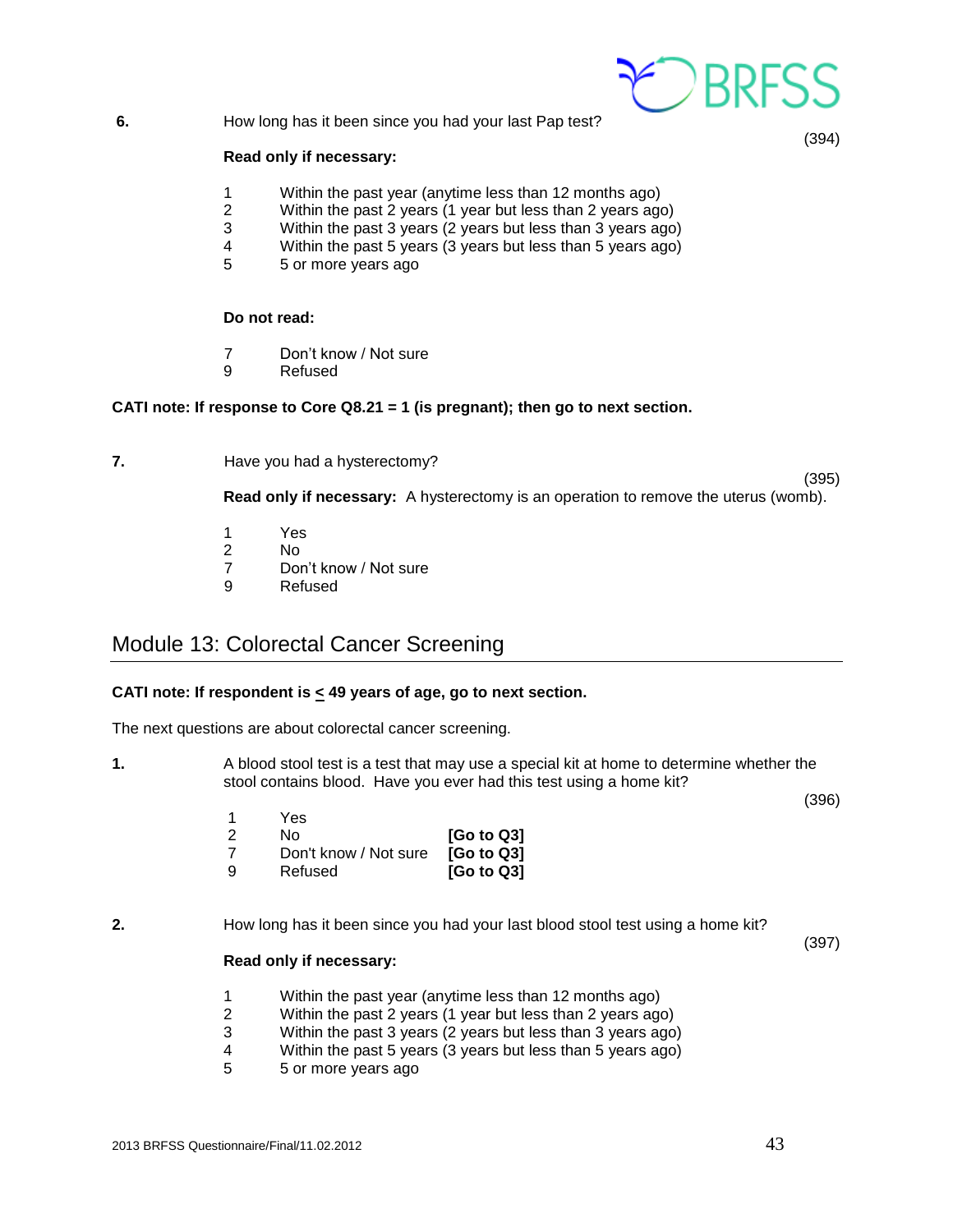**6.** How long has it been since you had your last Pap test?

(394)

**Read only if necessary:**

1 Within the past year (anytime less than 12 months ago)
2 Within the past 2 years (1 year but less than 2 years ago)
3 Within the past 3 years (2 years but less than 3 years ago)
4 Within the past 5 years (3 years but less than 5 years ago)
5 5 or more years ago

**Do not read:**

7 Don't know / Not sure
9 Refused

**CATI note: If response to Core Q8.21 = 1 (is pregnant); then go to next section.**

**7.** Have you had a hysterectomy?

(395)

**Read only if necessary:** A hysterectomy is an operation to remove the uterus (womb).

1 Yes
2 No
7 Don't know / Not sure
9 Refused

## Module 13: Colorectal Cancer Screening

**CATI note: If respondent is ≤ 49 years of age, go to next section.**

The next questions are about colorectal cancer screening.

**1.** A blood stool test is a test that may use a special kit at home to determine whether the stool contains blood. Have you ever had this test using a home kit?

(396)

1 Yes
2 No **[Go to Q3]**
7 Don't know / Not sure **[Go to Q3]**
9 Refused **[Go to Q3]**

**2.** How long has it been since you had your last blood stool test using a home kit?

(397)

**Read only if necessary:**

1 Within the past year (anytime less than 12 months ago)
2 Within the past 2 years (1 year but less than 2 years ago)
3 Within the past 3 years (2 years but less than 3 years ago)
4 Within the past 5 years (3 years but less than 5 years ago)
5 5 or more years ago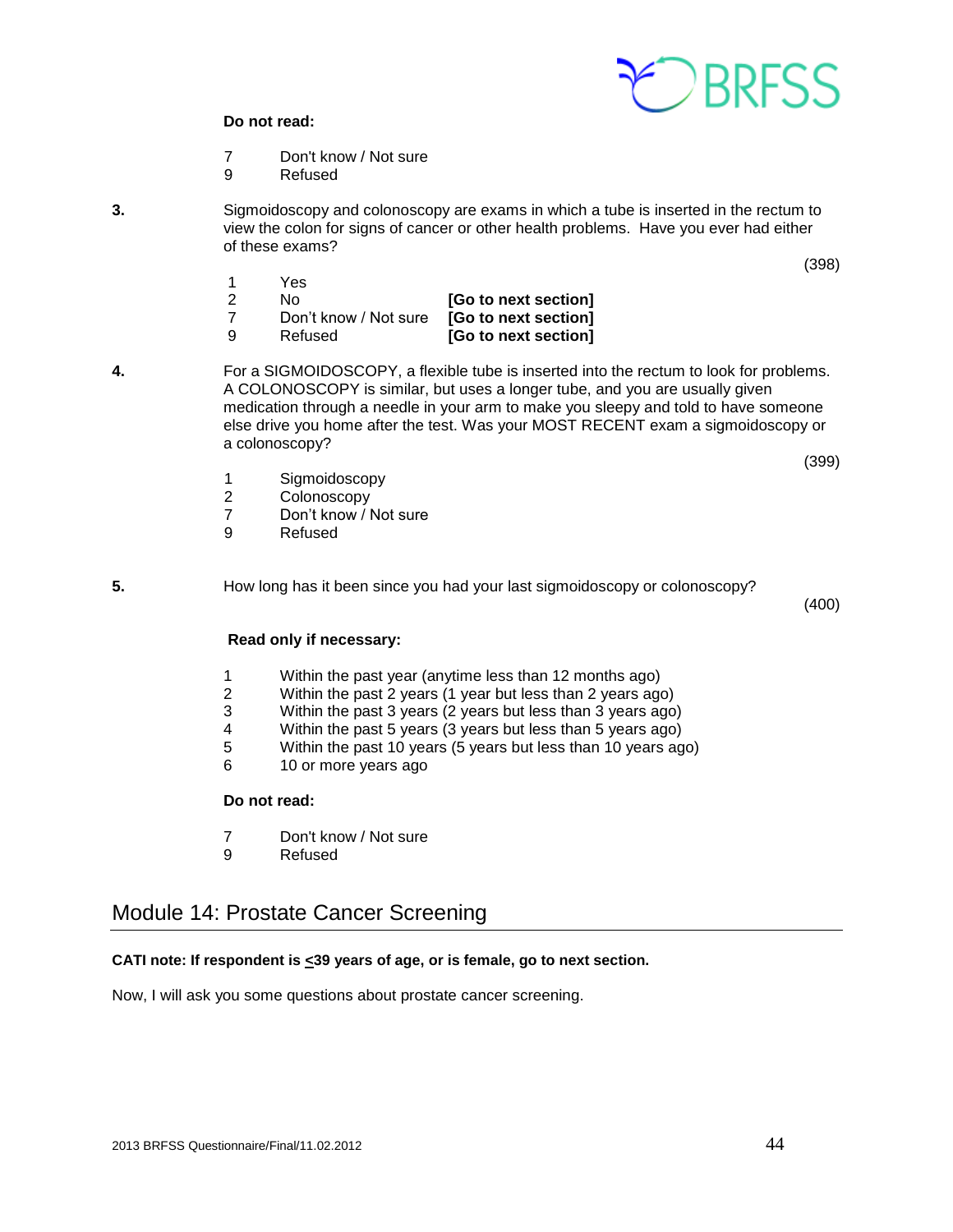**Do not read:**

7 Don't know / Not sure
9 Refused

**3.** Sigmoidoscopy and colonoscopy are exams in which a tube is inserted in the rectum to view the colon for signs of cancer or other health problems. Have you ever had either of these exams?

(398)

1 Yes
2 No **[Go to next section]**
7 Don't know / Not sure **[Go to next section]**
9 Refused **[Go to next section]**

**4.** For a SIGMOIDOSCOPY, a flexible tube is inserted into the rectum to look for problems. A COLONOSCOPY is similar, but uses a longer tube, and you are usually given medication through a needle in your arm to make you sleepy and told to have someone else drive you home after the test. Was your MOST RECENT exam a sigmoidoscopy or a colonoscopy?

(399)

1 Sigmoidoscopy
2 Colonoscopy
7 Don't know / Not sure
9 Refused

**5.** How long has it been since you had your last sigmoidoscopy or colonoscopy?

(400)

**Read only if necessary:**

1 Within the past year (anytime less than 12 months ago)
2 Within the past 2 years (1 year but less than 2 years ago)
3 Within the past 3 years (2 years but less than 3 years ago)
4 Within the past 5 years (3 years but less than 5 years ago)
5 Within the past 10 years (5 years but less than 10 years ago)
6 10 or more years ago

**Do not read:**

7 Don't know / Not sure
9 Refused

## Module 14: Prostate Cancer Screening

**CATI note: If respondent is ≤39 years of age, or is female, go to next section.**

Now, I will ask you some questions about prostate cancer screening.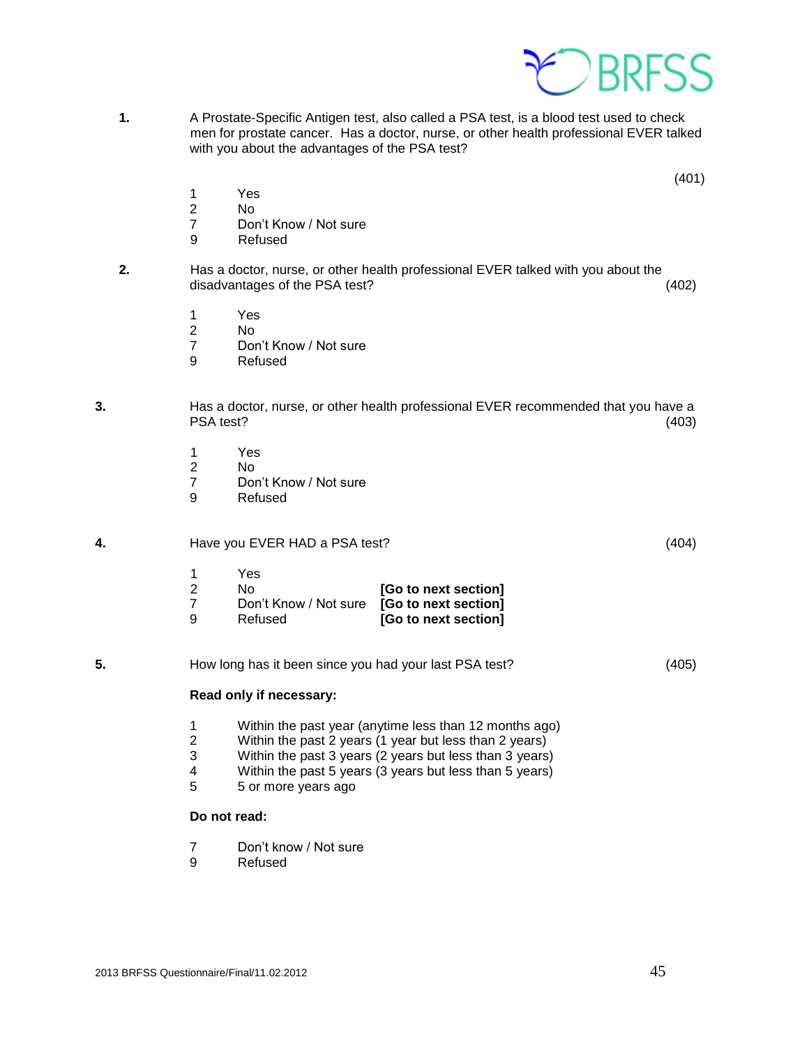**1.** A Prostate-Specific Antigen test, also called a PSA test, is a blood test used to check men for prostate cancer. Has a doctor, nurse, or other health professional EVER talked with you about the advantages of the PSA test? (401)

1 Yes
2 No
7 Don't Know / Not sure
9 Refused

**2.** Has a doctor, nurse, or other health professional EVER talked with you about the disadvantages of the PSA test? (402)

1 Yes
2 No
7 Don't Know / Not sure
9 Refused

**3.** Has a doctor, nurse, or other health professional EVER recommended that you have a PSA test? (403)

1 Yes
2 No
7 Don't Know / Not sure
9 Refused

**4.** Have you EVER HAD a PSA test? (404)

1 Yes
2 No **[Go to next section]**
7 Don't Know / Not sure **[Go to next section]**
9 Refused **[Go to next section]**

**5.** How long has it been since you had your last PSA test? (405)

**Read only if necessary:**

1 Within the past year (anytime less than 12 months ago)
2 Within the past 2 years (1 year but less than 2 years)
3 Within the past 3 years (2 years but less than 3 years)
4 Within the past 5 years (3 years but less than 5 years)
5 5 or more years ago

**Do not read:**

7 Don't know / Not sure
9 Refused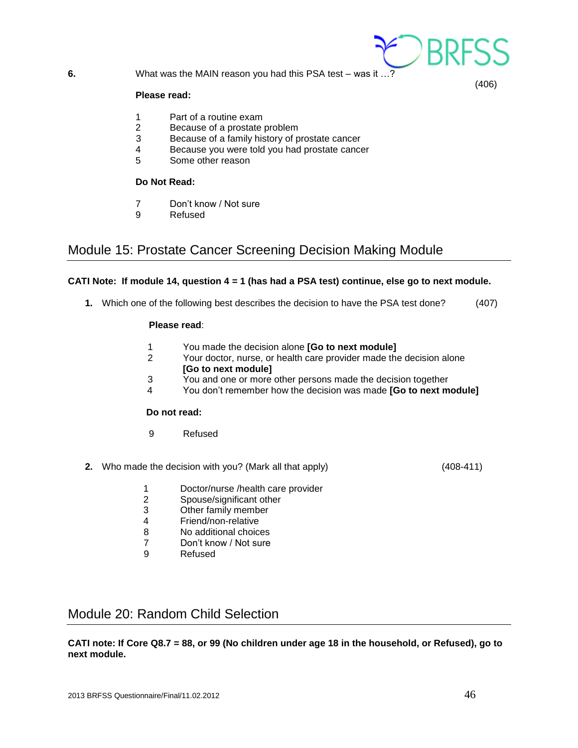**6.** What was the MAIN reason you had this PSA test – was it …? (406)

**Please read:**

1 Part of a routine exam
2 Because of a prostate problem
3 Because of a family history of prostate cancer
4 Because you were told you had prostate cancer
5 Some other reason

**Do Not Read:**

7 Don't know / Not sure
9 Refused

## Module 15: Prostate Cancer Screening Decision Making Module

**CATI Note: If module 14, question 4 = 1 (has had a PSA test) continue, else go to next module.**

**1.** Which one of the following best describes the decision to have the PSA test done? (407)

**Please read**:

1 You made the decision alone **[Go to next module]**
2 Your doctor, nurse, or health care provider made the decision alone **[Go to next module]**
3 You and one or more other persons made the decision together
4 You don't remember how the decision was made **[Go to next module]**

**Do not read:**

9 Refused

**2.** Who made the decision with you? (Mark all that apply) (408-411)

1 Doctor/nurse /health care provider
2 Spouse/significant other
3 Other family member
4 Friend/non-relative
8 No additional choices
7 Don't know / Not sure
9 Refused

## Module 20: Random Child Selection

**CATI note: If Core Q8.7 = 88, or 99 (No children under age 18 in the household, or Refused), go to next module.**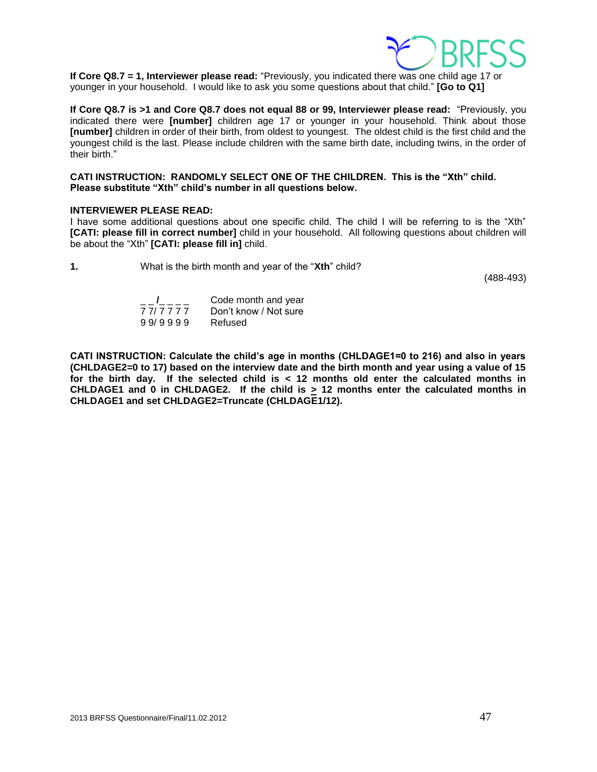**If Core Q8.7 = 1, Interviewer please read:** “Previously, you indicated there was one child age 17 or younger in your household. I would like to ask you some questions about that child.” **[Go to Q1]**

**If Core Q8.7 is >1 and Core Q8.7 does not equal 88 or 99, Interviewer please read:** “Previously, you indicated there were **[number]** children age 17 or younger in your household. Think about those **[number]** children in order of their birth, from oldest to youngest. The oldest child is the first child and the youngest child is the last. Please include children with the same birth date, including twins, in the order of their birth.”

**CATI INSTRUCTION: RANDOMLY SELECT ONE OF THE CHILDREN. This is the “Xth” child. Please substitute “Xth” child’s number in all questions below.**

**INTERVIEWER PLEASE READ:**
I have some additional questions about one specific child. The child I will be referring to is the “Xth” **[CATI: please fill in correct number]** child in your household. All following questions about children will be about the “Xth” **[CATI: please fill in]** child.

**1.** What is the birth month and year of the “**Xth**” child?

(488-493)

| | |
|---|---|
| _ _ **/**_ _ _ _ | Code month and year |
| 7 7/ 7 7 7 7 | Don’t know / Not sure |
| 9 9/ 9 9 9 9 | Refused |

**CATI INSTRUCTION: Calculate the child’s age in months (CHLDAGE1=0 to 216) and also in years (CHLDAGE2=0 to 17) based on the interview date and the birth month and year using a value of 15 for the birth day. If the selected child is < 12 months old enter the calculated months in CHLDAGE1 and 0 in CHLDAGE2. If the child is ≥ 12 months enter the calculated months in CHLDAGE1 and set CHLDAGE2=Truncate (CHLDAGE1/12).**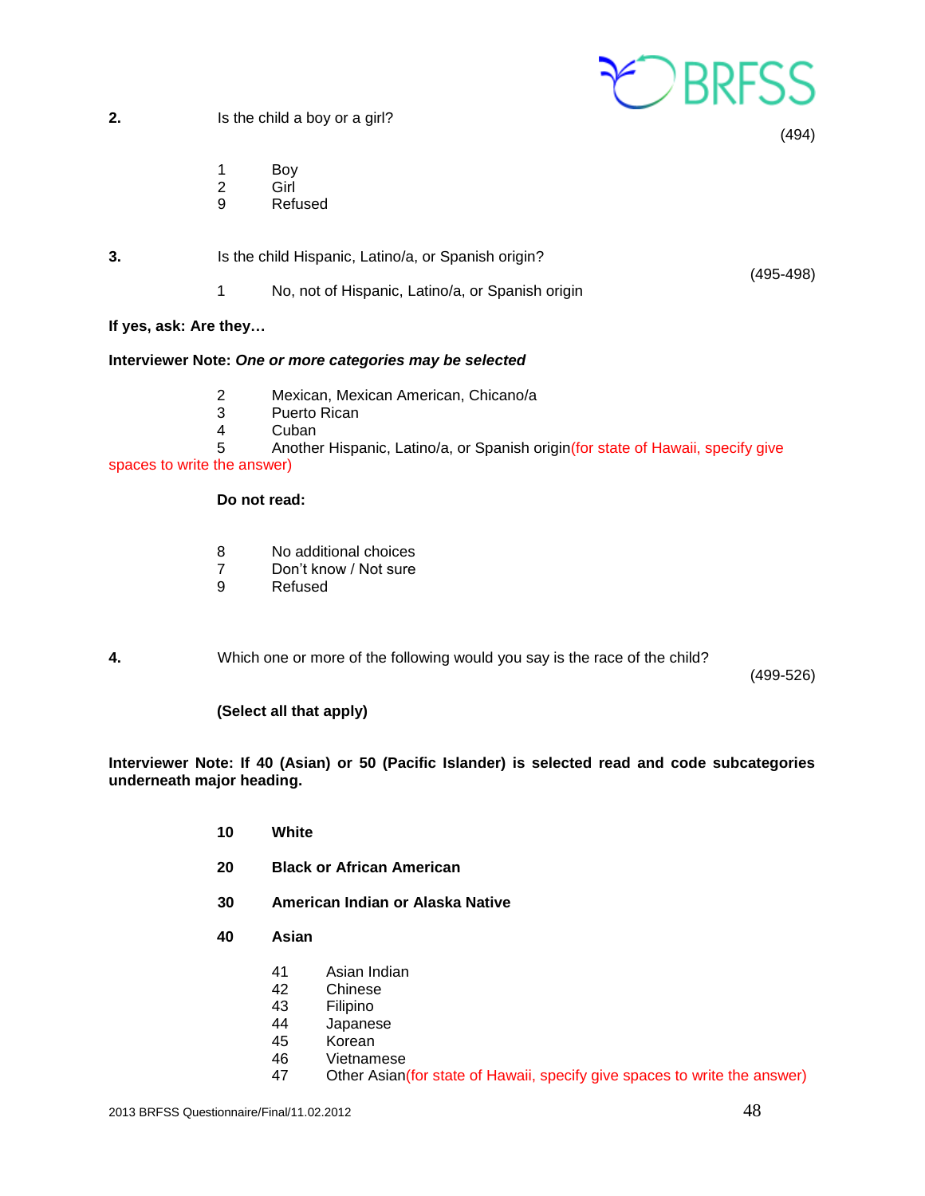**2.** Is the child a boy or a girl?

(494)

1 Boy
2 Girl
9 Refused

**3.** Is the child Hispanic, Latino/a, or Spanish origin?

(495-498)

1 No, not of Hispanic, Latino/a, or Spanish origin

**If yes, ask: Are they…**

**Interviewer Note:** ***One or more categories may be selected***

2 Mexican, Mexican American, Chicano/a
3 Puerto Rican
4 Cuban
5 Another Hispanic, Latino/a, or Spanish origin(for state of Hawaii, specify give spaces to write the answer)

**Do not read:**

8 No additional choices
7 Don't know / Not sure
9 Refused

**4.** Which one or more of the following would you say is the race of the child?

(499-526)

**(Select all that apply)**

**Interviewer Note: If 40 (Asian) or 50 (Pacific Islander) is selected read and code subcategories underneath major heading.**

**10 White**

**20 Black or African American**

**30 American Indian or Alaska Native**

**40 Asian**

41 Asian Indian
42 Chinese
43 Filipino
44 Japanese
45 Korean
46 Vietnamese
47 Other Asian(for state of Hawaii, specify give spaces to write the answer)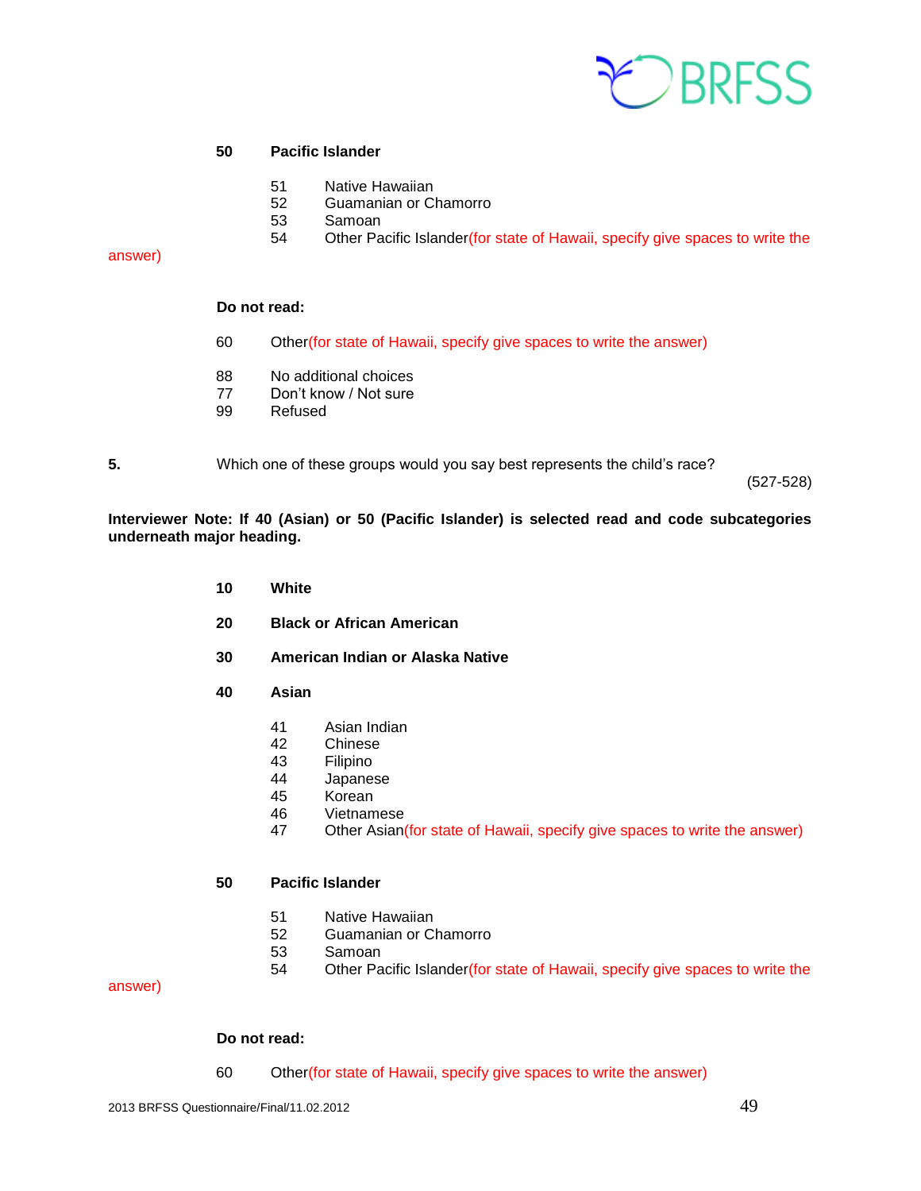**50 Pacific Islander**

51 Native Hawaiian
52 Guamanian or Chamorro
53 Samoan
54 Other Pacific Islander(for state of Hawaii, specify give spaces to write the answer)

**Do not read:**

60 Other(for state of Hawaii, specify give spaces to write the answer)

88 No additional choices
77 Don't know / Not sure
99 Refused

**5.** Which one of these groups would you say best represents the child's race? (527-528)

**Interviewer Note: If 40 (Asian) or 50 (Pacific Islander) is selected read and code subcategories underneath major heading.**

**10 White**

**20 Black or African American**

**30 American Indian or Alaska Native**

**40 Asian**

41 Asian Indian
42 Chinese
43 Filipino
44 Japanese
45 Korean
46 Vietnamese
47 Other Asian(for state of Hawaii, specify give spaces to write the answer)

**50 Pacific Islander**

51 Native Hawaiian
52 Guamanian or Chamorro
53 Samoan
54 Other Pacific Islander(for state of Hawaii, specify give spaces to write the answer)

**Do not read:**

60 Other(for state of Hawaii, specify give spaces to write the answer)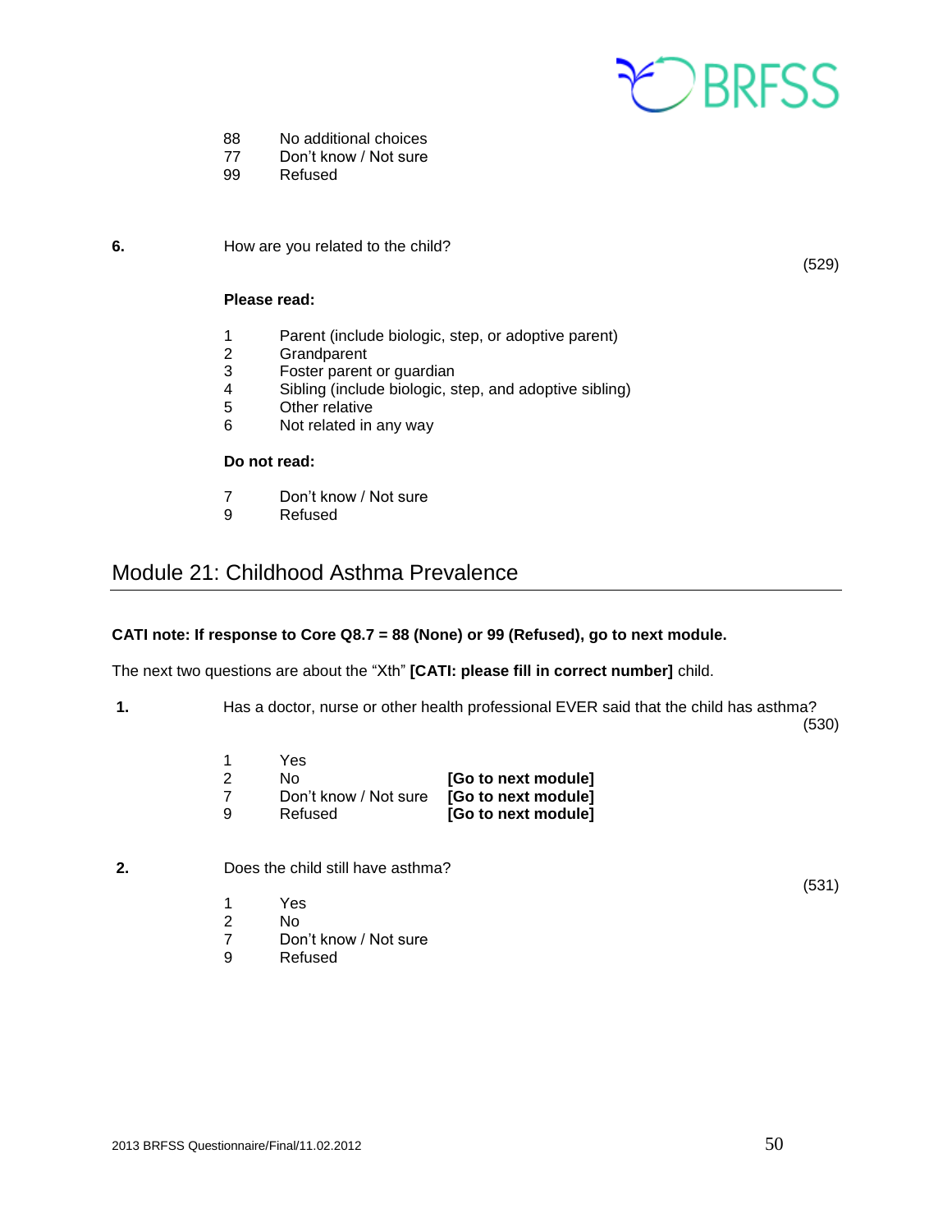88 No additional choices
77 Don't know / Not sure
99 Refused

**6.** How are you related to the child? (529)

**Please read:**

1 Parent (include biologic, step, or adoptive parent)
2 Grandparent
3 Foster parent or guardian
4 Sibling (include biologic, step, and adoptive sibling)
5 Other relative
6 Not related in any way

**Do not read:**

7 Don't know / Not sure
9 Refused

## Module 21: Childhood Asthma Prevalence

**CATI note: If response to Core Q8.7 = 88 (None) or 99 (Refused), go to next module.**

The next two questions are about the "Xth" **[CATI: please fill in correct number]** child.

**1.** Has a doctor, nurse or other health professional EVER said that the child has asthma? (530)

1 Yes
2 No **[Go to next module]**
7 Don't know / Not sure **[Go to next module]**
9 Refused **[Go to next module]**

**2.** Does the child still have asthma? (531)

1 Yes
2 No
7 Don't know / Not sure
9 Refused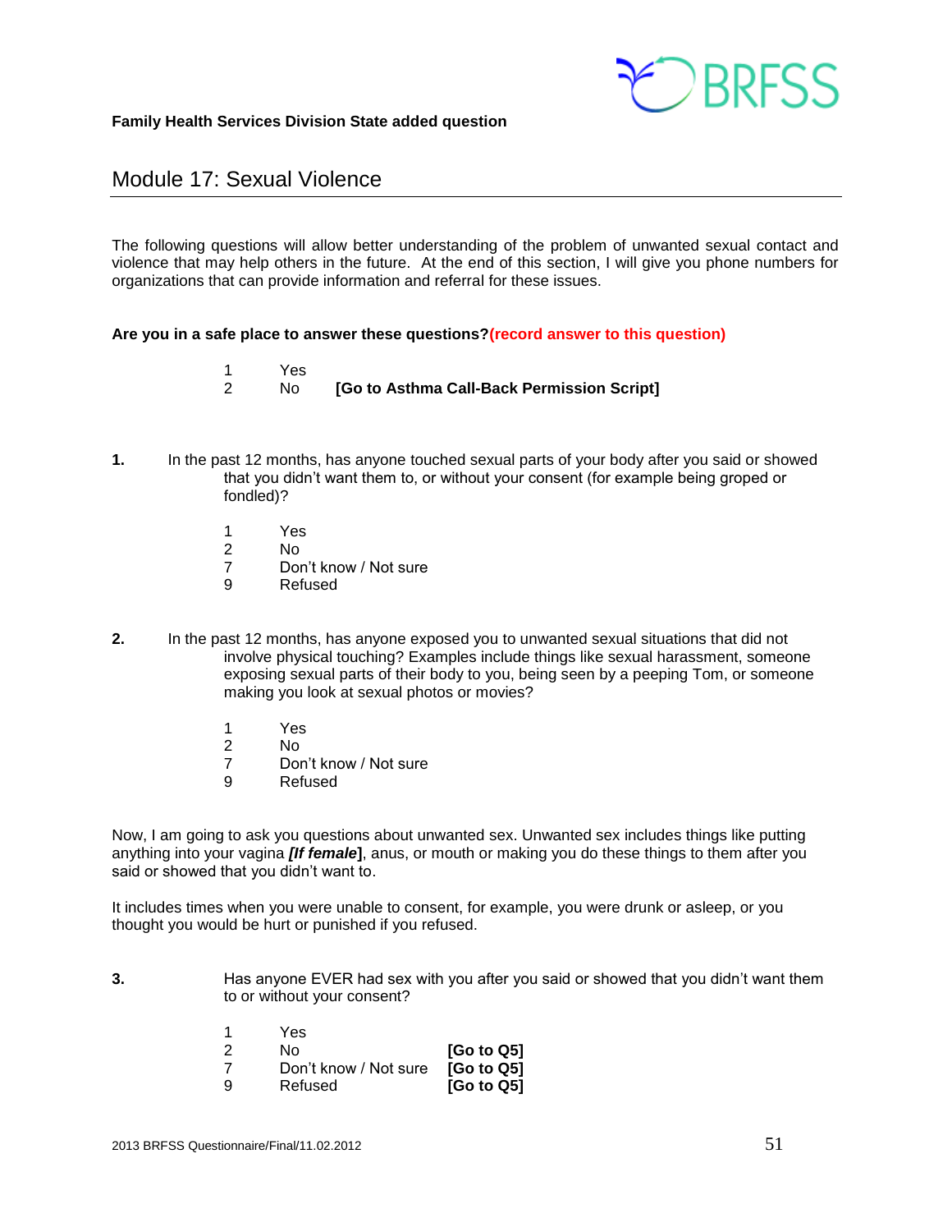**Family Health Services Division State added question**

## Module 17: Sexual Violence

The following questions will allow better understanding of the problem of unwanted sexual contact and violence that may help others in the future. At the end of this section, I will give you phone numbers for organizations that can provide information and referral for these issues.

**Are you in a safe place to answer these questions?(record answer to this question)**

1 Yes
2 No **[Go to Asthma Call-Back Permission Script]**

**1.** In the past 12 months, has anyone touched sexual parts of your body after you said or showed that you didn't want them to, or without your consent (for example being groped or fondled)?

1 Yes
2 No
7 Don't know / Not sure
9 Refused

**2.** In the past 12 months, has anyone exposed you to unwanted sexual situations that did not involve physical touching? Examples include things like sexual harassment, someone exposing sexual parts of their body to you, being seen by a peeping Tom, or someone making you look at sexual photos or movies?

1 Yes
2 No
7 Don't know / Not sure
9 Refused

Now, I am going to ask you questions about unwanted sex. Unwanted sex includes things like putting anything into your vagina ***[If female***], anus, or mouth or making you do these things to them after you said or showed that you didn't want to.

It includes times when you were unable to consent, for example, you were drunk or asleep, or you thought you would be hurt or punished if you refused.

**3.** Has anyone EVER had sex with you after you said or showed that you didn't want them to or without your consent?

1 Yes
2 No **[Go to Q5]**
7 Don't know / Not sure **[Go to Q5]**
9 Refused **[Go to Q5]**

2013 BRFSS Questionnaire/Final/11.02.2012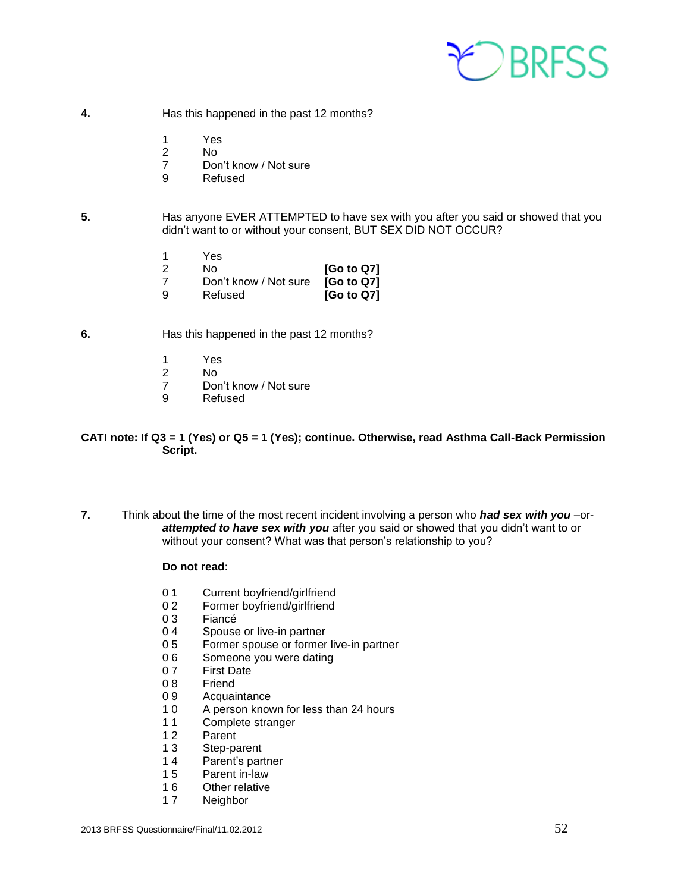**4.** Has this happened in the past 12 months?

1 Yes
2 No
7 Don't know / Not sure
9 Refused

**5.** Has anyone EVER ATTEMPTED to have sex with you after you said or showed that you didn't want to or without your consent, BUT SEX DID NOT OCCUR?

1 Yes
2 No **[Go to Q7]**
7 Don't know / Not sure **[Go to Q7]**
9 Refused **[Go to Q7]**

**6.** Has this happened in the past 12 months?

1 Yes
2 No
7 Don't know / Not sure
9 Refused

**CATI note: If Q3 = 1 (Yes) or Q5 = 1 (Yes); continue. Otherwise, read Asthma Call-Back Permission Script.**

**7.** Think about the time of the most recent incident involving a person who ***had sex with you*** –or- ***attempted to have sex with you*** after you said or showed that you didn't want to or without your consent? What was that person's relationship to you?

**Do not read:**

0 1 Current boyfriend/girlfriend
0 2 Former boyfriend/girlfriend
0 3 Fiancé
0 4 Spouse or live-in partner
0 5 Former spouse or former live-in partner
0 6 Someone you were dating
0 7 First Date
0 8 Friend
0 9 Acquaintance
1 0 A person known for less than 24 hours
1 1 Complete stranger
1 2 Parent
1 3 Step-parent
1 4 Parent's partner
1 5 Parent in-law
1 6 Other relative
1 7 Neighbor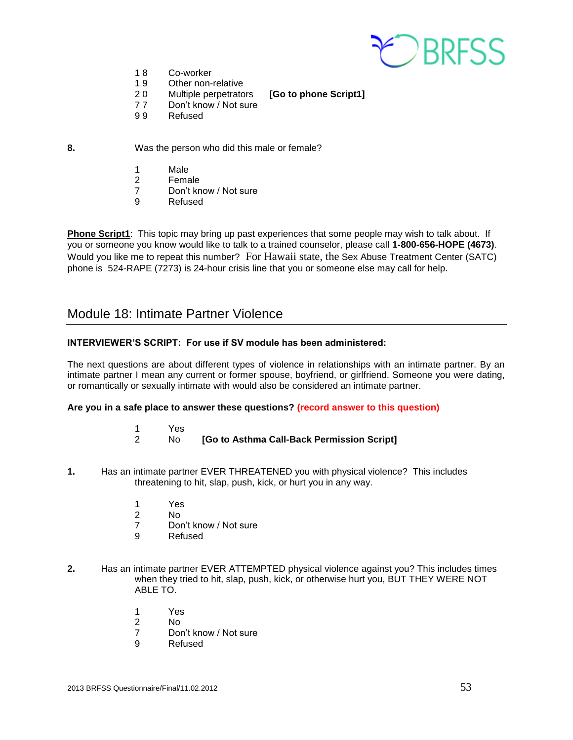18 Co-worker
19 Other non-relative
20 Multiple perpetrators **[Go to phone Script1]**
77 Don't know / Not sure
99 Refused

**8.** Was the person who did this male or female?

1 Male
2 Female
7 Don't know / Not sure
9 Refused

**Phone Script1**: This topic may bring up past experiences that some people may wish to talk about. If you or someone you know would like to talk to a trained counselor, please call **1-800-656-HOPE (4673)**. Would you like me to repeat this number? For Hawaii state, the Sex Abuse Treatment Center (SATC) phone is 524-RAPE (7273) is 24-hour crisis line that you or someone else may call for help.

## Module 18: Intimate Partner Violence

**INTERVIEWER'S SCRIPT: For use if SV module has been administered:**

The next questions are about different types of violence in relationships with an intimate partner. By an intimate partner I mean any current or former spouse, boyfriend, or girlfriend. Someone you were dating, or romantically or sexually intimate with would also be considered an intimate partner.

**Are you in a safe place to answer these questions? (record answer to this question)**

1 Yes
2 No **[Go to Asthma Call-Back Permission Script]**

**1.** Has an intimate partner EVER THREATENED you with physical violence? This includes threatening to hit, slap, push, kick, or hurt you in any way.

1 Yes
2 No
7 Don't know / Not sure
9 Refused

**2.** Has an intimate partner EVER ATTEMPTED physical violence against you? This includes times when they tried to hit, slap, push, kick, or otherwise hurt you, BUT THEY WERE NOT ABLE TO.

1 Yes
2 No
7 Don't know / Not sure
9 Refused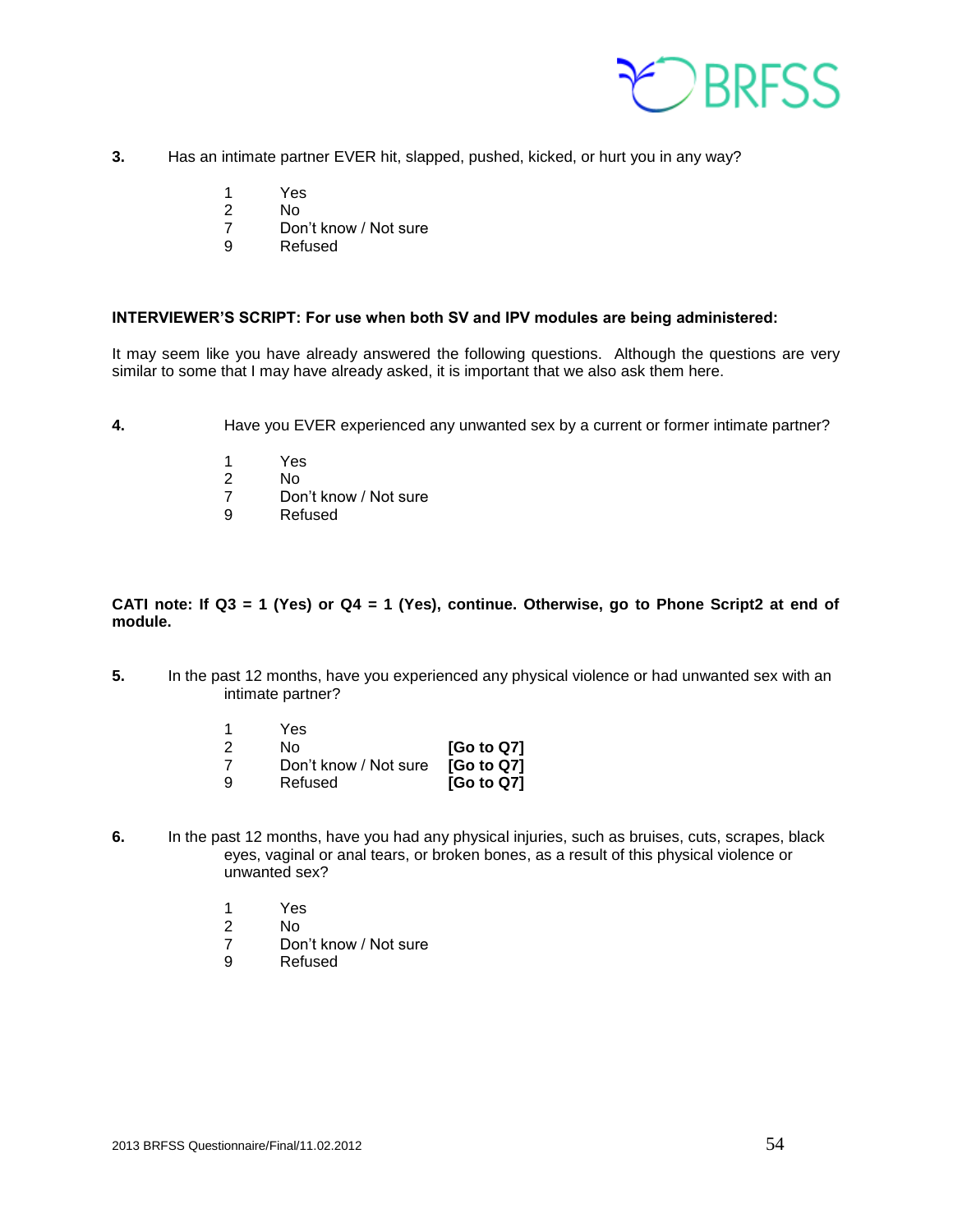**3.** Has an intimate partner EVER hit, slapped, pushed, kicked, or hurt you in any way?

1 Yes
2 No
7 Don't know / Not sure
9 Refused

**INTERVIEWER'S SCRIPT: For use when both SV and IPV modules are being administered:**

It may seem like you have already answered the following questions. Although the questions are very similar to some that I may have already asked, it is important that we also ask them here.

**4.** Have you EVER experienced any unwanted sex by a current or former intimate partner?

1 Yes
2 No
7 Don't know / Not sure
9 Refused

**CATI note: If Q3 = 1 (Yes) or Q4 = 1 (Yes), continue. Otherwise, go to Phone Script2 at end of module.**

**5.** In the past 12 months, have you experienced any physical violence or had unwanted sex with an intimate partner?

1 Yes
2 No **[Go to Q7]**
7 Don't know / Not sure **[Go to Q7]**
9 Refused **[Go to Q7]**

**6.** In the past 12 months, have you had any physical injuries, such as bruises, cuts, scrapes, black eyes, vaginal or anal tears, or broken bones, as a result of this physical violence or unwanted sex?

1 Yes
2 No
7 Don't know / Not sure
9 Refused

2013 BRFSS Questionnaire/Final/11.02.2012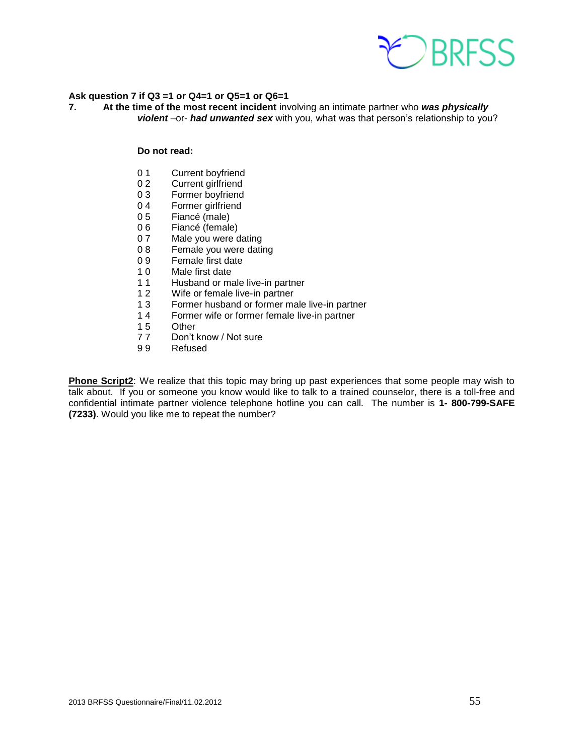**Ask question 7 if Q3 =1 or Q4=1 or Q5=1 or Q6=1**

**7.** **At the time of the most recent incident** involving an intimate partner who ***was physically violent*** –or- ***had unwanted sex*** with you, what was that person's relationship to you?

**Do not read:**

- 0 1 Current boyfriend
- 0 2 Current girlfriend
- 0 3 Former boyfriend
- 0 4 Former girlfriend
- 0 5 Fiancé (male)
- 0 6 Fiancé (female)
- 0 7 Male you were dating
- 0 8 Female you were dating
- 0 9 Female first date
- 1 0 Male first date
- 1 1 Husband or male live-in partner
- 1 2 Wife or female live-in partner
- 1 3 Former husband or former male live-in partner
- 1 4 Former wife or former female live-in partner
- 1 5 Other
- 7 7 Don't know / Not sure
- 9 9 Refused

**Phone Script2**: We realize that this topic may bring up past experiences that some people may wish to talk about. If you or someone you know would like to talk to a trained counselor, there is a toll-free and confidential intimate partner violence telephone hotline you can call. The number is **1- 800-799-SAFE (7233)**. Would you like me to repeat the number?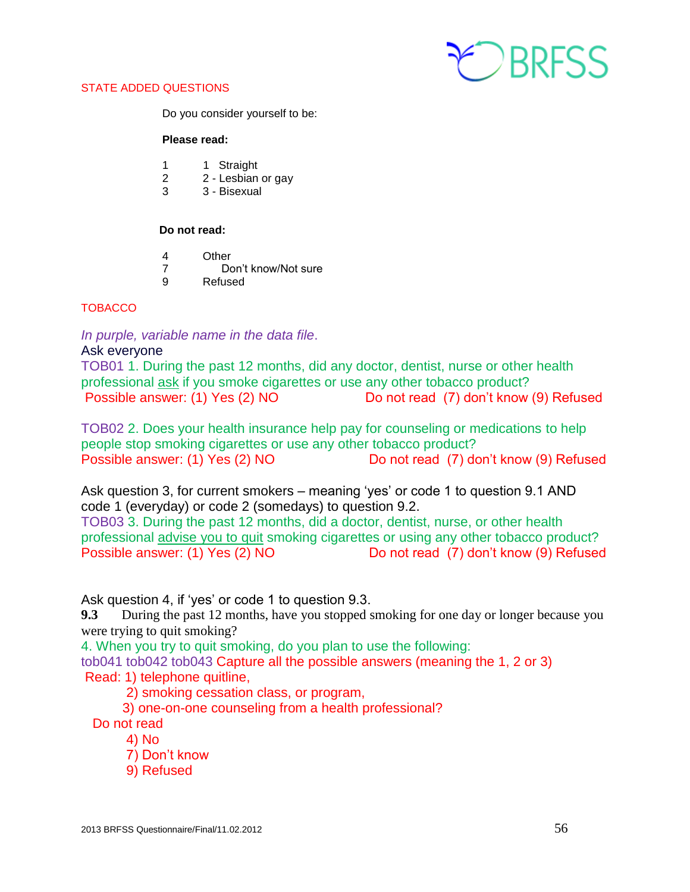STATE ADDED QUESTIONS

Do you consider yourself to be:

**Please read:**

1 1 Straight
2 2 - Lesbian or gay
3 3 - Bisexual

**Do not read:**

4 Other
7 Don't know/Not sure
9 Refused

TOBACCO

*In purple, variable name in the data file.*

Ask everyone

TOB01 1. During the past 12 months, did any doctor, dentist, nurse or other health professional ask if you smoke cigarettes or use any other tobacco product?
Possible answer: (1) Yes (2) NO Do not read (7) don't know (9) Refused

TOB02 2. Does your health insurance help pay for counseling or medications to help people stop smoking cigarettes or use any other tobacco product?
Possible answer: (1) Yes (2) NO Do not read (7) don't know (9) Refused

Ask question 3, for current smokers – meaning 'yes' or code 1 to question 9.1 AND code 1 (everyday) or code 2 (somedays) to question 9.2.

TOB03 3. During the past 12 months, did a doctor, dentist, nurse, or other health professional advise you to quit smoking cigarettes or using any other tobacco product?
Possible answer: (1) Yes (2) NO Do not read (7) don't know (9) Refused

Ask question 4, if 'yes' or code 1 to question 9.3.

**9.3** During the past 12 months, have you stopped smoking for one day or longer because you were trying to quit smoking?

4. When you try to quit smoking, do you plan to use the following:

tob041 tob042 tob043 Capture all the possible answers (meaning the 1, 2 or 3)

Read: 1) telephone quitline,
2) smoking cessation class, or program,
3) one-on-one counseling from a health professional?

Do not read
4) No
7) Don't know
9) Refused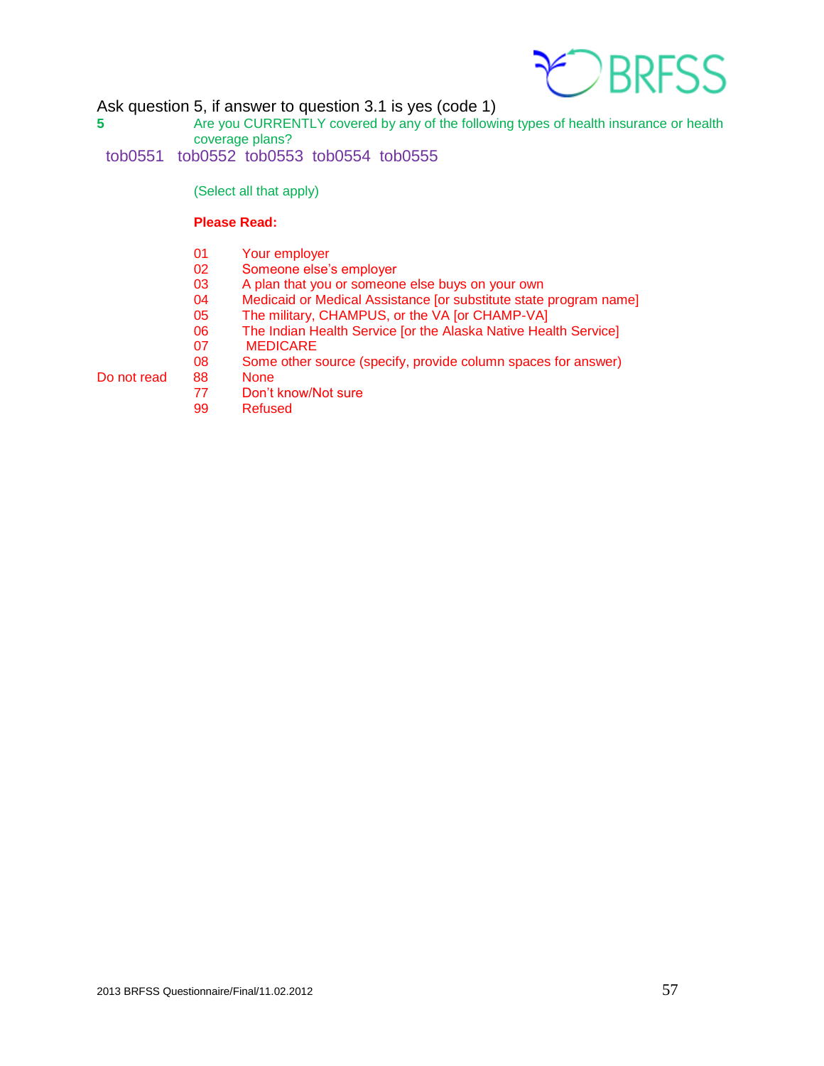Ask question 5, if answer to question 3.1 is yes (code 1)

**5** Are you CURRENTLY covered by any of the following types of health insurance or health coverage plans?

tob0551 tob0552 tob0553 tob0554 tob0555

(Select all that apply)

**Please Read:**

01 Your employer
02 Someone else's employer
03 A plan that you or someone else buys on your own
04 Medicaid or Medical Assistance [or substitute state program name]
05 The military, CHAMPUS, or the VA [or CHAMP-VA]
06 The Indian Health Service [or the Alaska Native Health Service]
07 MEDICARE
08 Some other source (specify, provide column spaces for answer)

Do not read
88 None
77 Don't know/Not sure
99 Refused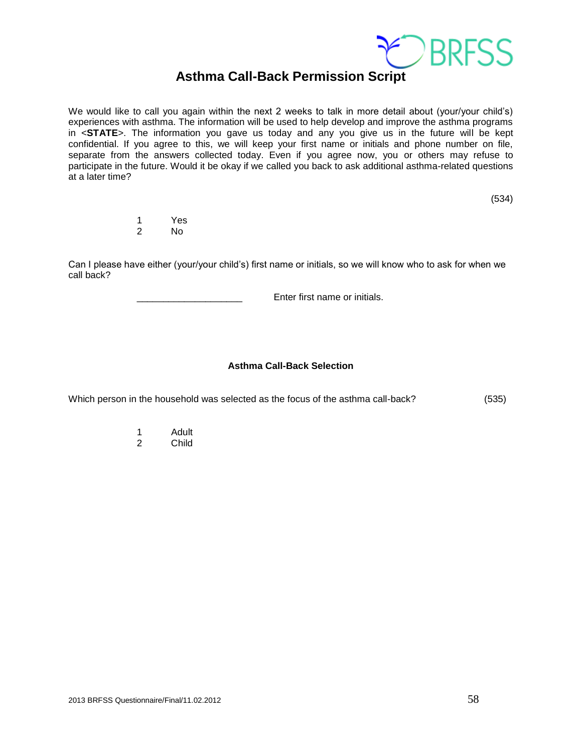## Asthma Call-Back Permission Script

We would like to call you again within the next 2 weeks to talk in more detail about (your/your child's) experiences with asthma. The information will be used to help develop and improve the asthma programs in <**STATE**>. The information you gave us today and any you give us in the future will be kept confidential. If you agree to this, we will keep your first name or initials and phone number on file, separate from the answers collected today. Even if you agree now, you or others may refuse to participate in the future. Would it be okay if we called you back to ask additional asthma-related questions at a later time?

(534)

1 Yes
2 No

Can I please have either (your/your child's) first name or initials, so we will know who to ask for when we call back?

____________________ Enter first name or initials.

### Asthma Call-Back Selection

Which person in the household was selected as the focus of the asthma call-back? (535)

1 Adult
2 Child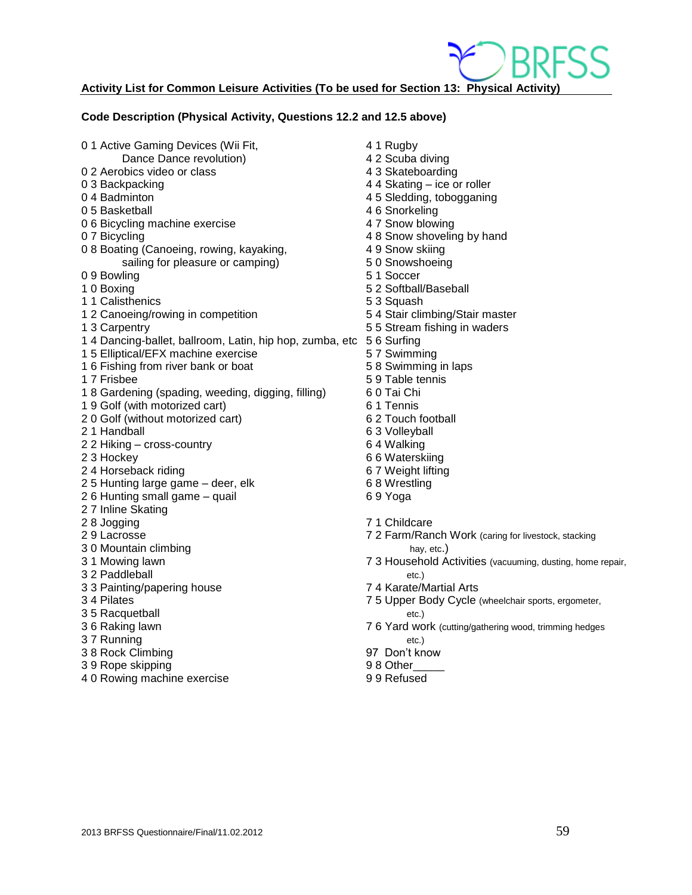**Activity List for Common Leisure Activities (To be used for Section 13: Physical Activity)**

**Code Description (Physical Activity, Questions 12.2 and 12.5 above)**

0 1 Active Gaming Devices (Wii Fit, Dance Dance revolution)
0 2 Aerobics video or class
0 3 Backpacking
0 4 Badminton
0 5 Basketball
0 6 Bicycling machine exercise
0 7 Bicycling
0 8 Boating (Canoeing, rowing, kayaking, sailing for pleasure or camping)
0 9 Bowling
1 0 Boxing
1 1 Calisthenics
1 2 Canoeing/rowing in competition
1 3 Carpentry
1 4 Dancing-ballet, ballroom, Latin, hip hop, zumba, etc
1 5 Elliptical/EFX machine exercise
1 6 Fishing from river bank or boat
1 7 Frisbee
1 8 Gardening (spading, weeding, digging, filling)
1 9 Golf (with motorized cart)
2 0 Golf (without motorized cart)
2 1 Handball
2 2 Hiking – cross-country
2 3 Hockey
2 4 Horseback riding
2 5 Hunting large game – deer, elk
2 6 Hunting small game – quail
2 7 Inline Skating
2 8 Jogging
2 9 Lacrosse
3 0 Mountain climbing
3 1 Mowing lawn
3 2 Paddleball
3 3 Painting/papering house
3 4 Pilates
3 5 Racquetball
3 6 Raking lawn
3 7 Running
3 8 Rock Climbing
3 9 Rope skipping
4 0 Rowing machine exercise
4 1 Rugby
4 2 Scuba diving
4 3 Skateboarding
4 4 Skating – ice or roller
4 5 Sledding, tobogganing
4 6 Snorkeling
4 7 Snow blowing
4 8 Snow shoveling by hand
4 9 Snow skiing
5 0 Snowshoeing
5 1 Soccer
5 2 Softball/Baseball
5 3 Squash
5 4 Stair climbing/Stair master
5 5 Stream fishing in waders
5 6 Surfing
5 7 Swimming
5 8 Swimming in laps
5 9 Table tennis
6 0 Tai Chi
6 1 Tennis
6 2 Touch football
6 3 Volleyball
6 4 Walking
6 6 Waterskiing
6 7 Weight lifting
6 8 Wrestling
6 9 Yoga

7 1 Childcare
7 2 Farm/Ranch Work (caring for livestock, stacking hay, etc.)
7 3 Household Activities (vacuuming, dusting, home repair, etc.)
7 4 Karate/Martial Arts
7 5 Upper Body Cycle (wheelchair sports, ergometer, etc.)
7 6 Yard work (cutting/gathering wood, trimming hedges etc.)
97 Don't know
9 8 Other_____
9 9 Refused

2013 BRFSS Questionnaire/Final/11.02.2012